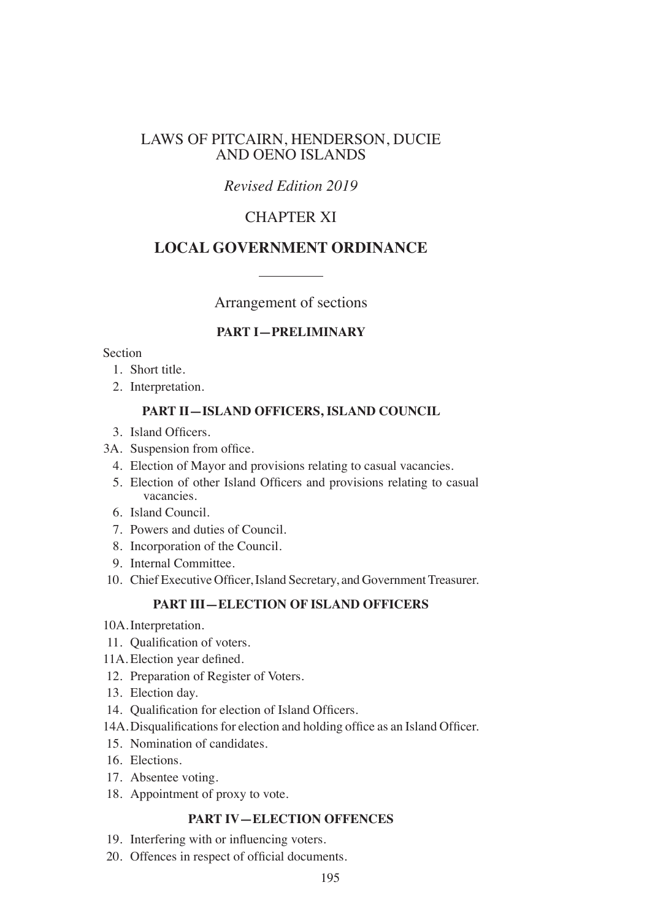# LAWS OF PITCAIRN, HENDERSON, DUCIE AND OENO ISLANDS

*Revised Edition 2019*

## CHAPTER XI

## LOCAL GOVERNMENT ORDINANCE

Arrangement of sections

### PART I—PRELIMINARY

Section

1. Short title.
2. Interpretation.

### PART II—ISLAND OFFICERS, ISLAND COUNCIL

3. Island Officers.

3A. Suspension from office.

4. Election of Mayor and provisions relating to casual vacancies.
5. Election of other Island Officers and provisions relating to casual vacancies.
6. Island Council.
7. Powers and duties of Council.
8. Incorporation of the Council.
9. Internal Committee.
10. Chief Executive Officer, Island Secretary, and Government Treasurer.

### PART III—ELECTION OF ISLAND OFFICERS

10A. Interpretation.

11. Qualification of voters.

11A. Election year defined.

12. Preparation of Register of Voters.
13. Election day.
14. Qualification for election of Island Officers.

14A. Disqualifications for election and holding office as an Island Officer.

15. Nomination of candidates.
16. Elections.
17. Absentee voting.
18. Appointment of proxy to vote.

### PART IV—ELECTION OFFENCES

19. Interfering with or influencing voters.
20. Offences in respect of official documents.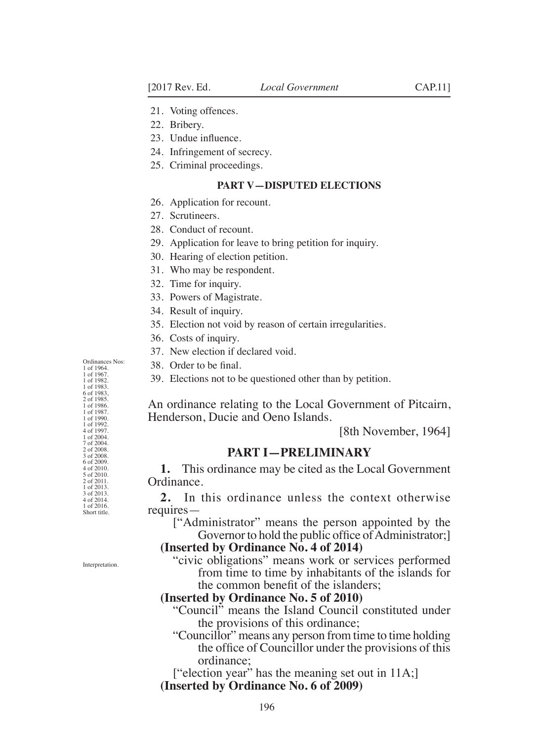21. Voting offences.
22. Bribery.
23. Undue influence.
24. Infringement of secrecy.
25. Criminal proceedings.

**PART V—DISPUTED ELECTIONS**

26. Application for recount.
27. Scrutineers.
28. Conduct of recount.
29. Application for leave to bring petition for inquiry.
30. Hearing of election petition.
31. Who may be respondent.
32. Time for inquiry.
33. Powers of Magistrate.
34. Result of inquiry.
35. Election not void by reason of certain irregularities.
36. Costs of inquiry.
37. New election if declared void.
38. Order to be final.
39. Elections not to be questioned other than by petition.

Ordinances Nos: 1 of 1964. 1 of 1967. 1 of 1982. 1 of 1983. 6 of 1983. 2 of 1985. 1 of 1986. 1 of 1987. 1 of 1990. 1 of 1992. 4 of 1997. 1 of 2004. 7 of 2004. 2 of 2008. 3 of 2008. 6 of 2009. 4 of 2010. 5 of 2010. 2 of 2011. 1 of 2013. 3 of 2013. 4 of 2014. 1 of 2016.

An ordinance relating to the Local Government of Pitcairn, Henderson, Ducie and Oeno Islands.

[8th November, 1964]

## PART I—PRELIMINARY

Short title.

**1.** This ordinance may be cited as the Local Government Ordinance.

Interpretation.

**2.** In this ordinance unless the context otherwise requires—

["Administrator" means the person appointed by the Governor to hold the public office of Administrator;]

**(Inserted by Ordinance No. 4 of 2014)**

"civic obligations" means work or services performed from time to time by inhabitants of the islands for the common benefit of the islanders;

**(Inserted by Ordinance No. 5 of 2010)**

"Council" means the Island Council constituted under the provisions of this ordinance;

"Councillor" means any person from time to time holding the office of Councillor under the provisions of this ordinance;

["election year" has the meaning set out in 11A;]

**(Inserted by Ordinance No. 6 of 2009)**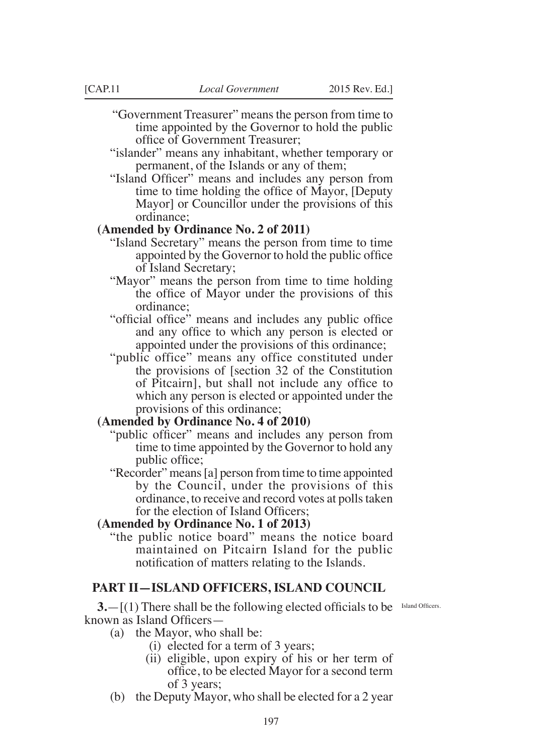"Government Treasurer" means the person from time to time appointed by the Governor to hold the public office of Government Treasurer;

"islander" means any inhabitant, whether temporary or permanent, of the Islands or any of them;

"Island Officer" means and includes any person from time to time holding the office of Mayor, [Deputy Mayor] or Councillor under the provisions of this ordinance;

**(Amended by Ordinance No. 2 of 2011)**

"Island Secretary" means the person from time to time appointed by the Governor to hold the public office of Island Secretary;

"Mayor" means the person from time to time holding the office of Mayor under the provisions of this ordinance;

"official office" means and includes any public office and any office to which any person is elected or appointed under the provisions of this ordinance;

"public office" means any office constituted under the provisions of [section 32 of the Constitution of Pitcairn], but shall not include any office to which any person is elected or appointed under the provisions of this ordinance;

**(Amended by Ordinance No. 4 of 2010)**

"public officer" means and includes any person from time to time appointed by the Governor to hold any public office;

"Recorder" means [a] person from time to time appointed by the Council, under the provisions of this ordinance, to receive and record votes at polls taken for the election of Island Officers;

**(Amended by Ordinance No. 1 of 2013)**

"the public notice board" means the notice board maintained on Pitcairn Island for the public notification of matters relating to the Islands.

## PART II—ISLAND OFFICERS, ISLAND COUNCIL

Island Officers.

**3.**—[(1) There shall be the following elected officials to be known as Island Officers—

(a) the Mayor, who shall be:

  (i) elected for a term of 3 years;

  (ii) eligible, upon expiry of his or her term of office, to be elected Mayor for a second term of 3 years;

(b) the Deputy Mayor, who shall be elected for a 2 year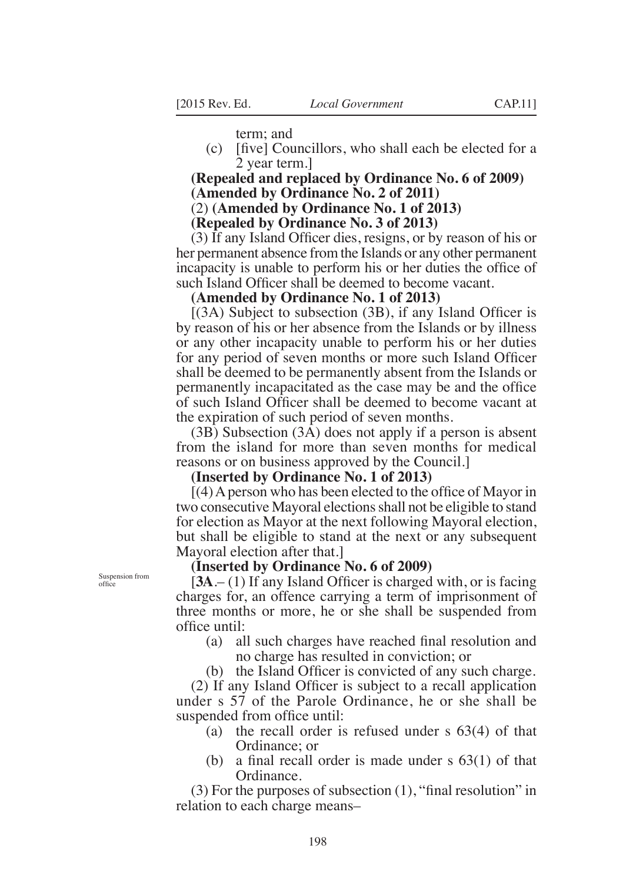term; and

(c) [five] Councillors, who shall each be elected for a 2 year term.]

**(Repealed and replaced by Ordinance No. 6 of 2009)**
**(Amended by Ordinance No. 2 of 2011)**

(2) **(Amended by Ordinance No. 1 of 2013)**
**(Repealed by Ordinance No. 3 of 2013)**

(3) If any Island Officer dies, resigns, or by reason of his or her permanent absence from the Islands or any other permanent incapacity is unable to perform his or her duties the office of such Island Officer shall be deemed to become vacant.

**(Amended by Ordinance No. 1 of 2013)**

[(3A) Subject to subsection (3B), if any Island Officer is by reason of his or her absence from the Islands or by illness or any other incapacity unable to perform his or her duties for any period of seven months or more such Island Officer shall be deemed to be permanently absent from the Islands or permanently incapacitated as the case may be and the office of such Island Officer shall be deemed to become vacant at the expiration of such period of seven months.

(3B) Subsection (3A) does not apply if a person is absent from the island for more than seven months for medical reasons or on business approved by the Council.]

**(Inserted by Ordinance No. 1 of 2013)**

[(4) A person who has been elected to the office of Mayor in two consecutive Mayoral elections shall not be eligible to stand for election as Mayor at the next following Mayoral election, but shall be eligible to stand at the next or any subsequent Mayoral election after that.]

**(Inserted by Ordinance No. 6 of 2009)**

Suspension from office

[**3A**.– (1) If any Island Officer is charged with, or is facing charges for, an offence carrying a term of imprisonment of three months or more, he or she shall be suspended from office until:

(a) all such charges have reached final resolution and no charge has resulted in conviction; or

(b) the Island Officer is convicted of any such charge.

(2) If any Island Officer is subject to a recall application under s 57 of the Parole Ordinance, he or she shall be suspended from office until:

(a) the recall order is refused under s 63(4) of that Ordinance; or

(b) a final recall order is made under s 63(1) of that Ordinance.

(3) For the purposes of subsection (1), "final resolution" in relation to each charge means–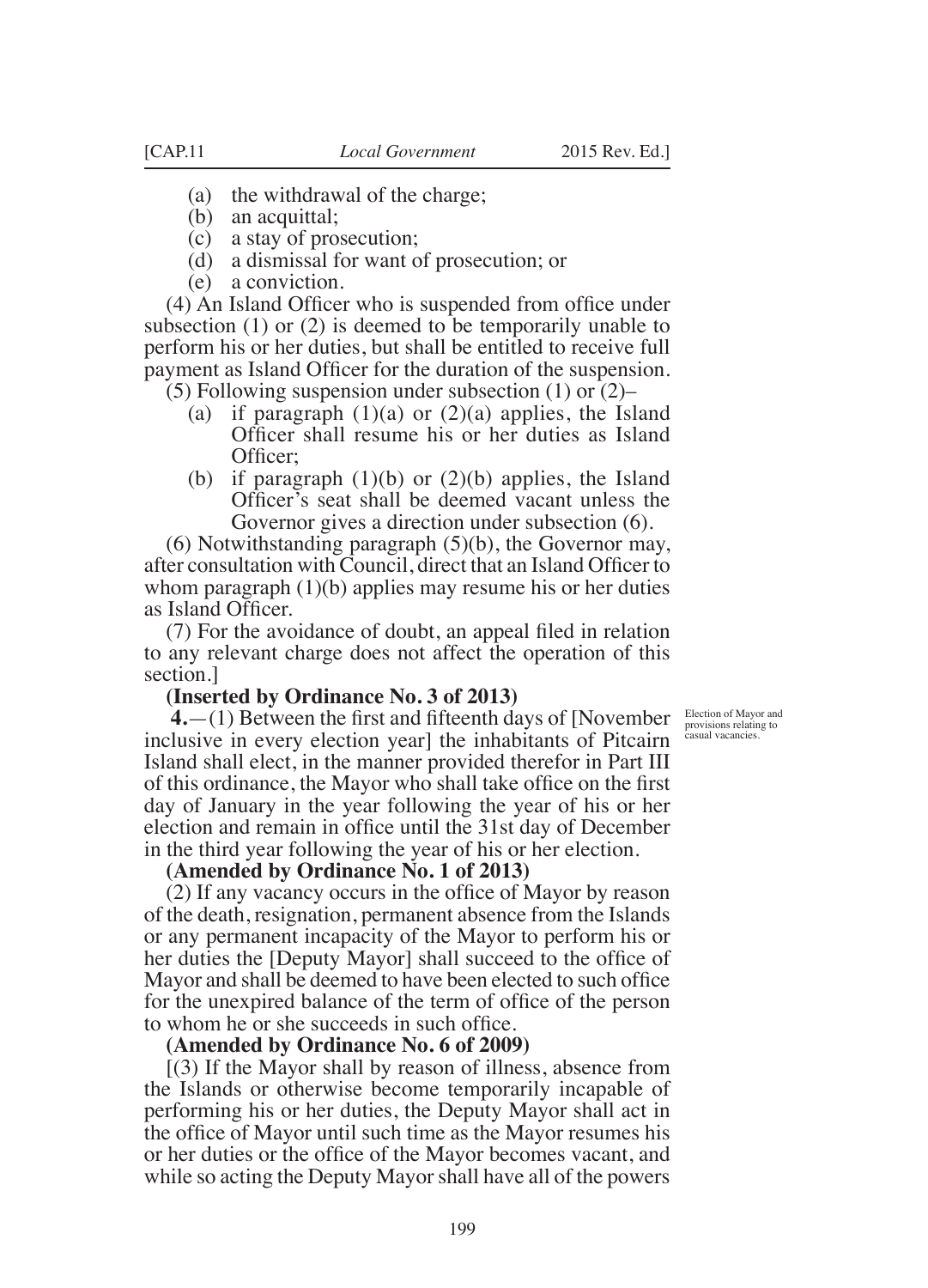- (a) the withdrawal of the charge;
- (b) an acquittal;
- (c) a stay of prosecution;
- (d) a dismissal for want of prosecution; or
- (e) a conviction.

(4) An Island Officer who is suspended from office under subsection (1) or (2) is deemed to be temporarily unable to perform his or her duties, but shall be entitled to receive full payment as Island Officer for the duration of the suspension.

(5) Following suspension under subsection (1) or (2)–

- (a) if paragraph (1)(a) or (2)(a) applies, the Island Officer shall resume his or her duties as Island Officer;
- (b) if paragraph (1)(b) or (2)(b) applies, the Island Officer's seat shall be deemed vacant unless the Governor gives a direction under subsection (6).

(6) Notwithstanding paragraph (5)(b), the Governor may, after consultation with Council, direct that an Island Officer to whom paragraph (1)(b) applies may resume his or her duties as Island Officer.

(7) For the avoidance of doubt, an appeal filed in relation to any relevant charge does not affect the operation of this section.]

**(Inserted by Ordinance No. 3 of 2013)**

Election of Mayor and provisions relating to casual vacancies.

**4.**—(1) Between the first and fifteenth days of [November inclusive in every election year] the inhabitants of Pitcairn Island shall elect, in the manner provided therefor in Part III of this ordinance, the Mayor who shall take office on the first day of January in the year following the year of his or her election and remain in office until the 31st day of December in the third year following the year of his or her election.

**(Amended by Ordinance No. 1 of 2013)**

(2) If any vacancy occurs in the office of Mayor by reason of the death, resignation, permanent absence from the Islands or any permanent incapacity of the Mayor to perform his or her duties the [Deputy Mayor] shall succeed to the office of Mayor and shall be deemed to have been elected to such office for the unexpired balance of the term of office of the person to whom he or she succeeds in such office.

**(Amended by Ordinance No. 6 of 2009)**

[(3) If the Mayor shall by reason of illness, absence from the Islands or otherwise become temporarily incapable of performing his or her duties, the Deputy Mayor shall act in the office of Mayor until such time as the Mayor resumes his or her duties or the office of the Mayor becomes vacant, and while so acting the Deputy Mayor shall have all of the powers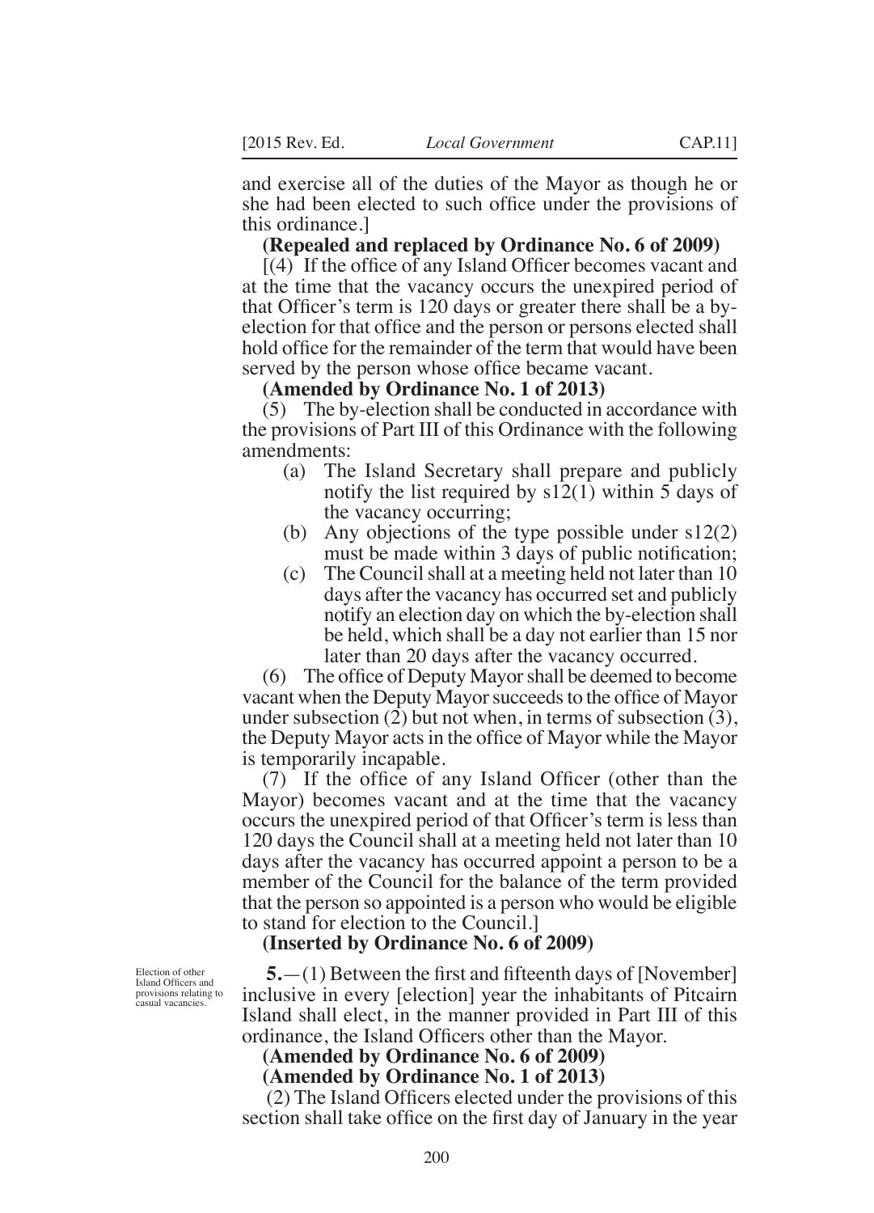and exercise all of the duties of the Mayor as though he or she had been elected to such office under the provisions of this ordinance.]

**(Repealed and replaced by Ordinance No. 6 of 2009)**

[(4) If the office of any Island Officer becomes vacant and at the time that the vacancy occurs the unexpired period of that Officer's term is 120 days or greater there shall be a by-election for that office and the person or persons elected shall hold office for the remainder of the term that would have been served by the person whose office became vacant.

**(Amended by Ordinance No. 1 of 2013)**

(5) The by-election shall be conducted in accordance with the provisions of Part III of this Ordinance with the following amendments:

- (a) The Island Secretary shall prepare and publicly notify the list required by s12(1) within 5 days of the vacancy occurring;
- (b) Any objections of the type possible under s12(2) must be made within 3 days of public notification;
- (c) The Council shall at a meeting held not later than 10 days after the vacancy has occurred set and publicly notify an election day on which the by-election shall be held, which shall be a day not earlier than 15 nor later than 20 days after the vacancy occurred.

(6) The office of Deputy Mayor shall be deemed to become vacant when the Deputy Mayor succeeds to the office of Mayor under subsection (2) but not when, in terms of subsection (3), the Deputy Mayor acts in the office of Mayor while the Mayor is temporarily incapable.

(7) If the office of any Island Officer (other than the Mayor) becomes vacant and at the time that the vacancy occurs the unexpired period of that Officer's term is less than 120 days the Council shall at a meeting held not later than 10 days after the vacancy has occurred appoint a person to be a member of the Council for the balance of the term provided that the person so appointed is a person who would be eligible to stand for election to the Council.]

**(Inserted by Ordinance No. 6 of 2009)**

Election of other Island Officers and provisions relating to casual vacancies.

**5.**—(1) Between the first and fifteenth days of [November] inclusive in every [election] year the inhabitants of Pitcairn Island shall elect, in the manner provided in Part III of this ordinance, the Island Officers other than the Mayor.

**(Amended by Ordinance No. 6 of 2009)**
**(Amended by Ordinance No. 1 of 2013)**

(2) The Island Officers elected under the provisions of this section shall take office on the first day of January in the year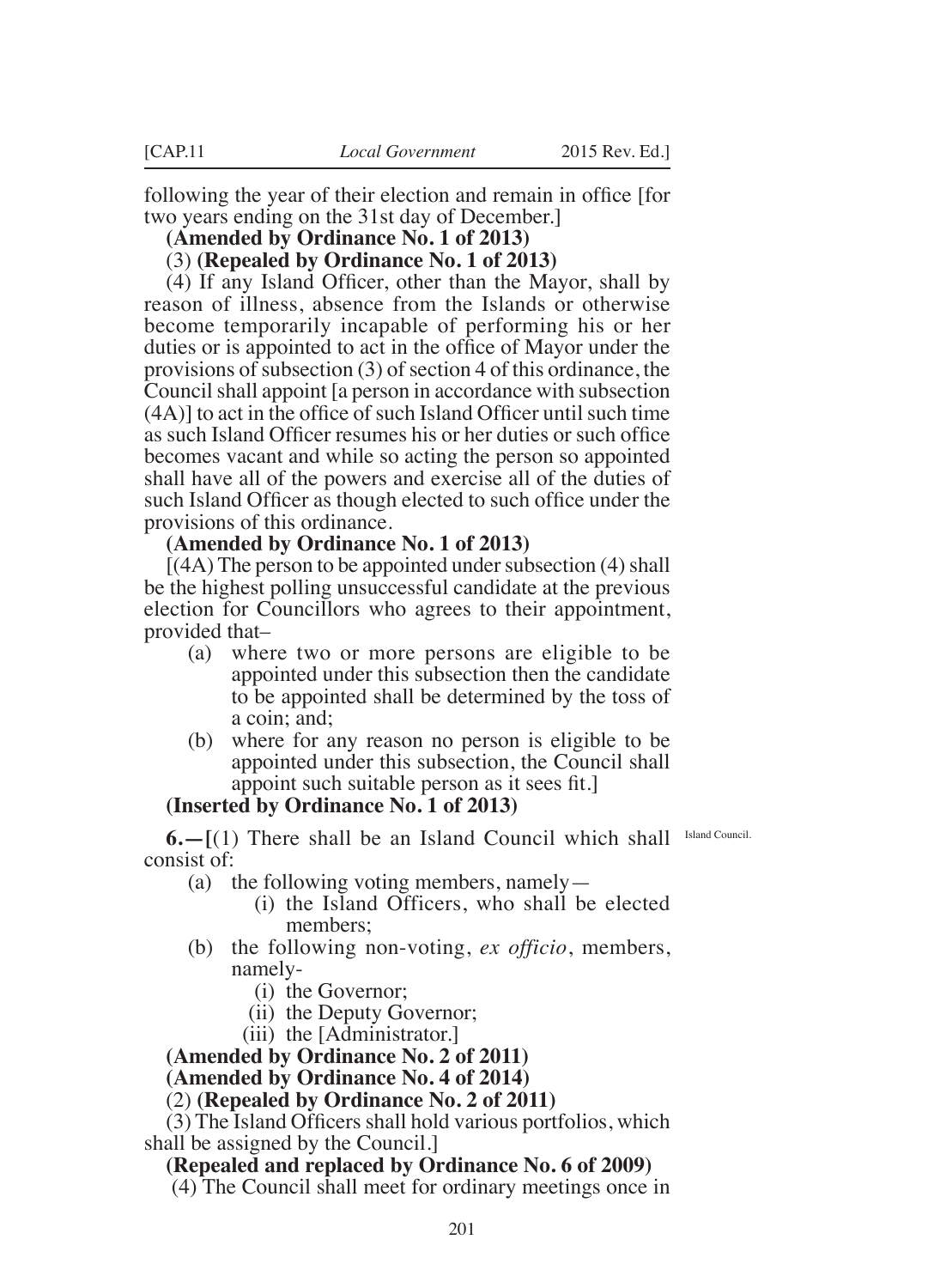following the year of their election and remain in office [for two years ending on the 31st day of December.]

**(Amended by Ordinance No. 1 of 2013)**

(3) **(Repealed by Ordinance No. 1 of 2013)**

(4) If any Island Officer, other than the Mayor, shall by reason of illness, absence from the Islands or otherwise become temporarily incapable of performing his or her duties or is appointed to act in the office of Mayor under the provisions of subsection (3) of section 4 of this ordinance, the Council shall appoint [a person in accordance with subsection (4A)] to act in the office of such Island Officer until such time as such Island Officer resumes his or her duties or such office becomes vacant and while so acting the person so appointed shall have all of the powers and exercise all of the duties of such Island Officer as though elected to such office under the provisions of this ordinance.

**(Amended by Ordinance No. 1 of 2013)**

[(4A) The person to be appointed under subsection (4) shall be the highest polling unsuccessful candidate at the previous election for Councillors who agrees to their appointment, provided that–

- (a) where two or more persons are eligible to be appointed under this subsection then the candidate to be appointed shall be determined by the toss of a coin; and;
- (b) where for any reason no person is eligible to be appointed under this subsection, the Council shall appoint such suitable person as it sees fit.]

**(Inserted by Ordinance No. 1 of 2013)**

Island Council.

**6.—[**(1) There shall be an Island Council which shall consist of:

- (a) the following voting members, namely—
  - (i) the Island Officers, who shall be elected members;
- (b) the following non-voting, *ex officio*, members, namely-
  - (i) the Governor;
  - (ii) the Deputy Governor;
  - (iii) the [Administrator.]

**(Amended by Ordinance No. 2 of 2011)**

**(Amended by Ordinance No. 4 of 2014)**

(2) **(Repealed by Ordinance No. 2 of 2011)**

(3) The Island Officers shall hold various portfolios, which shall be assigned by the Council.]

**(Repealed and replaced by Ordinance No. 6 of 2009)**

(4) The Council shall meet for ordinary meetings once in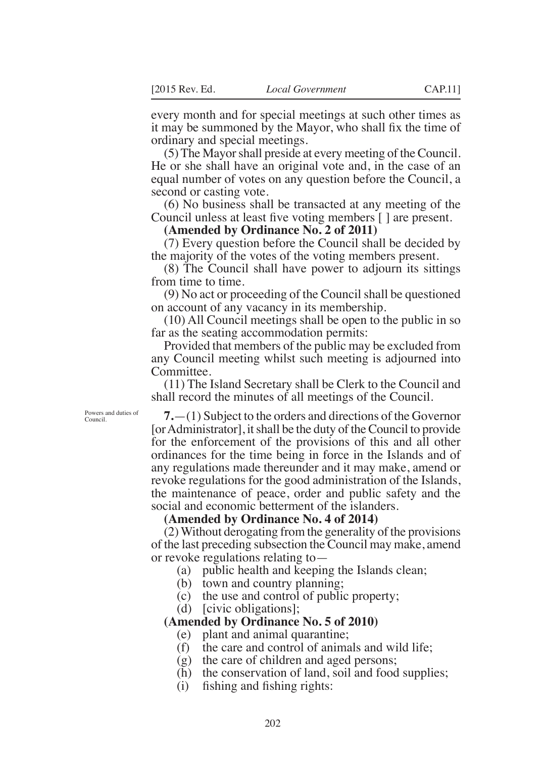every month and for special meetings at such other times as it may be summoned by the Mayor, who shall fix the time of ordinary and special meetings.

(5) The Mayor shall preside at every meeting of the Council. He or she shall have an original vote and, in the case of an equal number of votes on any question before the Council, a second or casting vote.

(6) No business shall be transacted at any meeting of the Council unless at least five voting members [ ] are present.

**(Amended by Ordinance No. 2 of 2011)**

(7) Every question before the Council shall be decided by the majority of the votes of the voting members present.

(8) The Council shall have power to adjourn its sittings from time to time.

(9) No act or proceeding of the Council shall be questioned on account of any vacancy in its membership.

(10) All Council meetings shall be open to the public in so far as the seating accommodation permits:

Provided that members of the public may be excluded from any Council meeting whilst such meeting is adjourned into Committee.

(11) The Island Secretary shall be Clerk to the Council and shall record the minutes of all meetings of the Council.

Powers and duties of Council.

**7.**—(1) Subject to the orders and directions of the Governor [or Administrator], it shall be the duty of the Council to provide for the enforcement of the provisions of this and all other ordinances for the time being in force in the Islands and of any regulations made thereunder and it may make, amend or revoke regulations for the good administration of the Islands, the maintenance of peace, order and public safety and the social and economic betterment of the islanders.

**(Amended by Ordinance No. 4 of 2014)**

(2) Without derogating from the generality of the provisions of the last preceding subsection the Council may make, amend or revoke regulations relating to—

(a) public health and keeping the Islands clean;
(b) town and country planning;
(c) the use and control of public property;
(d) [civic obligations];

**(Amended by Ordinance No. 5 of 2010)**

(e) plant and animal quarantine;
(f) the care and control of animals and wild life;
(g) the care of children and aged persons;
(h) the conservation of land, soil and food supplies;
(i) fishing and fishing rights: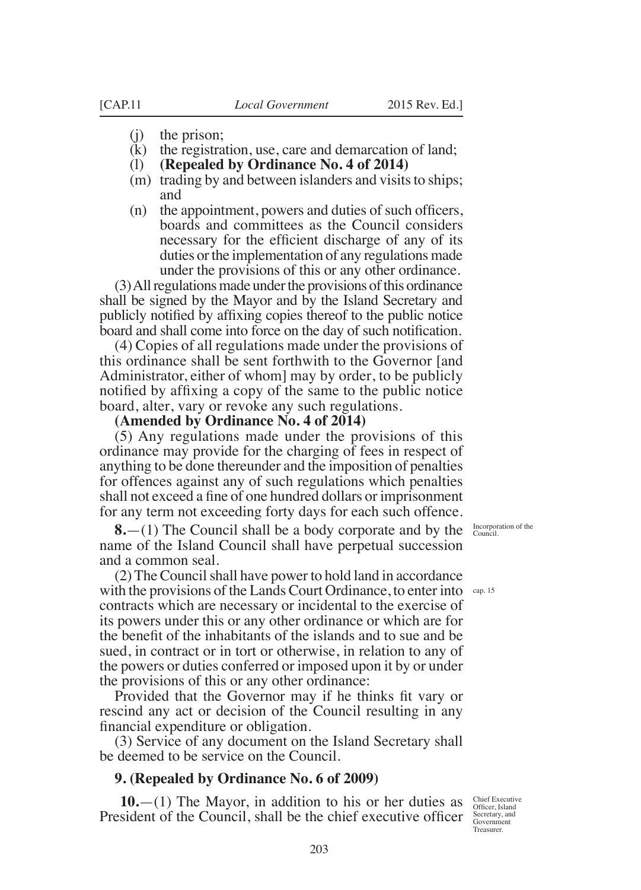- (j) the prison;
- (k) the registration, use, care and demarcation of land;
- (l) **(Repealed by Ordinance No. 4 of 2014)**
- (m) trading by and between islanders and visits to ships; and
- (n) the appointment, powers and duties of such officers, boards and committees as the Council considers necessary for the efficient discharge of any of its duties or the implementation of any regulations made under the provisions of this or any other ordinance.

(3) All regulations made under the provisions of this ordinance shall be signed by the Mayor and by the Island Secretary and publicly notified by affixing copies thereof to the public notice board and shall come into force on the day of such notification.

(4) Copies of all regulations made under the provisions of this ordinance shall be sent forthwith to the Governor [and Administrator, either of whom] may by order, to be publicly notified by affixing a copy of the same to the public notice board, alter, vary or revoke any such regulations.

**(Amended by Ordinance No. 4 of 2014)**

(5) Any regulations made under the provisions of this ordinance may provide for the charging of fees in respect of anything to be done thereunder and the imposition of penalties for offences against any of such regulations which penalties shall not exceed a fine of one hundred dollars or imprisonment for any term not exceeding forty days for each such offence.

Incorporation of the Council.

**8.**—(1) The Council shall be a body corporate and by the name of the Island Council shall have perpetual succession and a common seal.

cap. 15

(2) The Council shall have power to hold land in accordance with the provisions of the Lands Court Ordinance, to enter into contracts which are necessary or incidental to the exercise of its powers under this or any other ordinance or which are for the benefit of the inhabitants of the islands and to sue and be sued, in contract or in tort or otherwise, in relation to any of the powers or duties conferred or imposed upon it by or under the provisions of this or any other ordinance:

Provided that the Governor may if he thinks fit vary or rescind any act or decision of the Council resulting in any financial expenditure or obligation.

(3) Service of any document on the Island Secretary shall be deemed to be service on the Council.

**9. (Repealed by Ordinance No. 6 of 2009)**

Chief Executive Officer, Island Secretary, and Government Treasurer.

**10.**—(1) The Mayor, in addition to his or her duties as President of the Council, shall be the chief executive officer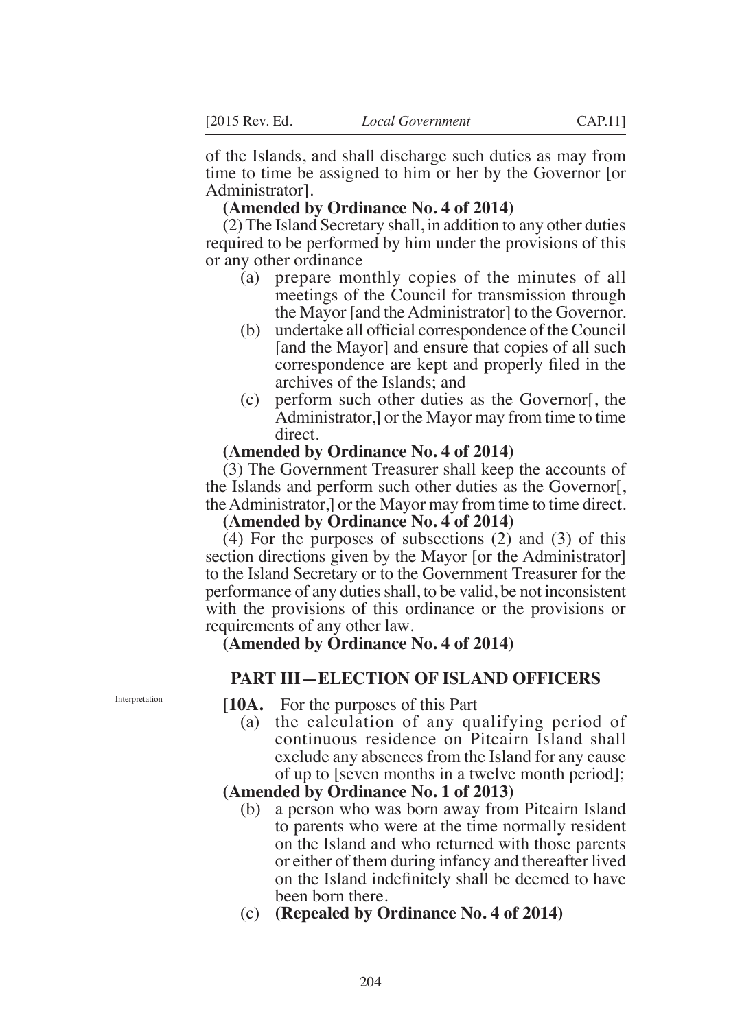of the Islands, and shall discharge such duties as may from time to time be assigned to him or her by the Governor [or Administrator].

**(Amended by Ordinance No. 4 of 2014)**

(2) The Island Secretary shall, in addition to any other duties required to be performed by him under the provisions of this or any other ordinance

- (a) prepare monthly copies of the minutes of all meetings of the Council for transmission through the Mayor [and the Administrator] to the Governor.
- (b) undertake all official correspondence of the Council [and the Mayor] and ensure that copies of all such correspondence are kept and properly filed in the archives of the Islands; and
- (c) perform such other duties as the Governor[, the Administrator,] or the Mayor may from time to time direct.

**(Amended by Ordinance No. 4 of 2014)**

(3) The Government Treasurer shall keep the accounts of the Islands and perform such other duties as the Governor[, the Administrator,] or the Mayor may from time to time direct.

**(Amended by Ordinance No. 4 of 2014)**

(4) For the purposes of subsections (2) and (3) of this section directions given by the Mayor [or the Administrator] to the Island Secretary or to the Government Treasurer for the performance of any duties shall, to be valid, be not inconsistent with the provisions of this ordinance or the provisions or requirements of any other law.

**(Amended by Ordinance No. 4 of 2014)**

## PART III—ELECTION OF ISLAND OFFICERS

Interpretation

[**10A.** For the purposes of this Part

- (a) the calculation of any qualifying period of continuous residence on Pitcairn Island shall exclude any absences from the Island for any cause of up to [seven months in a twelve month period];

**(Amended by Ordinance No. 1 of 2013)**

- (b) a person who was born away from Pitcairn Island to parents who were at the time normally resident on the Island and who returned with those parents or either of them during infancy and thereafter lived on the Island indefinitely shall be deemed to have been born there.
- (c) **(Repealed by Ordinance No. 4 of 2014)**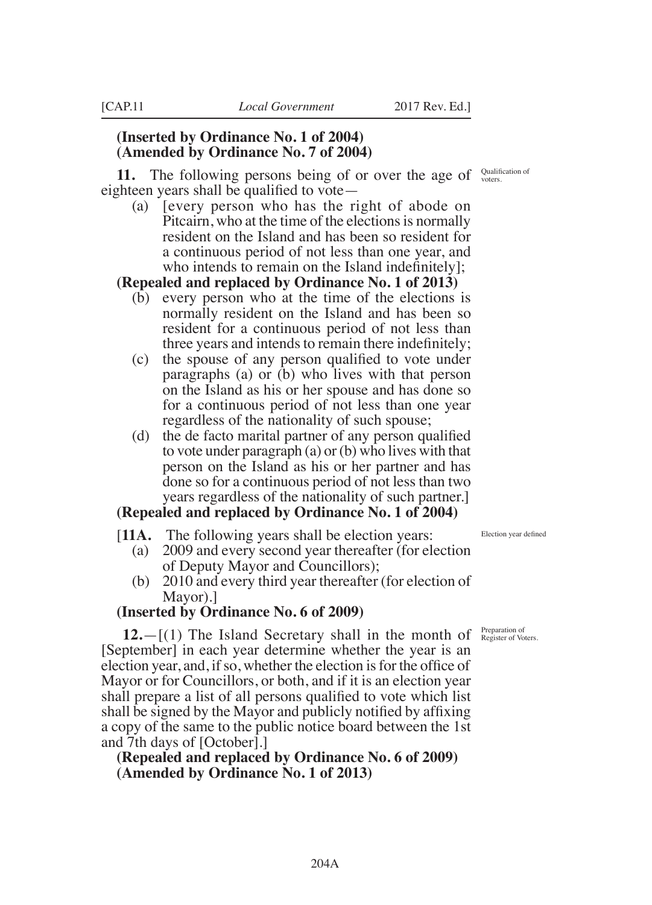**(Inserted by Ordinance No. 1 of 2004)**
**(Amended by Ordinance No. 7 of 2004)**

Qualification of voters.

**11.** The following persons being of or over the age of eighteen years shall be qualified to vote—

(a) [every person who has the right of abode on Pitcairn, who at the time of the elections is normally resident on the Island and has been so resident for a continuous period of not less than one year, and who intends to remain on the Island indefinitely];

**(Repealed and replaced by Ordinance No. 1 of 2013)**

(b) every person who at the time of the elections is normally resident on the Island and has been so resident for a continuous period of not less than three years and intends to remain there indefinitely;

(c) the spouse of any person qualified to vote under paragraphs (a) or (b) who lives with that person on the Island as his or her spouse and has done so for a continuous period of not less than one year regardless of the nationality of such spouse;

(d) the de facto marital partner of any person qualified to vote under paragraph (a) or (b) who lives with that person on the Island as his or her partner and has done so for a continuous period of not less than two years regardless of the nationality of such partner.]

**(Repealed and replaced by Ordinance No. 1 of 2004)**

Election year defined

[**11A.** The following years shall be election years:

(a) 2009 and every second year thereafter (for election of Deputy Mayor and Councillors);

(b) 2010 and every third year thereafter (for election of Mayor).]

**(Inserted by Ordinance No. 6 of 2009)**

Preparation of Register of Voters.

**12.**—[(1) The Island Secretary shall in the month of [September] in each year determine whether the year is an election year, and, if so, whether the election is for the office of Mayor or for Councillors, or both, and if it is an election year shall prepare a list of all persons qualified to vote which list shall be signed by the Mayor and publicly notified by affixing a copy of the same to the public notice board between the 1st and 7th days of [October].]

**(Repealed and replaced by Ordinance No. 6 of 2009)**
**(Amended by Ordinance No. 1 of 2013)**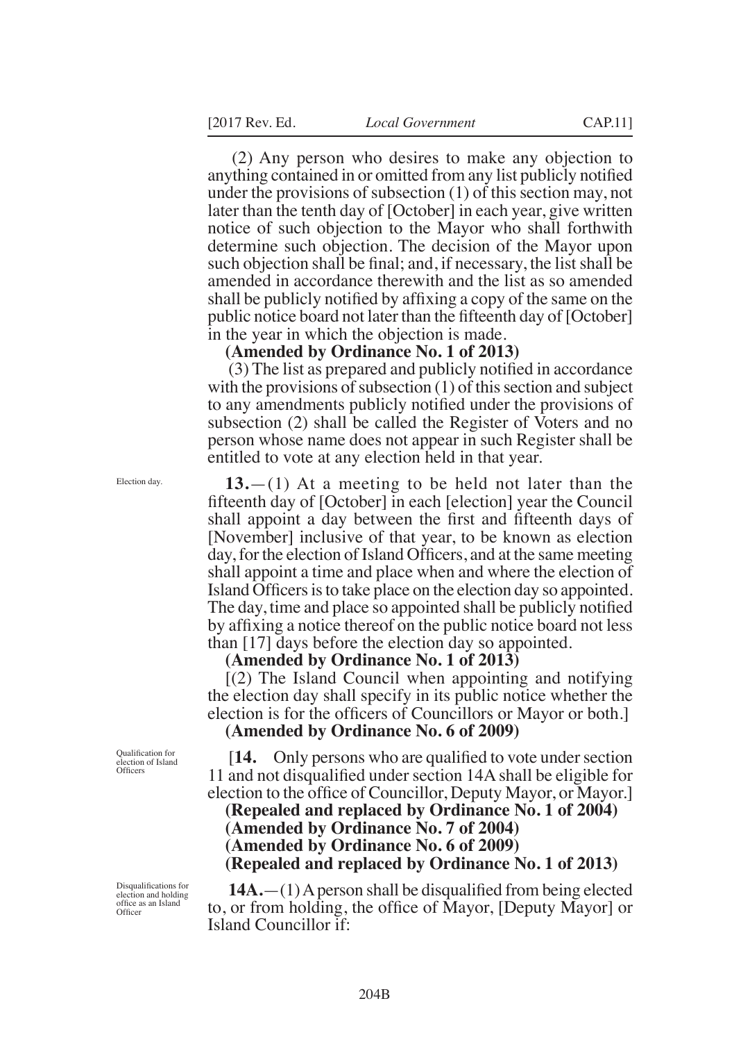(2) Any person who desires to make any objection to anything contained in or omitted from any list publicly notified under the provisions of subsection (1) of this section may, not later than the tenth day of [October] in each year, give written notice of such objection to the Mayor who shall forthwith determine such objection. The decision of the Mayor upon such objection shall be final; and, if necessary, the list shall be amended in accordance therewith and the list as so amended shall be publicly notified by affixing a copy of the same on the public notice board not later than the fifteenth day of [October] in the year in which the objection is made.

**(Amended by Ordinance No. 1 of 2013)**

(3) The list as prepared and publicly notified in accordance with the provisions of subsection (1) of this section and subject to any amendments publicly notified under the provisions of subsection (2) shall be called the Register of Voters and no person whose name does not appear in such Register shall be entitled to vote at any election held in that year.

Election day.

**13.**—(1) At a meeting to be held not later than the fifteenth day of [October] in each [election] year the Council shall appoint a day between the first and fifteenth days of [November] inclusive of that year, to be known as election day, for the election of Island Officers, and at the same meeting shall appoint a time and place when and where the election of Island Officers is to take place on the election day so appointed. The day, time and place so appointed shall be publicly notified by affixing a notice thereof on the public notice board not less than [17] days before the election day so appointed.

**(Amended by Ordinance No. 1 of 2013)**

[(2) The Island Council when appointing and notifying the election day shall specify in its public notice whether the election is for the officers of Councillors or Mayor or both.]

**(Amended by Ordinance No. 6 of 2009)**

Qualification for election of Island Officers

[**14.** Only persons who are qualified to vote under section 11 and not disqualified under section 14A shall be eligible for election to the office of Councillor, Deputy Mayor, or Mayor.]

**(Repealed and replaced by Ordinance No. 1 of 2004)**
**(Amended by Ordinance No. 7 of 2004)**
**(Amended by Ordinance No. 6 of 2009)**
**(Repealed and replaced by Ordinance No. 1 of 2013)**

Disqualifications for election and holding office as an Island Officer

**14A.**—(1) A person shall be disqualified from being elected to, or from holding, the office of Mayor, [Deputy Mayor] or Island Councillor if: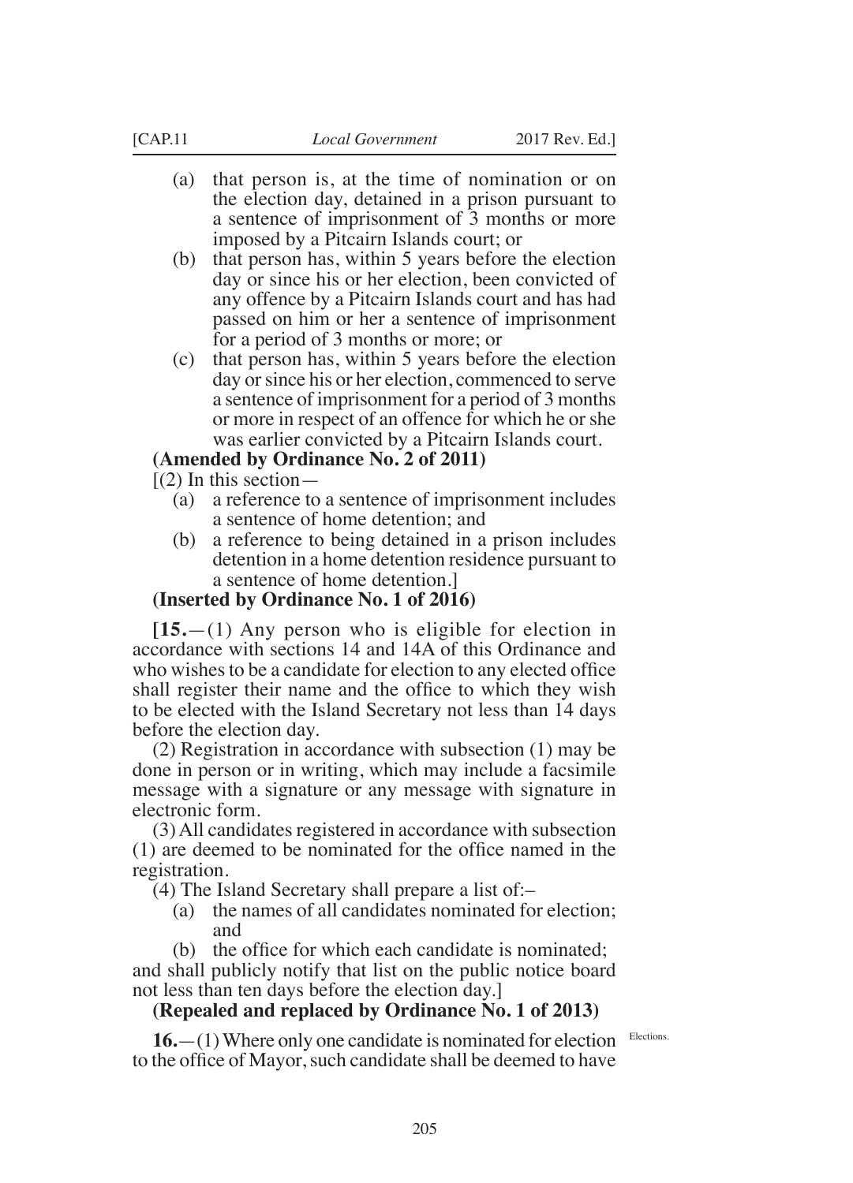(a) that person is, at the time of nomination or on the election day, detained in a prison pursuant to a sentence of imprisonment of 3 months or more imposed by a Pitcairn Islands court; or

(b) that person has, within 5 years before the election day or since his or her election, been convicted of any offence by a Pitcairn Islands court and has had passed on him or her a sentence of imprisonment for a period of 3 months or more; or

(c) that person has, within 5 years before the election day or since his or her election, commenced to serve a sentence of imprisonment for a period of 3 months or more in respect of an offence for which he or she was earlier convicted by a Pitcairn Islands court.

**(Amended by Ordinance No. 2 of 2011)**

[(2) In this section—

(a) a reference to a sentence of imprisonment includes a sentence of home detention; and

(b) a reference to being detained in a prison includes detention in a home detention residence pursuant to a sentence of home detention.]

**(Inserted by Ordinance No. 1 of 2016)**

**[15.**—(1) Any person who is eligible for election in accordance with sections 14 and 14A of this Ordinance and who wishes to be a candidate for election to any elected office shall register their name and the office to which they wish to be elected with the Island Secretary not less than 14 days before the election day.

(2) Registration in accordance with subsection (1) may be done in person or in writing, which may include a facsimile message with a signature or any message with signature in electronic form.

(3) All candidates registered in accordance with subsection (1) are deemed to be nominated for the office named in the registration.

(4) The Island Secretary shall prepare a list of:–

(a) the names of all candidates nominated for election; and

(b) the office for which each candidate is nominated;

and shall publicly notify that list on the public notice board not less than ten days before the election day.]

**(Repealed and replaced by Ordinance No. 1 of 2013)**

Elections.

**16.**—(1) Where only one candidate is nominated for election to the office of Mayor, such candidate shall be deemed to have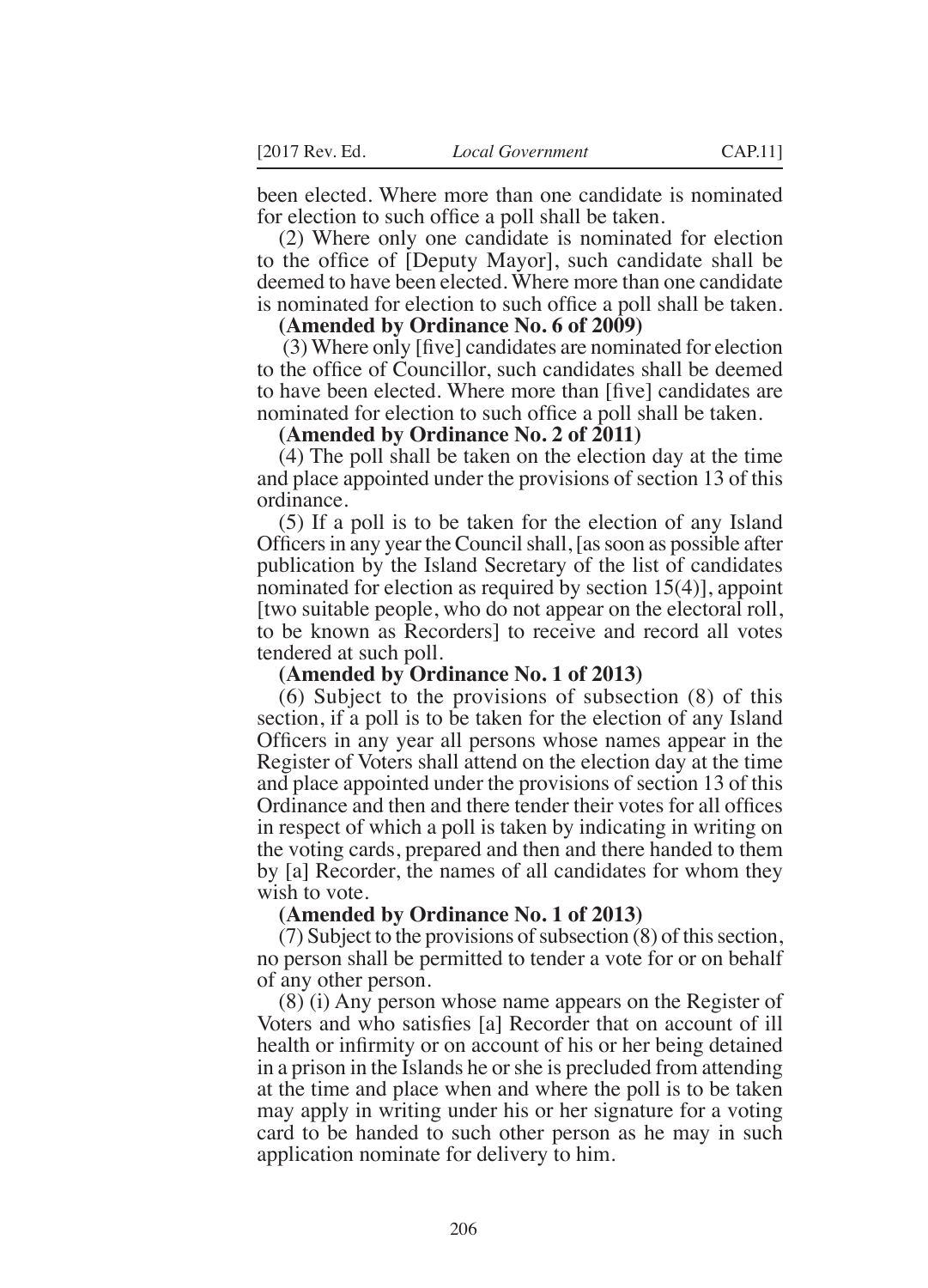been elected. Where more than one candidate is nominated for election to such office a poll shall be taken.

(2) Where only one candidate is nominated for election to the office of [Deputy Mayor], such candidate shall be deemed to have been elected. Where more than one candidate is nominated for election to such office a poll shall be taken.

**(Amended by Ordinance No. 6 of 2009)**

(3) Where only [five] candidates are nominated for election to the office of Councillor, such candidates shall be deemed to have been elected. Where more than [five] candidates are nominated for election to such office a poll shall be taken.

**(Amended by Ordinance No. 2 of 2011)**

(4) The poll shall be taken on the election day at the time and place appointed under the provisions of section 13 of this ordinance.

(5) If a poll is to be taken for the election of any Island Officers in any year the Council shall, [as soon as possible after publication by the Island Secretary of the list of candidates nominated for election as required by section 15(4)], appoint [two suitable people, who do not appear on the electoral roll, to be known as Recorders] to receive and record all votes tendered at such poll.

**(Amended by Ordinance No. 1 of 2013)**

(6) Subject to the provisions of subsection (8) of this section, if a poll is to be taken for the election of any Island Officers in any year all persons whose names appear in the Register of Voters shall attend on the election day at the time and place appointed under the provisions of section 13 of this Ordinance and then and there tender their votes for all offices in respect of which a poll is taken by indicating in writing on the voting cards, prepared and then and there handed to them by [a] Recorder, the names of all candidates for whom they wish to vote.

**(Amended by Ordinance No. 1 of 2013)**

(7) Subject to the provisions of subsection (8) of this section, no person shall be permitted to tender a vote for or on behalf of any other person.

(8) (i) Any person whose name appears on the Register of Voters and who satisfies [a] Recorder that on account of ill health or infirmity or on account of his or her being detained in a prison in the Islands he or she is precluded from attending at the time and place when and where the poll is to be taken may apply in writing under his or her signature for a voting card to be handed to such other person as he may in such application nominate for delivery to him.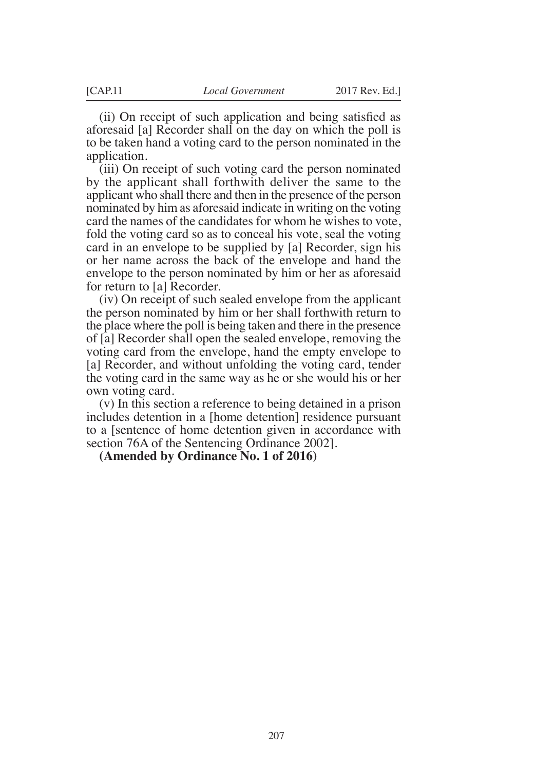(ii) On receipt of such application and being satisfied as aforesaid [a] Recorder shall on the day on which the poll is to be taken hand a voting card to the person nominated in the application.

(iii) On receipt of such voting card the person nominated by the applicant shall forthwith deliver the same to the applicant who shall there and then in the presence of the person nominated by him as aforesaid indicate in writing on the voting card the names of the candidates for whom he wishes to vote, fold the voting card so as to conceal his vote, seal the voting card in an envelope to be supplied by [a] Recorder, sign his or her name across the back of the envelope and hand the envelope to the person nominated by him or her as aforesaid for return to [a] Recorder.

(iv) On receipt of such sealed envelope from the applicant the person nominated by him or her shall forthwith return to the place where the poll is being taken and there in the presence of [a] Recorder shall open the sealed envelope, removing the voting card from the envelope, hand the empty envelope to [a] Recorder, and without unfolding the voting card, tender the voting card in the same way as he or she would his or her own voting card.

(v) In this section a reference to being detained in a prison includes detention in a [home detention] residence pursuant to a [sentence of home detention given in accordance with section 76A of the Sentencing Ordinance 2002].

**(Amended by Ordinance No. 1 of 2016)**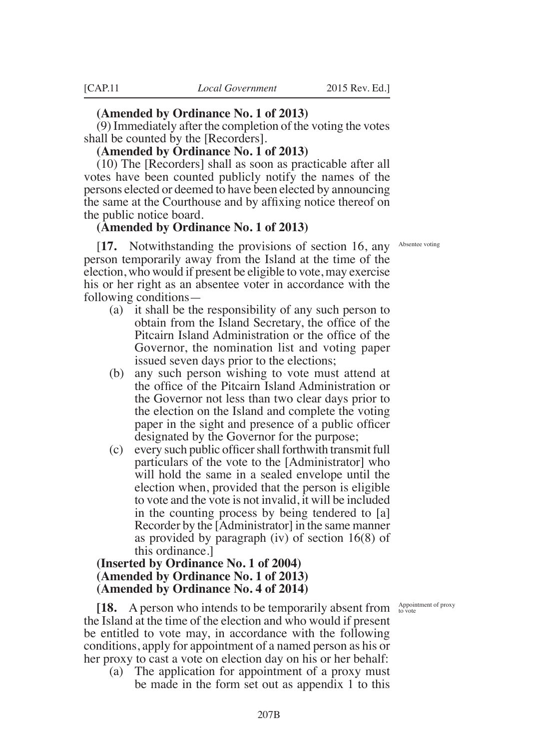**(Amended by Ordinance No. 1 of 2013)**

(9) Immediately after the completion of the voting the votes shall be counted by the [Recorders].

**(Amended by Ordinance No. 1 of 2013)**

(10) The [Recorders] shall as soon as practicable after all votes have been counted publicly notify the names of the persons elected or deemed to have been elected by announcing the same at the Courthouse and by affixing notice thereof on the public notice board.

**(Amended by Ordinance No. 1 of 2013)**

Absentee voting

[**17.** Notwithstanding the provisions of section 16, any person temporarily away from the Island at the time of the election, who would if present be eligible to vote, may exercise his or her right as an absentee voter in accordance with the following conditions—

(a) it shall be the responsibility of any such person to obtain from the Island Secretary, the office of the Pitcairn Island Administration or the office of the Governor, the nomination list and voting paper issued seven days prior to the elections;

(b) any such person wishing to vote must attend at the office of the Pitcairn Island Administration or the Governor not less than two clear days prior to the election on the Island and complete the voting paper in the sight and presence of a public officer designated by the Governor for the purpose;

(c) every such public officer shall forthwith transmit full particulars of the vote to the [Administrator] who will hold the same in a sealed envelope until the election when, provided that the person is eligible to vote and the vote is not invalid, it will be included in the counting process by being tendered to [a] Recorder by the [Administrator] in the same manner as provided by paragraph (iv) of section 16(8) of this ordinance.]

**(Inserted by Ordinance No. 1 of 2004)**
**(Amended by Ordinance No. 1 of 2013)**
**(Amended by Ordinance No. 4 of 2014)**

Appointment of proxy to vote

**[18.** A person who intends to be temporarily absent from the Island at the time of the election and who would if present be entitled to vote may, in accordance with the following conditions, apply for appointment of a named person as his or her proxy to cast a vote on election day on his or her behalf:

(a) The application for appointment of a proxy must be made in the form set out as appendix 1 to this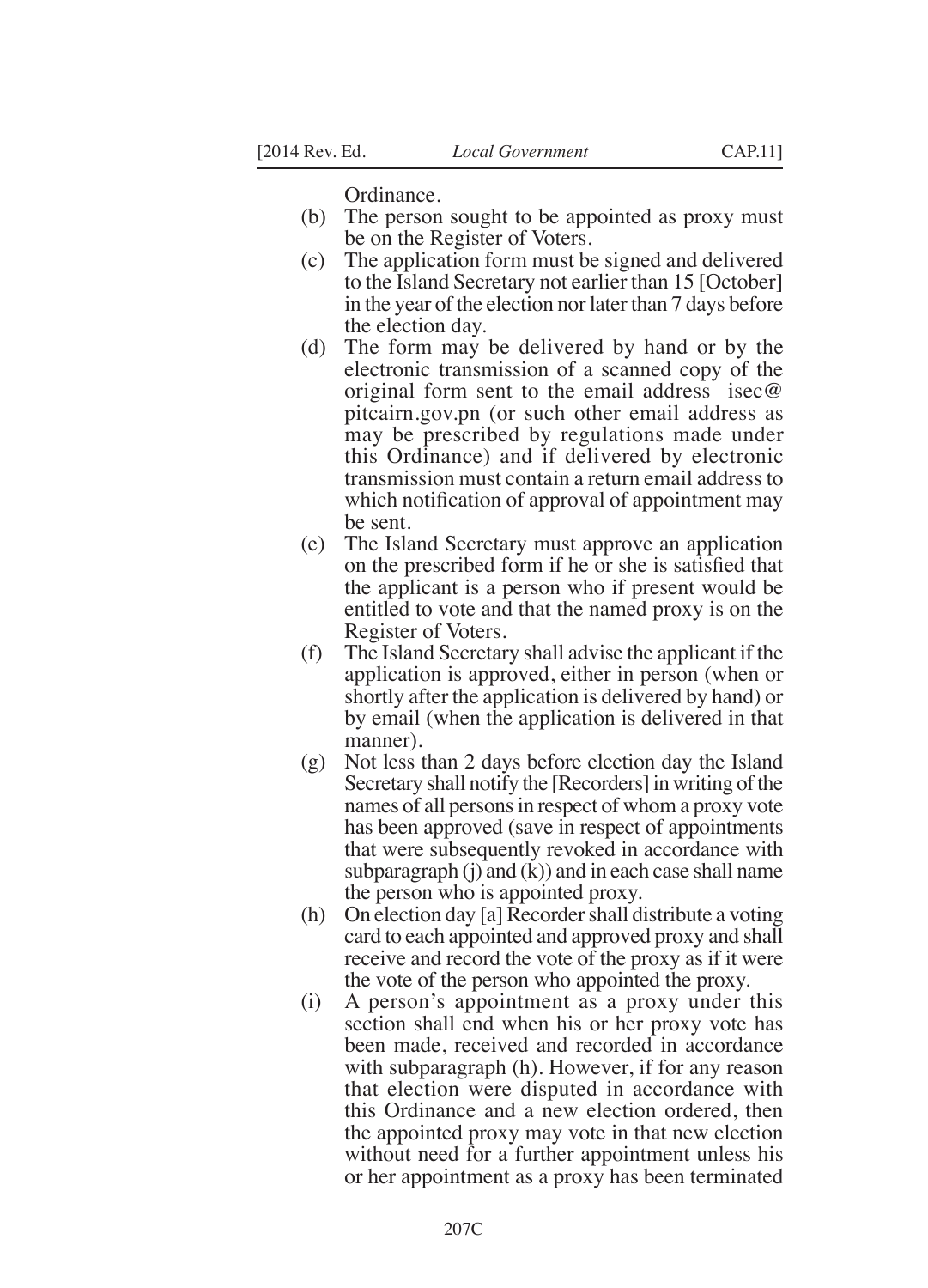Ordinance.

(b) The person sought to be appointed as proxy must be on the Register of Voters.

(c) The application form must be signed and delivered to the Island Secretary not earlier than 15 [October] in the year of the election nor later than 7 days before the election day.

(d) The form may be delivered by hand or by the electronic transmission of a scanned copy of the original form sent to the email address isec@pitcairn.gov.pn (or such other email address as may be prescribed by regulations made under this Ordinance) and if delivered by electronic transmission must contain a return email address to which notification of approval of appointment may be sent.

(e) The Island Secretary must approve an application on the prescribed form if he or she is satisfied that the applicant is a person who if present would be entitled to vote and that the named proxy is on the Register of Voters.

(f) The Island Secretary shall advise the applicant if the application is approved, either in person (when or shortly after the application is delivered by hand) or by email (when the application is delivered in that manner).

(g) Not less than 2 days before election day the Island Secretary shall notify the [Recorders] in writing of the names of all persons in respect of whom a proxy vote has been approved (save in respect of appointments that were subsequently revoked in accordance with subparagraph (j) and (k)) and in each case shall name the person who is appointed proxy.

(h) On election day [a] Recorder shall distribute a voting card to each appointed and approved proxy and shall receive and record the vote of the proxy as if it were the vote of the person who appointed the proxy.

(i) A person's appointment as a proxy under this section shall end when his or her proxy vote has been made, received and recorded in accordance with subparagraph (h). However, if for any reason that election were disputed in accordance with this Ordinance and a new election ordered, then the appointed proxy may vote in that new election without need for a further appointment unless his or her appointment as a proxy has been terminated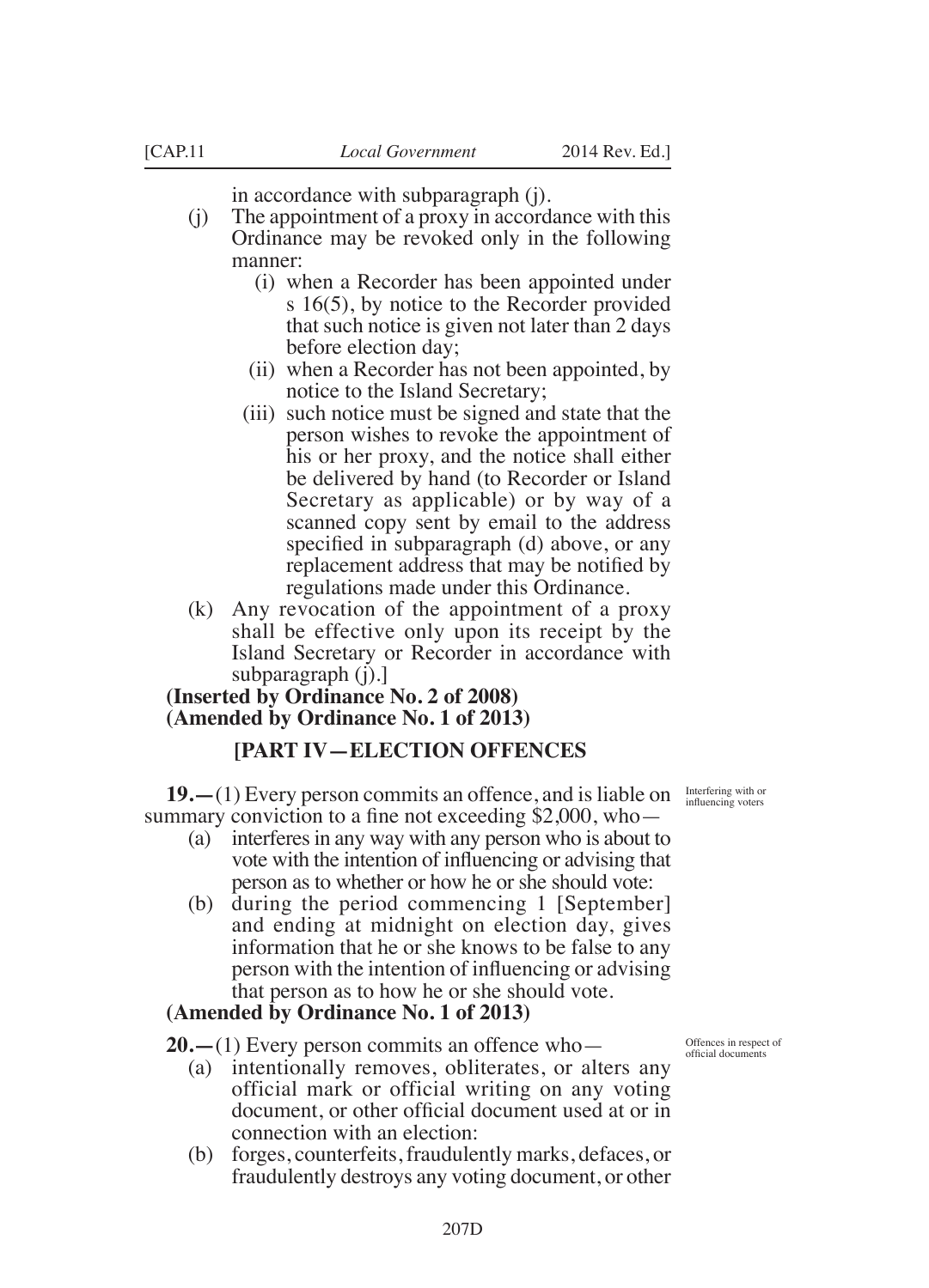in accordance with subparagraph (j).

(j) The appointment of a proxy in accordance with this Ordinance may be revoked only in the following manner:

   (i) when a Recorder has been appointed under s 16(5), by notice to the Recorder provided that such notice is given not later than 2 days before election day;

   (ii) when a Recorder has not been appointed, by notice to the Island Secretary;

   (iii) such notice must be signed and state that the person wishes to revoke the appointment of his or her proxy, and the notice shall either be delivered by hand (to Recorder or Island Secretary as applicable) or by way of a scanned copy sent by email to the address specified in subparagraph (d) above, or any replacement address that may be notified by regulations made under this Ordinance.

(k) Any revocation of the appointment of a proxy shall be effective only upon its receipt by the Island Secretary or Recorder in accordance with subparagraph (j).]

**(Inserted by Ordinance No. 2 of 2008)**
**(Amended by Ordinance No. 1 of 2013)**

## [PART IV—ELECTION OFFENCES

*Interfering with or influencing voters*

**19.—**(1) Every person commits an offence, and is liable on summary conviction to a fine not exceeding $2,000, who—

(a) interferes in any way with any person who is about to vote with the intention of influencing or advising that person as to whether or how he or she should vote:

(b) during the period commencing 1 [September] and ending at midnight on election day, gives information that he or she knows to be false to any person with the intention of influencing or advising that person as to how he or she should vote.

**(Amended by Ordinance No. 1 of 2013)**

*Offences in respect of official documents*

**20.—**(1) Every person commits an offence who—

(a) intentionally removes, obliterates, or alters any official mark or official writing on any voting document, or other official document used at or in connection with an election:

(b) forges, counterfeits, fraudulently marks, defaces, or fraudulently destroys any voting document, or other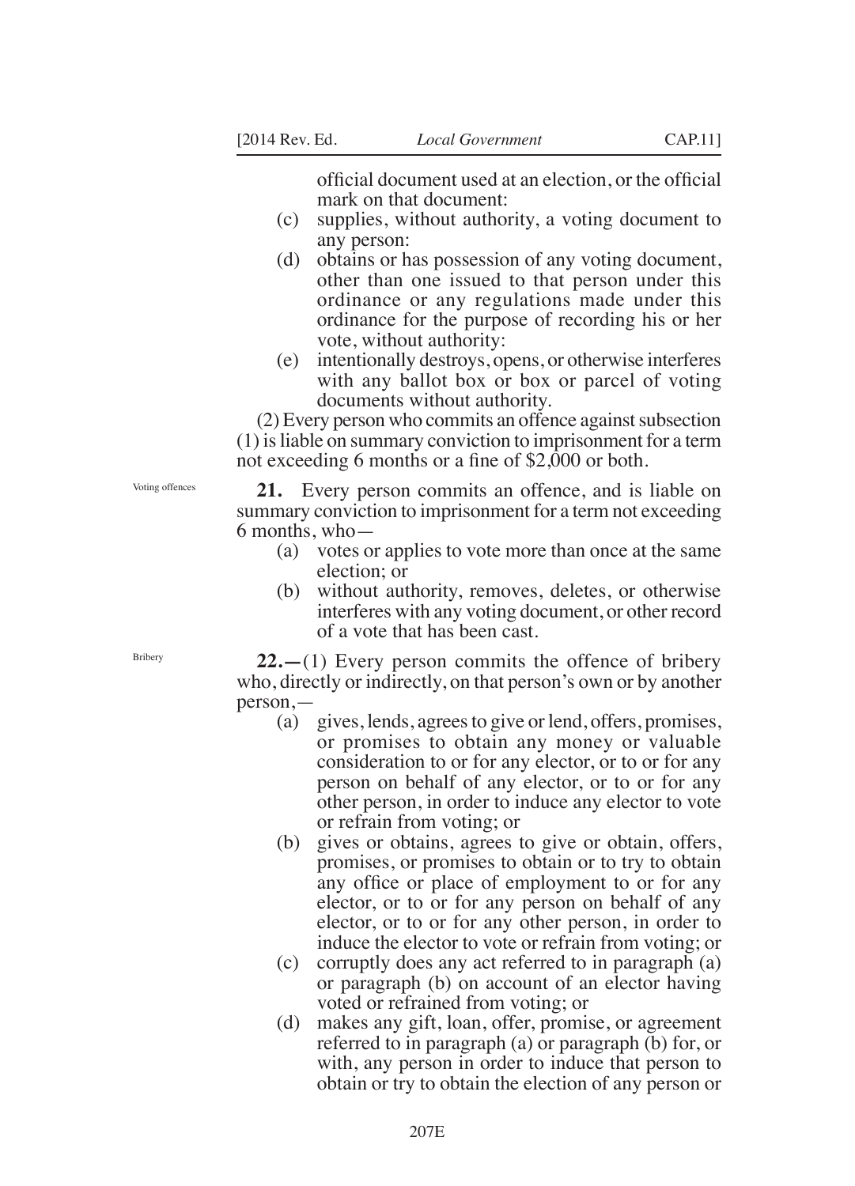official document used at an election, or the official mark on that document:

(c) supplies, without authority, a voting document to any person:

(d) obtains or has possession of any voting document, other than one issued to that person under this ordinance or any regulations made under this ordinance for the purpose of recording his or her vote, without authority:

(e) intentionally destroys, opens, or otherwise interferes with any ballot box or box or parcel of voting documents without authority.

(2) Every person who commits an offence against subsection (1) is liable on summary conviction to imprisonment for a term not exceeding 6 months or a fine of $2,000 or both.

Voting offences

**21.** Every person commits an offence, and is liable on summary conviction to imprisonment for a term not exceeding 6 months, who—

(a) votes or applies to vote more than once at the same election; or

(b) without authority, removes, deletes, or otherwise interferes with any voting document, or other record of a vote that has been cast.

Bribery

**22.—**(1) Every person commits the offence of bribery who, directly or indirectly, on that person's own or by another person,—

(a) gives, lends, agrees to give or lend, offers, promises, or promises to obtain any money or valuable consideration to or for any elector, or to or for any person on behalf of any elector, or to or for any other person, in order to induce any elector to vote or refrain from voting; or

(b) gives or obtains, agrees to give or obtain, offers, promises, or promises to obtain or to try to obtain any office or place of employment to or for any elector, or to or for any person on behalf of any elector, or to or for any other person, in order to induce the elector to vote or refrain from voting; or

(c) corruptly does any act referred to in paragraph (a) or paragraph (b) on account of an elector having voted or refrained from voting; or

(d) makes any gift, loan, offer, promise, or agreement referred to in paragraph (a) or paragraph (b) for, or with, any person in order to induce that person to obtain or try to obtain the election of any person or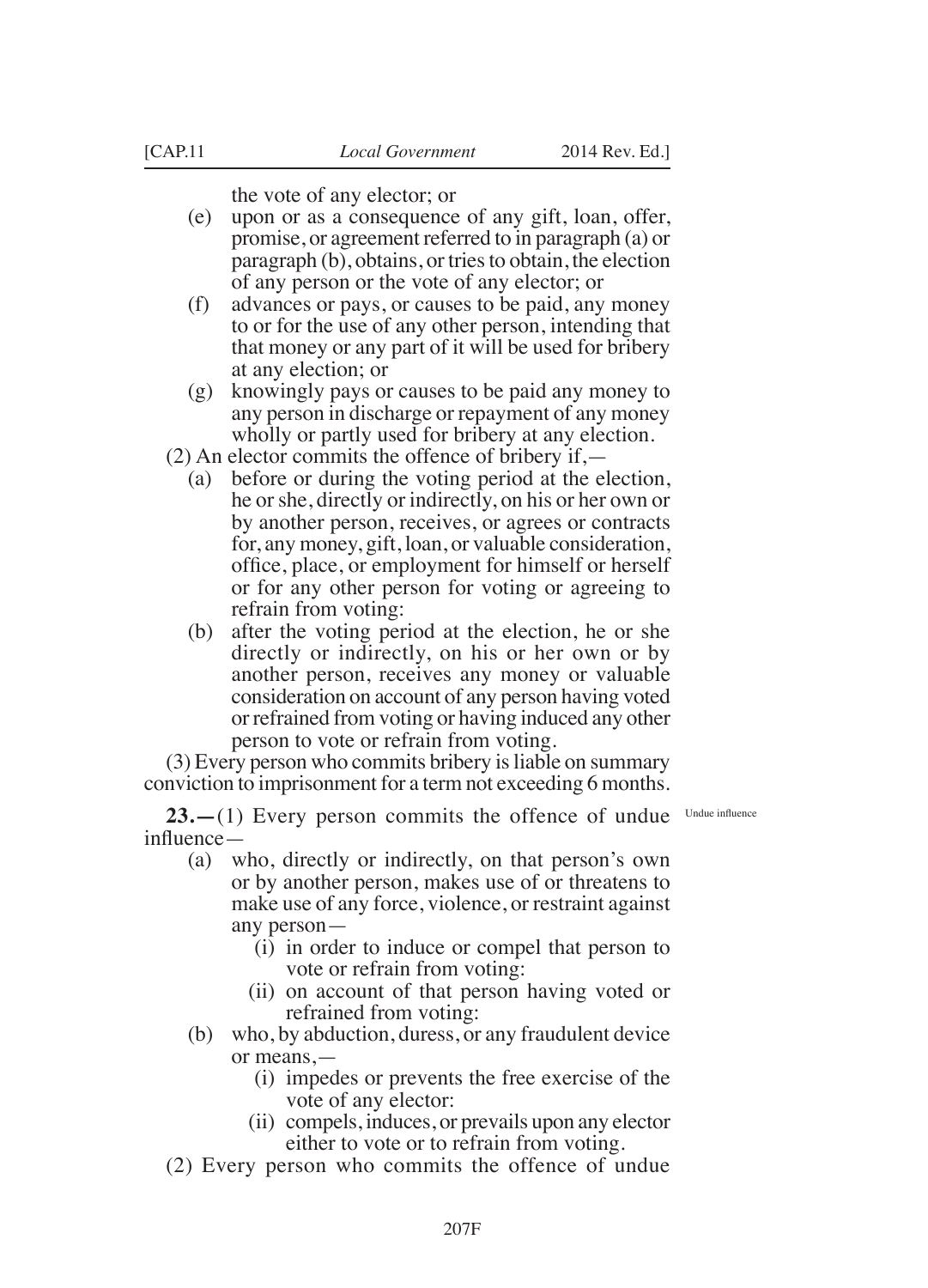the vote of any elector; or

(e) upon or as a consequence of any gift, loan, offer, promise, or agreement referred to in paragraph (a) or paragraph (b), obtains, or tries to obtain, the election of any person or the vote of any elector; or

(f) advances or pays, or causes to be paid, any money to or for the use of any other person, intending that that money or any part of it will be used for bribery at any election; or

(g) knowingly pays or causes to be paid any money to any person in discharge or repayment of any money wholly or partly used for bribery at any election.

(2) An elector commits the offence of bribery if,—

(a) before or during the voting period at the election, he or she, directly or indirectly, on his or her own or by another person, receives, or agrees or contracts for, any money, gift, loan, or valuable consideration, office, place, or employment for himself or herself or for any other person for voting or agreeing to refrain from voting:

(b) after the voting period at the election, he or she directly or indirectly, on his or her own or by another person, receives any money or valuable consideration on account of any person having voted or refrained from voting or having induced any other person to vote or refrain from voting.

(3) Every person who commits bribery is liable on summary conviction to imprisonment for a term not exceeding 6 months.

Undue influence

**23.**—(1) Every person commits the offence of undue influence—

(a) who, directly or indirectly, on that person's own or by another person, makes use of or threatens to make use of any force, violence, or restraint against any person—

(i) in order to induce or compel that person to vote or refrain from voting:

(ii) on account of that person having voted or refrained from voting:

(b) who, by abduction, duress, or any fraudulent device or means,—

(i) impedes or prevents the free exercise of the vote of any elector:

(ii) compels, induces, or prevails upon any elector either to vote or to refrain from voting.

(2) Every person who commits the offence of undue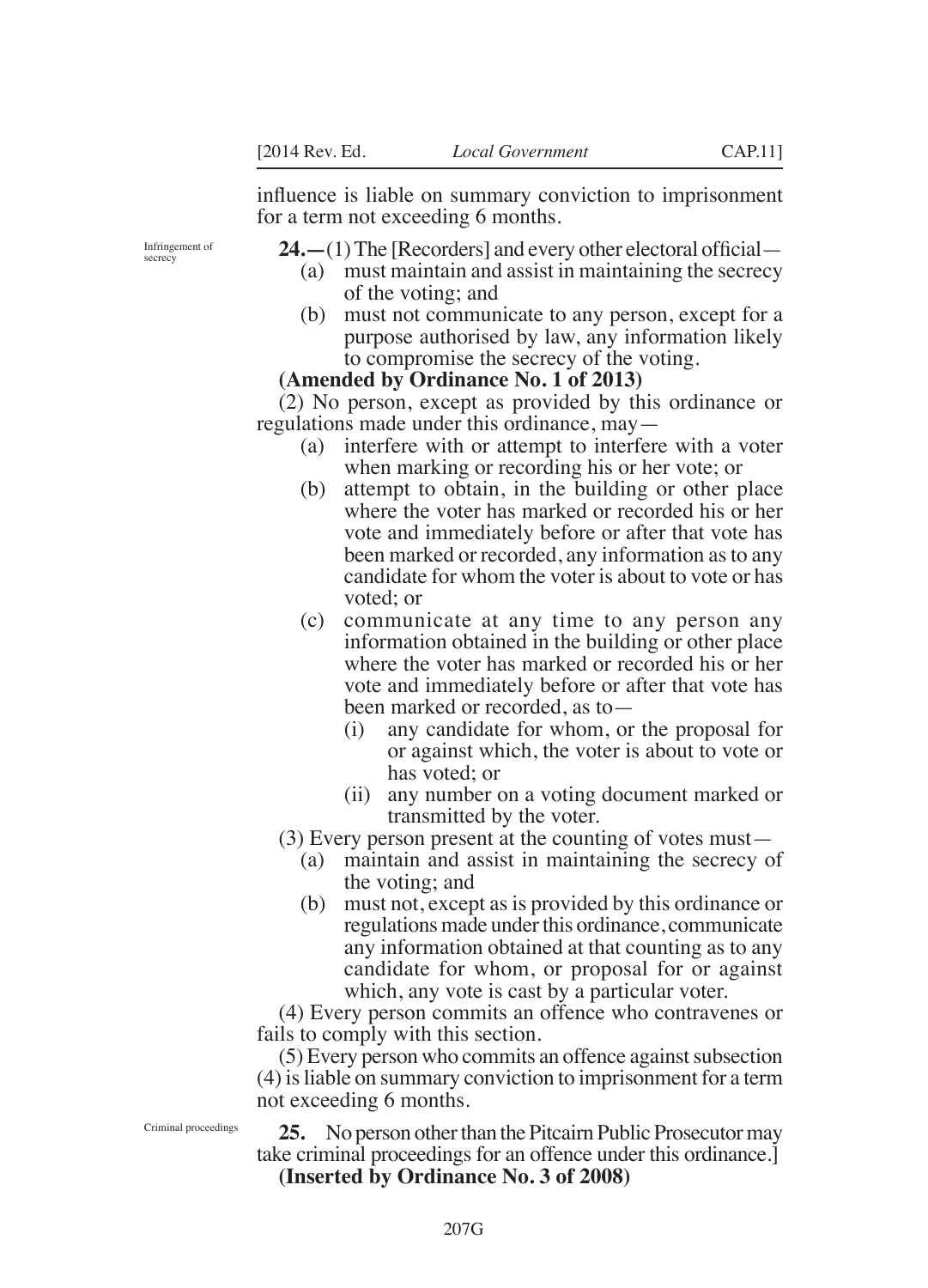influence is liable on summary conviction to imprisonment for a term not exceeding 6 months.

Infringement of secrecy

**24.—**(1) The [Recorders] and every other electoral official—

(a) must maintain and assist in maintaining the secrecy of the voting; and

(b) must not communicate to any person, except for a purpose authorised by law, any information likely to compromise the secrecy of the voting.

**(Amended by Ordinance No. 1 of 2013)**

(2) No person, except as provided by this ordinance or regulations made under this ordinance, may—

(a) interfere with or attempt to interfere with a voter when marking or recording his or her vote; or

(b) attempt to obtain, in the building or other place where the voter has marked or recorded his or her vote and immediately before or after that vote has been marked or recorded, any information as to any candidate for whom the voter is about to vote or has voted; or

(c) communicate at any time to any person any information obtained in the building or other place where the voter has marked or recorded his or her vote and immediately before or after that vote has been marked or recorded, as to—

(i) any candidate for whom, or the proposal for or against which, the voter is about to vote or has voted; or

(ii) any number on a voting document marked or transmitted by the voter.

(3) Every person present at the counting of votes must—

(a) maintain and assist in maintaining the secrecy of the voting; and

(b) must not, except as is provided by this ordinance or regulations made under this ordinance, communicate any information obtained at that counting as to any candidate for whom, or proposal for or against which, any vote is cast by a particular voter.

(4) Every person commits an offence who contravenes or fails to comply with this section.

(5) Every person who commits an offence against subsection (4) is liable on summary conviction to imprisonment for a term not exceeding 6 months.

Criminal proceedings

**25.** No person other than the Pitcairn Public Prosecutor may take criminal proceedings for an offence under this ordinance.]

**(Inserted by Ordinance No. 3 of 2008)**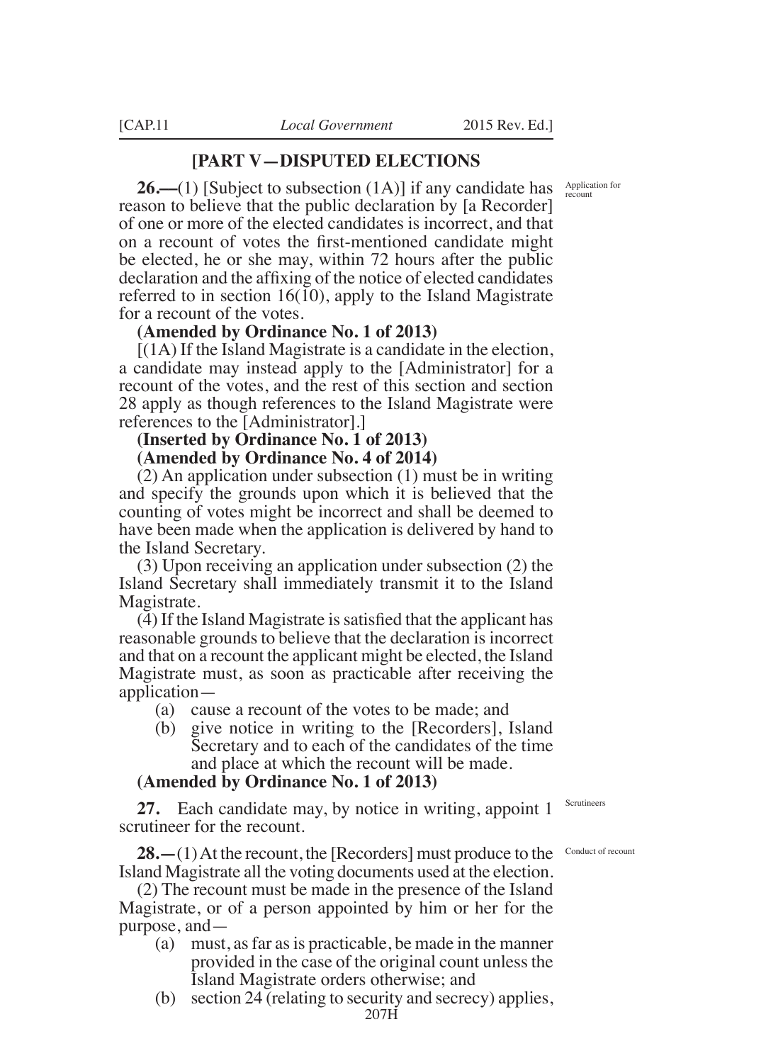## [PART V—DISPUTED ELECTIONS

**26.—**(1) [Subject to subsection (1A)] if any candidate has reason to believe that the public declaration by [a Recorder] of one or more of the elected candidates is incorrect, and that on a recount of votes the first-mentioned candidate might be elected, he or she may, within 72 hours after the public declaration and the affixing of the notice of elected candidates referred to in section 16(10), apply to the Island Magistrate for a recount of the votes.

Application for recount

**(Amended by Ordinance No. 1 of 2013)**

[(1A) If the Island Magistrate is a candidate in the election, a candidate may instead apply to the [Administrator] for a recount of the votes, and the rest of this section and section 28 apply as though references to the Island Magistrate were references to the [Administrator].]

**(Inserted by Ordinance No. 1 of 2013)**
**(Amended by Ordinance No. 4 of 2014)**

(2) An application under subsection (1) must be in writing and specify the grounds upon which it is believed that the counting of votes might be incorrect and shall be deemed to have been made when the application is delivered by hand to the Island Secretary.

(3) Upon receiving an application under subsection (2) the Island Secretary shall immediately transmit it to the Island Magistrate.

(4) If the Island Magistrate is satisfied that the applicant has reasonable grounds to believe that the declaration is incorrect and that on a recount the applicant might be elected, the Island Magistrate must, as soon as practicable after receiving the application—

- (a) cause a recount of the votes to be made; and
- (b) give notice in writing to the [Recorders], Island Secretary and to each of the candidates of the time and place at which the recount will be made.

**(Amended by Ordinance No. 1 of 2013)**

**27.** Each candidate may, by notice in writing, appoint 1 scrutineer for the recount.

Scrutineers

**28.—**(1) At the recount, the [Recorders] must produce to the Island Magistrate all the voting documents used at the election.

Conduct of recount

(2) The recount must be made in the presence of the Island Magistrate, or of a person appointed by him or her for the purpose, and—

- (a) must, as far as is practicable, be made in the manner provided in the case of the original count unless the Island Magistrate orders otherwise; and
- (b) section 24 (relating to security and secrecy) applies,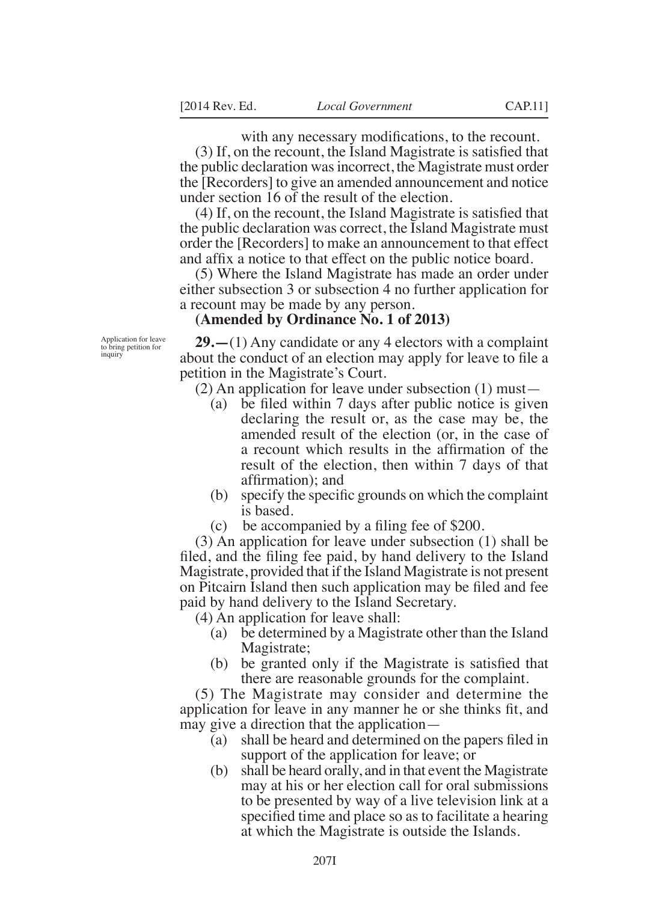with any necessary modifications, to the recount.

(3) If, on the recount, the Island Magistrate is satisfied that the public declaration was incorrect, the Magistrate must order the [Recorders] to give an amended announcement and notice under section 16 of the result of the election.

(4) If, on the recount, the Island Magistrate is satisfied that the public declaration was correct, the Island Magistrate must order the [Recorders] to make an announcement to that effect and affix a notice to that effect on the public notice board.

(5) Where the Island Magistrate has made an order under either subsection 3 or subsection 4 no further application for a recount may be made by any person.

**(Amended by Ordinance No. 1 of 2013)**

Application for leave to bring petition for inquiry

**29.—**(1) Any candidate or any 4 electors with a complaint about the conduct of an election may apply for leave to file a petition in the Magistrate's Court.

(2) An application for leave under subsection (1) must—

(a) be filed within 7 days after public notice is given declaring the result or, as the case may be, the amended result of the election (or, in the case of a recount which results in the affirmation of the result of the election, then within 7 days of that affirmation); and

(b) specify the specific grounds on which the complaint is based.

(c) be accompanied by a filing fee of $200.

(3) An application for leave under subsection (1) shall be filed, and the filing fee paid, by hand delivery to the Island Magistrate, provided that if the Island Magistrate is not present on Pitcairn Island then such application may be filed and fee paid by hand delivery to the Island Secretary.

(4) An application for leave shall:

(a) be determined by a Magistrate other than the Island Magistrate;

(b) be granted only if the Magistrate is satisfied that there are reasonable grounds for the complaint.

(5) The Magistrate may consider and determine the application for leave in any manner he or she thinks fit, and may give a direction that the application—

(a) shall be heard and determined on the papers filed in support of the application for leave; or

(b) shall be heard orally, and in that event the Magistrate may at his or her election call for oral submissions to be presented by way of a live television link at a specified time and place so as to facilitate a hearing at which the Magistrate is outside the Islands.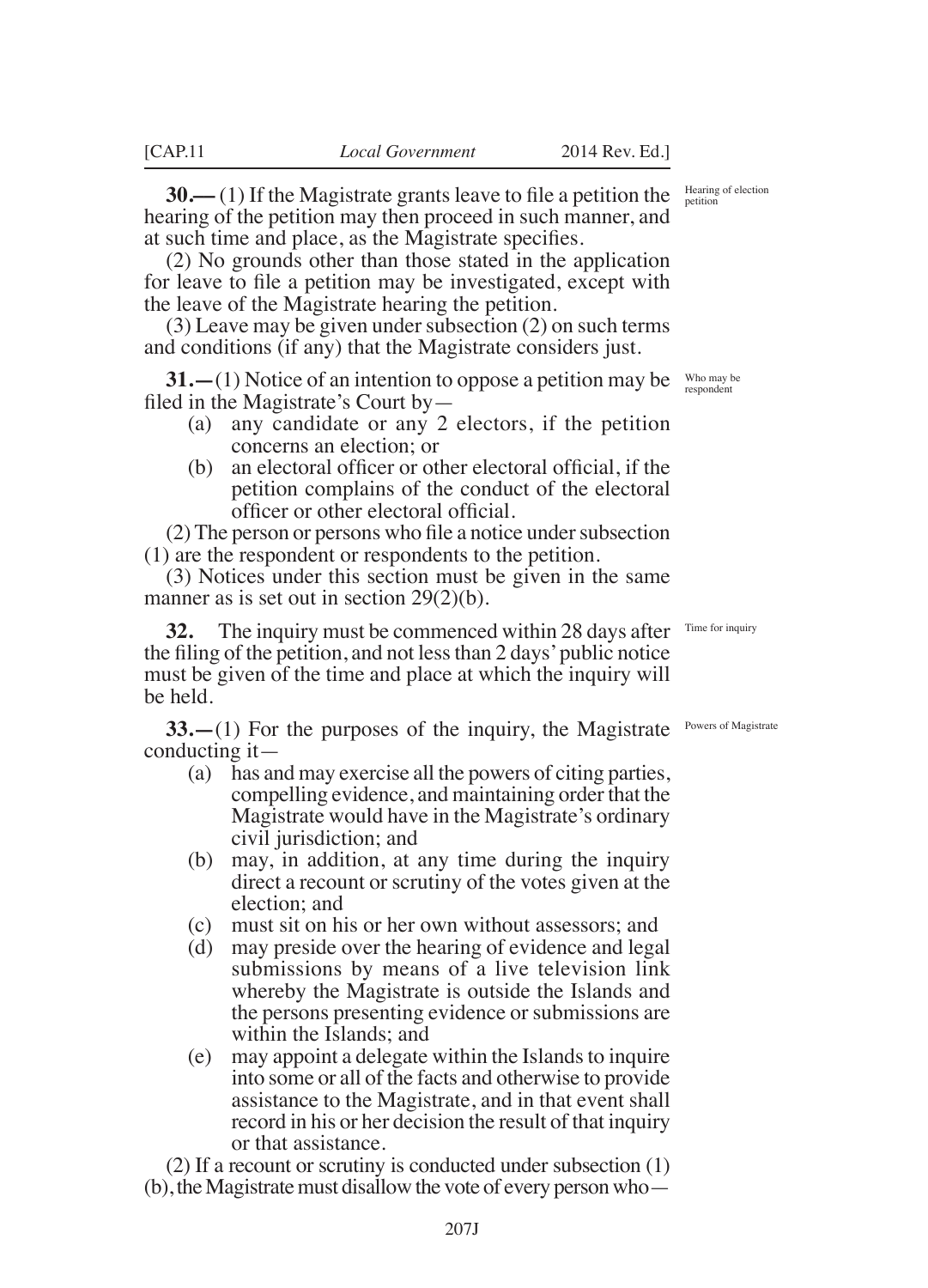**30.—** (1) If the Magistrate grants leave to file a petition the hearing of the petition may then proceed in such manner, and at such time and place, as the Magistrate specifies.

Hearing of election petition

(2) No grounds other than those stated in the application for leave to file a petition may be investigated, except with the leave of the Magistrate hearing the petition.

(3) Leave may be given under subsection (2) on such terms and conditions (if any) that the Magistrate considers just.

**31.—**(1) Notice of an intention to oppose a petition may be filed in the Magistrate's Court by—

Who may be respondent

- (a) any candidate or any 2 electors, if the petition concerns an election; or
- (b) an electoral officer or other electoral official, if the petition complains of the conduct of the electoral officer or other electoral official.

(2) The person or persons who file a notice under subsection (1) are the respondent or respondents to the petition.

(3) Notices under this section must be given in the same manner as is set out in section 29(2)(b).

**32.** The inquiry must be commenced within 28 days after the filing of the petition, and not less than 2 days' public notice must be given of the time and place at which the inquiry will be held.

Time for inquiry

**33.—**(1) For the purposes of the inquiry, the Magistrate conducting it—

Powers of Magistrate

- (a) has and may exercise all the powers of citing parties, compelling evidence, and maintaining order that the Magistrate would have in the Magistrate's ordinary civil jurisdiction; and
- (b) may, in addition, at any time during the inquiry direct a recount or scrutiny of the votes given at the election; and
- (c) must sit on his or her own without assessors; and
- (d) may preside over the hearing of evidence and legal submissions by means of a live television link whereby the Magistrate is outside the Islands and the persons presenting evidence or submissions are within the Islands; and
- (e) may appoint a delegate within the Islands to inquire into some or all of the facts and otherwise to provide assistance to the Magistrate, and in that event shall record in his or her decision the result of that inquiry or that assistance.

(2) If a recount or scrutiny is conducted under subsection (1)(b), the Magistrate must disallow the vote of every person who—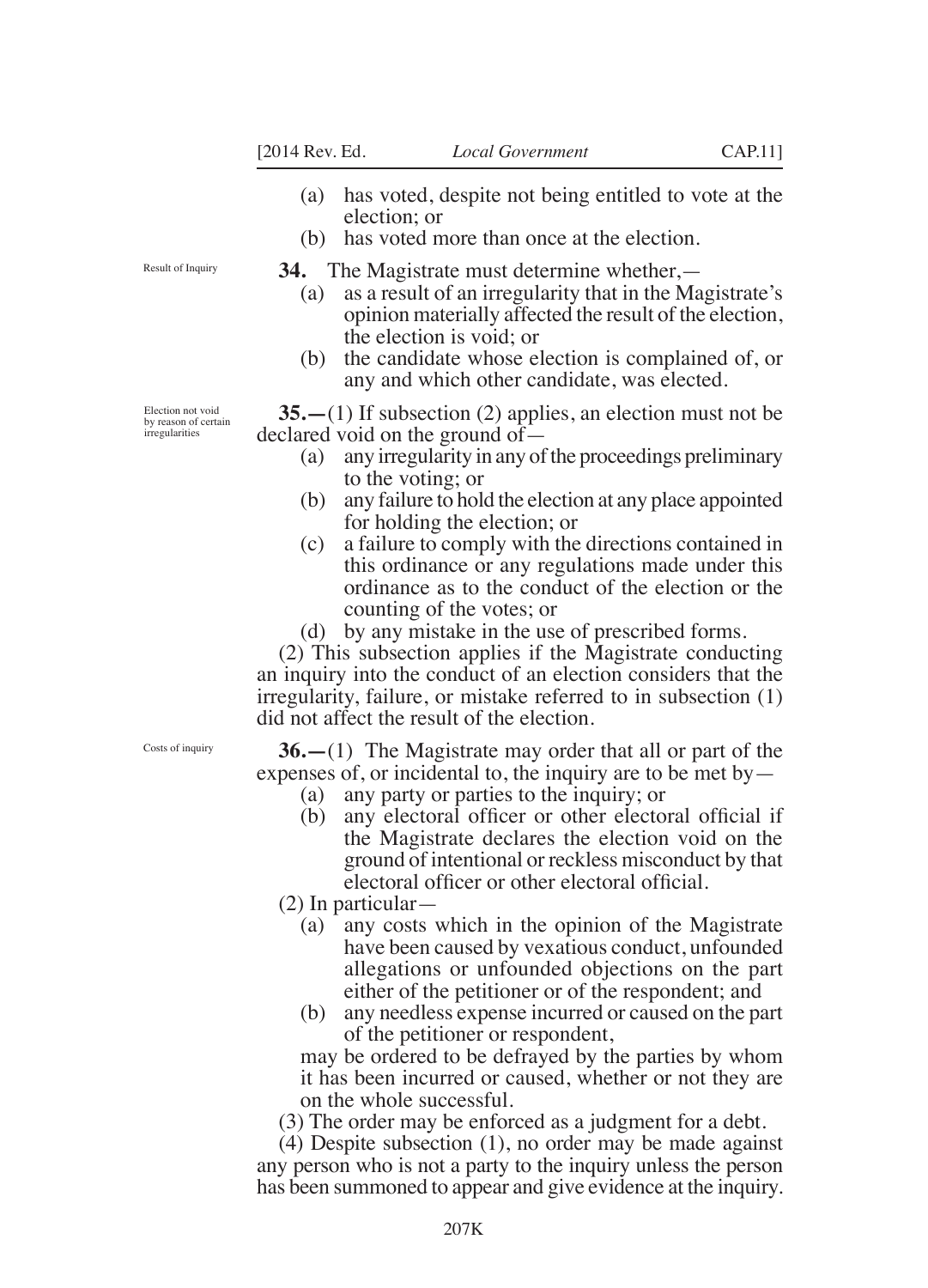(a) has voted, despite not being entitled to vote at the election; or

(b) has voted more than once at the election.

Result of Inquiry

**34.** The Magistrate must determine whether,—

(a) as a result of an irregularity that in the Magistrate's opinion materially affected the result of the election, the election is void; or

(b) the candidate whose election is complained of, or any and which other candidate, was elected.

Election not void by reason of certain irregularities

**35.**—(1) If subsection (2) applies, an election must not be declared void on the ground of—

(a) any irregularity in any of the proceedings preliminary to the voting; or

(b) any failure to hold the election at any place appointed for holding the election; or

(c) a failure to comply with the directions contained in this ordinance or any regulations made under this ordinance as to the conduct of the election or the counting of the votes; or

(d) by any mistake in the use of prescribed forms.

(2) This subsection applies if the Magistrate conducting an inquiry into the conduct of an election considers that the irregularity, failure, or mistake referred to in subsection (1) did not affect the result of the election.

Costs of inquiry

**36.**—(1) The Magistrate may order that all or part of the expenses of, or incidental to, the inquiry are to be met by—

(a) any party or parties to the inquiry; or

(b) any electoral officer or other electoral official if the Magistrate declares the election void on the ground of intentional or reckless misconduct by that electoral officer or other electoral official.

(2) In particular—

(a) any costs which in the opinion of the Magistrate have been caused by vexatious conduct, unfounded allegations or unfounded objections on the part either of the petitioner or of the respondent; and

(b) any needless expense incurred or caused on the part of the petitioner or respondent,

may be ordered to be defrayed by the parties by whom it has been incurred or caused, whether or not they are on the whole successful.

(3) The order may be enforced as a judgment for a debt.

(4) Despite subsection (1), no order may be made against any person who is not a party to the inquiry unless the person has been summoned to appear and give evidence at the inquiry.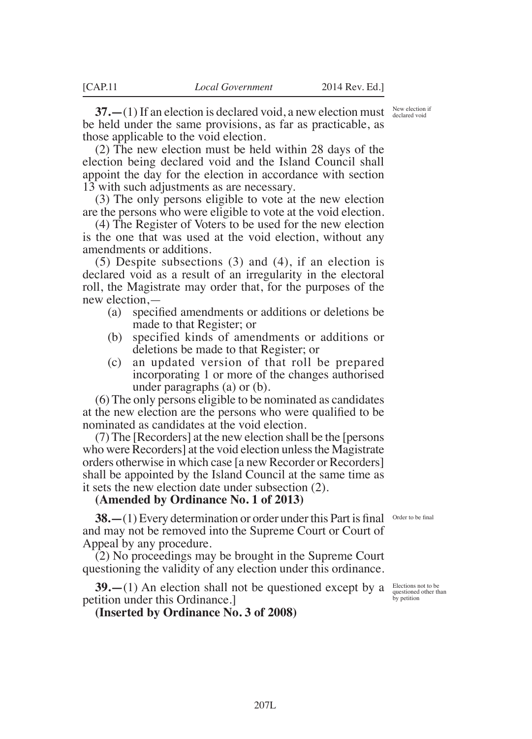**37.—**(1) If an election is declared void, a new election must be held under the same provisions, as far as practicable, as those applicable to the void election.

New election if declared void

(2) The new election must be held within 28 days of the election being declared void and the Island Council shall appoint the day for the election in accordance with section 13 with such adjustments as are necessary.

(3) The only persons eligible to vote at the new election are the persons who were eligible to vote at the void election.

(4) The Register of Voters to be used for the new election is the one that was used at the void election, without any amendments or additions.

(5) Despite subsections (3) and (4), if an election is declared void as a result of an irregularity in the electoral roll, the Magistrate may order that, for the purposes of the new election,—

- (a) specified amendments or additions or deletions be made to that Register; or
- (b) specified kinds of amendments or additions or deletions be made to that Register; or
- (c) an updated version of that roll be prepared incorporating 1 or more of the changes authorised under paragraphs (a) or (b).

(6) The only persons eligible to be nominated as candidates at the new election are the persons who were qualified to be nominated as candidates at the void election.

(7) The [Recorders] at the new election shall be the [persons who were Recorders] at the void election unless the Magistrate orders otherwise in which case [a new Recorder or Recorders] shall be appointed by the Island Council at the same time as it sets the new election date under subsection (2).

**(Amended by Ordinance No. 1 of 2013)**

**38.—**(1) Every determination or order under this Part is final and may not be removed into the Supreme Court or Court of Appeal by any procedure.

Order to be final

(2) No proceedings may be brought in the Supreme Court questioning the validity of any election under this ordinance.

**39.—**(1) An election shall not be questioned except by a petition under this Ordinance.]

Elections not to be questioned other than by petition

**(Inserted by Ordinance No. 3 of 2008)**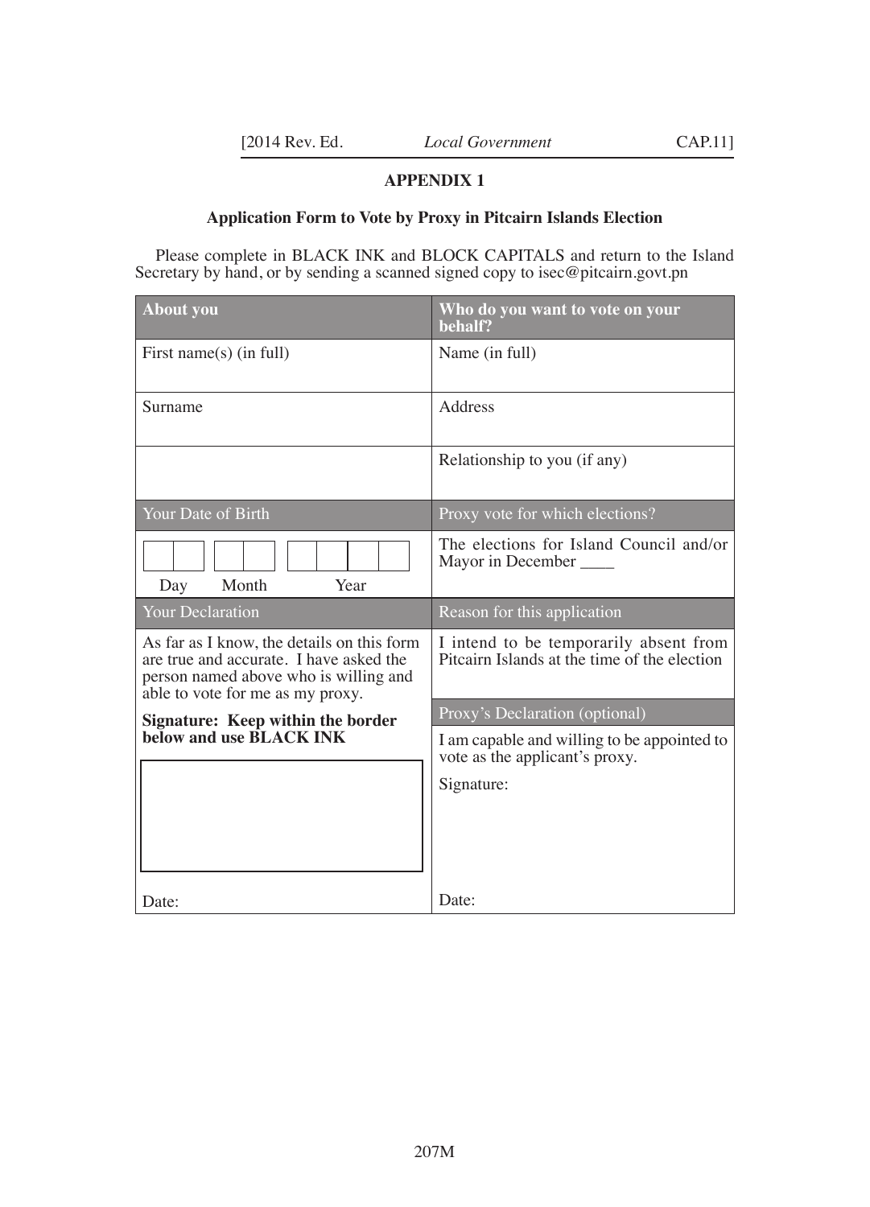## APPENDIX 1

### Application Form to Vote by Proxy in Pitcairn Islands Election

Please complete in BLACK INK and BLOCK CAPITALS and return to the Island Secretary by hand, or by sending a scanned signed copy to isec@pitcairn.govt.pn

| About you | Who do you want to vote on your behalf? |
|---|---|
| First name(s) (in full) | Name (in full) |
| Surname | Address |
| | Relationship to you (if any) |
| Your Date of Birth | Proxy vote for which elections? |
| Day Month Year | The elections for Island Council and/or Mayor in December ____ |
| Your Declaration | Reason for this application |
| As far as I know, the details on this form are true and accurate. I have asked the person named above who is willing and able to vote for me as my proxy. | I intend to be temporarily absent from Pitcairn Islands at the time of the election |
| **Signature: Keep within the border below and use BLACK INK** | Proxy's Declaration (optional) |
| | I am capable and willing to be appointed to vote as the applicant's proxy. Signature: |
| Date: | Date: |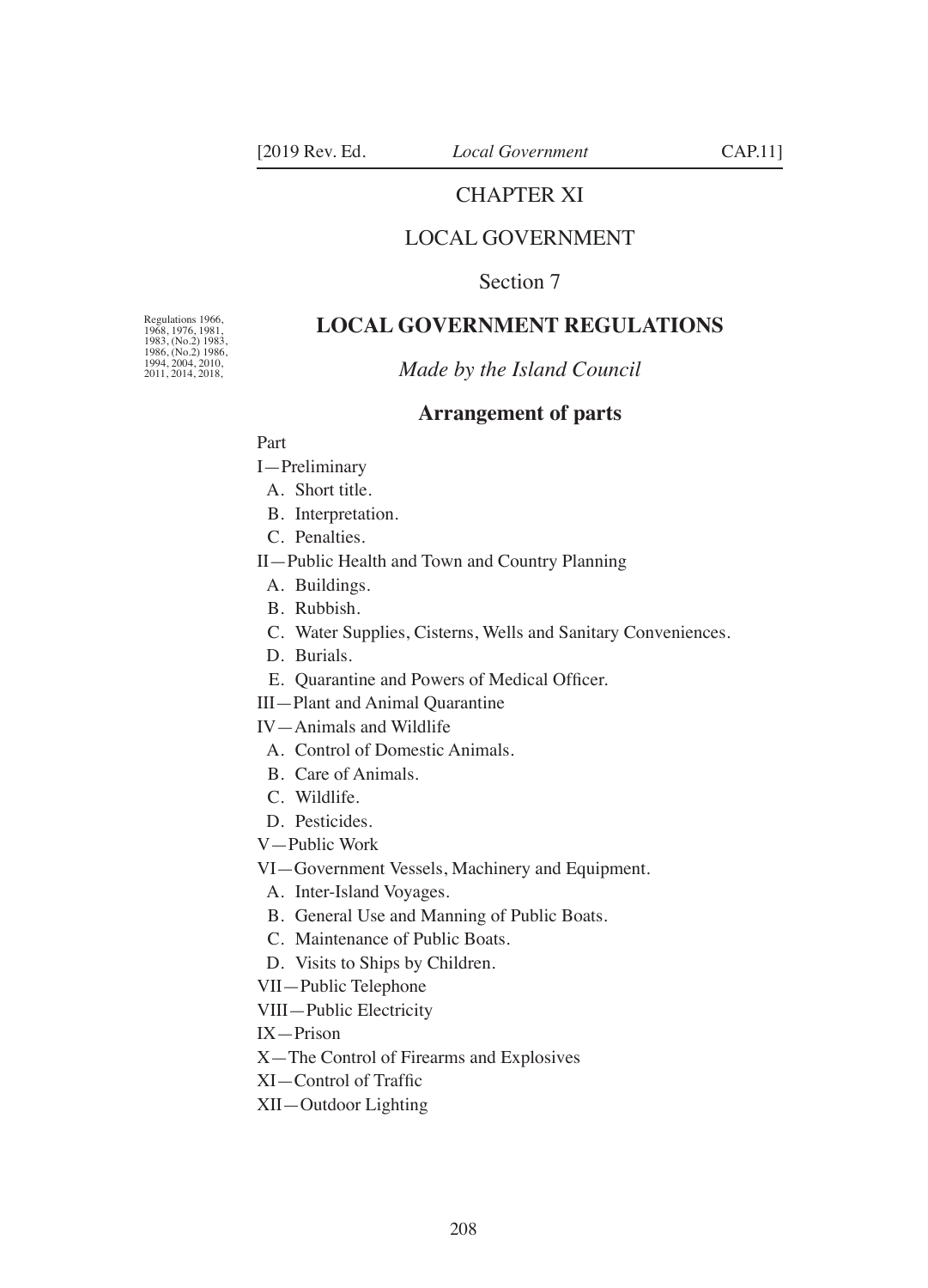# CHAPTER XI

## LOCAL GOVERNMENT

Section 7

Regulations 1966, 1968, 1976, 1981, 1983, (No.2) 1983, 1986, (No.2) 1986, 1994, 2004, 2010, 2011, 2014, 2018,

## LOCAL GOVERNMENT REGULATIONS

*Made by the Island Council*

### Arrangement of parts

Part

I—Preliminary
- A. Short title.
- B. Interpretation.
- C. Penalties.

II—Public Health and Town and Country Planning
- A. Buildings.
- B. Rubbish.
- C. Water Supplies, Cisterns, Wells and Sanitary Conveniences.
- D. Burials.
- E. Quarantine and Powers of Medical Officer.

III—Plant and Animal Quarantine

IV—Animals and Wildlife
- A. Control of Domestic Animals.
- B. Care of Animals.
- C. Wildlife.
- D. Pesticides.

V—Public Work

VI—Government Vessels, Machinery and Equipment.
- A. Inter-Island Voyages.
- B. General Use and Manning of Public Boats.
- C. Maintenance of Public Boats.
- D. Visits to Ships by Children.

VII—Public Telephone

VIII—Public Electricity

IX—Prison

X—The Control of Firearms and Explosives

XI—Control of Traffic

XII—Outdoor Lighting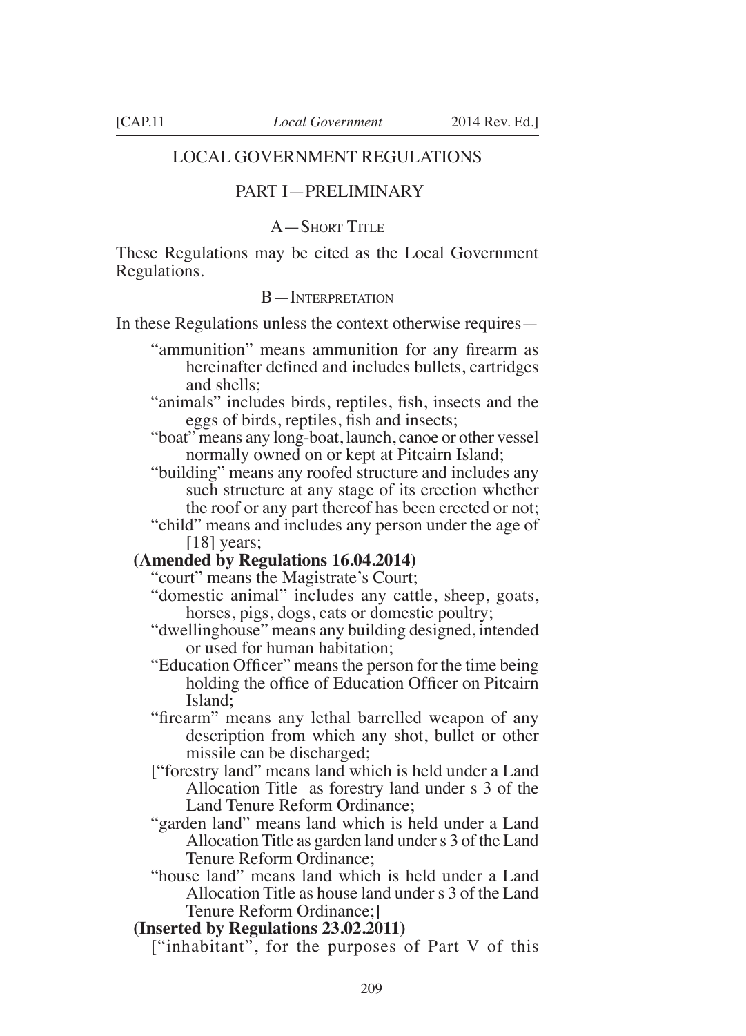# LOCAL GOVERNMENT REGULATIONS

## PART I—PRELIMINARY

### A—Short Title

These Regulations may be cited as the Local Government Regulations.

### B—Interpretation

In these Regulations unless the context otherwise requires—

"ammunition" means ammunition for any firearm as hereinafter defined and includes bullets, cartridges and shells;

"animals" includes birds, reptiles, fish, insects and the eggs of birds, reptiles, fish and insects;

"boat" means any long-boat, launch, canoe or other vessel normally owned on or kept at Pitcairn Island;

"building" means any roofed structure and includes any such structure at any stage of its erection whether the roof or any part thereof has been erected or not;

"child" means and includes any person under the age of [18] years;

**(Amended by Regulations 16.04.2014)**

"court" means the Magistrate's Court;

"domestic animal" includes any cattle, sheep, goats, horses, pigs, dogs, cats or domestic poultry;

"dwellinghouse" means any building designed, intended or used for human habitation;

"Education Officer" means the person for the time being holding the office of Education Officer on Pitcairn Island;

"firearm" means any lethal barrelled weapon of any description from which any shot, bullet or other missile can be discharged;

["forestry land" means land which is held under a Land Allocation Title as forestry land under s 3 of the Land Tenure Reform Ordinance;

"garden land" means land which is held under a Land Allocation Title as garden land under s 3 of the Land Tenure Reform Ordinance;

"house land" means land which is held under a Land Allocation Title as house land under s 3 of the Land Tenure Reform Ordinance;]

**(Inserted by Regulations 23.02.2011)**

["inhabitant", for the purposes of Part V of this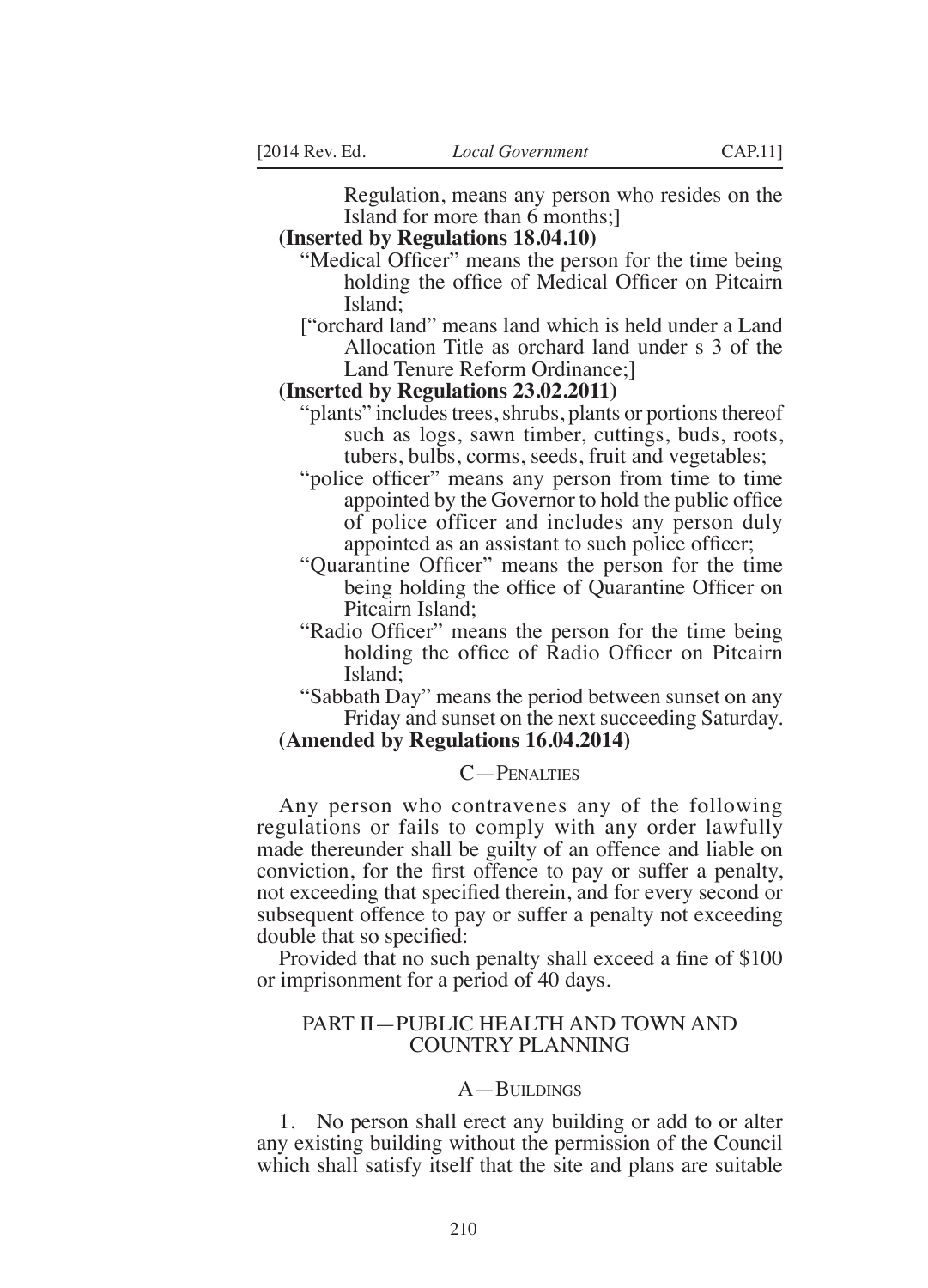Regulation, means any person who resides on the Island for more than 6 months;]

**(Inserted by Regulations 18.04.10)**

"Medical Officer" means the person for the time being holding the office of Medical Officer on Pitcairn Island;

["orchard land" means land which is held under a Land Allocation Title as orchard land under s 3 of the Land Tenure Reform Ordinance;]

**(Inserted by Regulations 23.02.2011)**

"plants" includes trees, shrubs, plants or portions thereof such as logs, sawn timber, cuttings, buds, roots, tubers, bulbs, corms, seeds, fruit and vegetables;

"police officer" means any person from time to time appointed by the Governor to hold the public office of police officer and includes any person duly appointed as an assistant to such police officer;

"Quarantine Officer" means the person for the time being holding the office of Quarantine Officer on Pitcairn Island;

"Radio Officer" means the person for the time being holding the office of Radio Officer on Pitcairn Island;

"Sabbath Day" means the period between sunset on any Friday and sunset on the next succeeding Saturday.

**(Amended by Regulations 16.04.2014)**

### C—Penalties

Any person who contravenes any of the following regulations or fails to comply with any order lawfully made thereunder shall be guilty of an offence and liable on conviction, for the first offence to pay or suffer a penalty, not exceeding that specified therein, and for every second or subsequent offence to pay or suffer a penalty not exceeding double that so specified:

Provided that no such penalty shall exceed a fine of $100 or imprisonment for a period of 40 days.

## PART II—PUBLIC HEALTH AND TOWN AND COUNTRY PLANNING

### A—Buildings

1. No person shall erect any building or add to or alter any existing building without the permission of the Council which shall satisfy itself that the site and plans are suitable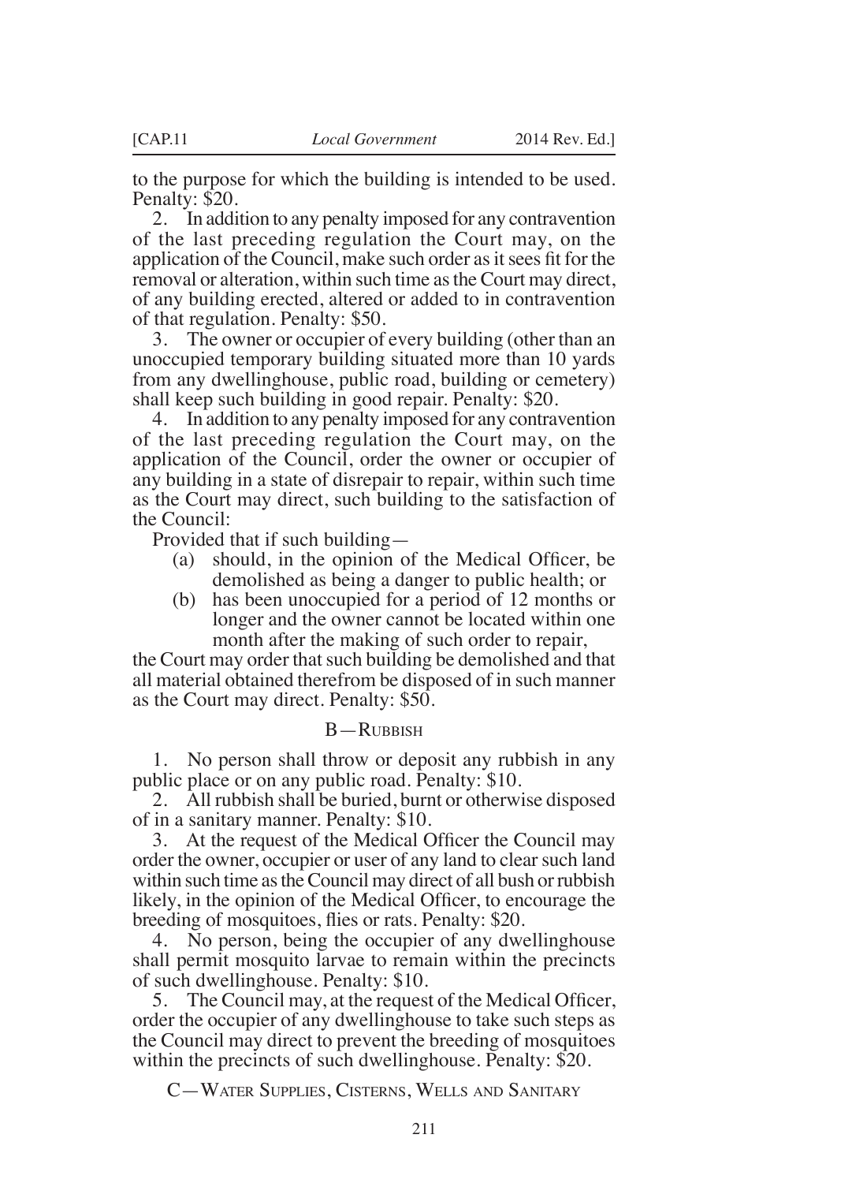to the purpose for which the building is intended to be used. Penalty: $20.

2. In addition to any penalty imposed for any contravention of the last preceding regulation the Court may, on the application of the Council, make such order as it sees fit for the removal or alteration, within such time as the Court may direct, of any building erected, altered or added to in contravention of that regulation. Penalty: $50.

3. The owner or occupier of every building (other than an unoccupied temporary building situated more than 10 yards from any dwellinghouse, public road, building or cemetery) shall keep such building in good repair. Penalty: $20.

4. In addition to any penalty imposed for any contravention of the last preceding regulation the Court may, on the application of the Council, order the owner or occupier of any building in a state of disrepair to repair, within such time as the Court may direct, such building to the satisfaction of the Council:

Provided that if such building—

(a) should, in the opinion of the Medical Officer, be demolished as being a danger to public health; or

(b) has been unoccupied for a period of 12 months or longer and the owner cannot be located within one month after the making of such order to repair,

the Court may order that such building be demolished and that all material obtained therefrom be disposed of in such manner as the Court may direct. Penalty: $50.

### B—Rubbish

1. No person shall throw or deposit any rubbish in any public place or on any public road. Penalty: $10.

2. All rubbish shall be buried, burnt or otherwise disposed of in a sanitary manner. Penalty: $10.

3. At the request of the Medical Officer the Council may order the owner, occupier or user of any land to clear such land within such time as the Council may direct of all bush or rubbish likely, in the opinion of the Medical Officer, to encourage the breeding of mosquitoes, flies or rats. Penalty: $20.

4. No person, being the occupier of any dwellinghouse shall permit mosquito larvae to remain within the precincts of such dwellinghouse. Penalty: $10.

5. The Council may, at the request of the Medical Officer, order the occupier of any dwellinghouse to take such steps as the Council may direct to prevent the breeding of mosquitoes within the precincts of such dwellinghouse. Penalty: $20.

### C—Water Supplies, Cisterns, Wells and Sanitary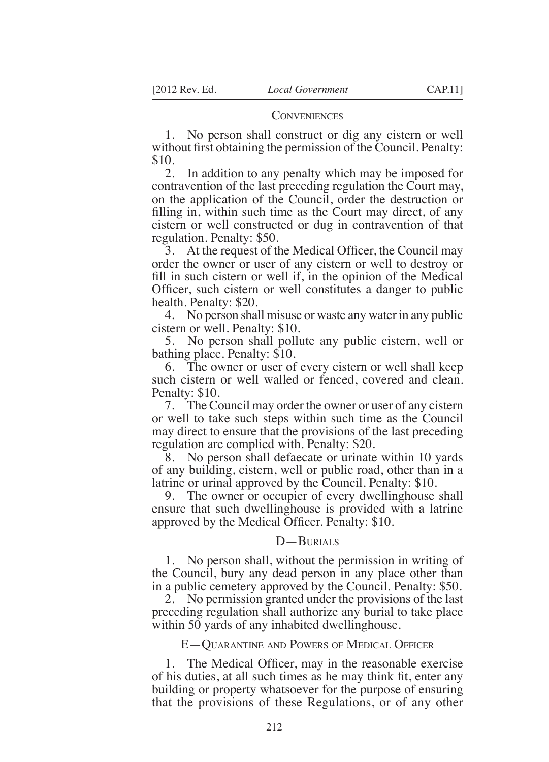## Conveniences

1. No person shall construct or dig any cistern or well without first obtaining the permission of the Council. Penalty: $10.

2. In addition to any penalty which may be imposed for contravention of the last preceding regulation the Court may, on the application of the Council, order the destruction or filling in, within such time as the Court may direct, of any cistern or well constructed or dug in contravention of that regulation. Penalty: $50.

3. At the request of the Medical Officer, the Council may order the owner or user of any cistern or well to destroy or fill in such cistern or well if, in the opinion of the Medical Officer, such cistern or well constitutes a danger to public health. Penalty: $20.

4. No person shall misuse or waste any water in any public cistern or well. Penalty: $10.

5. No person shall pollute any public cistern, well or bathing place. Penalty: $10.

6. The owner or user of every cistern or well shall keep such cistern or well walled or fenced, covered and clean. Penalty: $10.

7. The Council may order the owner or user of any cistern or well to take such steps within such time as the Council may direct to ensure that the provisions of the last preceding regulation are complied with. Penalty: $20.

8. No person shall defaecate or urinate within 10 yards of any building, cistern, well or public road, other than in a latrine or urinal approved by the Council. Penalty: $10.

9. The owner or occupier of every dwellinghouse shall ensure that such dwellinghouse is provided with a latrine approved by the Medical Officer. Penalty: $10.

## D—Burials

1. No person shall, without the permission in writing of the Council, bury any dead person in any place other than in a public cemetery approved by the Council. Penalty: $50.

2. No permission granted under the provisions of the last preceding regulation shall authorize any burial to take place within 50 yards of any inhabited dwellinghouse.

## E—Quarantine and Powers of Medical Officer

1. The Medical Officer, may in the reasonable exercise of his duties, at all such times as he may think fit, enter any building or property whatsoever for the purpose of ensuring that the provisions of these Regulations, or of any other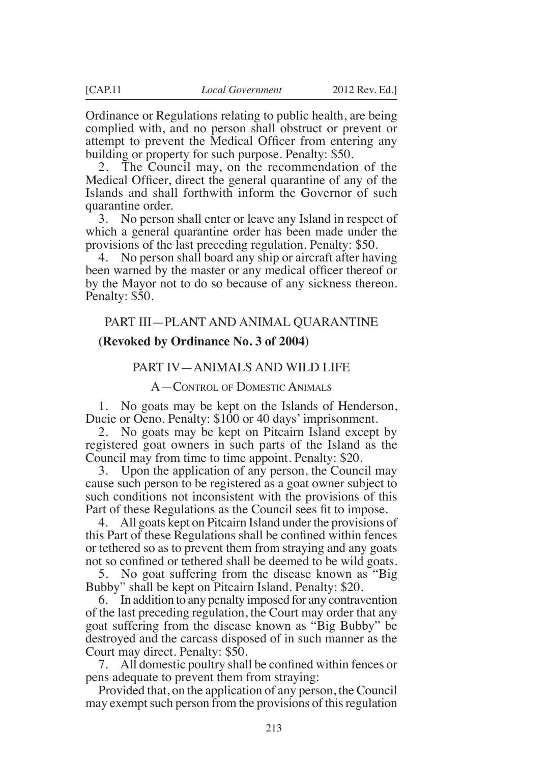Ordinance or Regulations relating to public health, are being complied with, and no person shall obstruct or prevent or attempt to prevent the Medical Officer from entering any building or property for such purpose. Penalty: $50.

2. The Council may, on the recommendation of the Medical Officer, direct the general quarantine of any of the Islands and shall forthwith inform the Governor of such quarantine order.

3. No person shall enter or leave any Island in respect of which a general quarantine order has been made under the provisions of the last preceding regulation. Penalty: $50.

4. No person shall board any ship or aircraft after having been warned by the master or any medical officer thereof or by the Mayor not to do so because of any sickness thereon. Penalty: $50.

## PART III—PLANT AND ANIMAL QUARANTINE

**(Revoked by Ordinance No. 3 of 2004)**

## PART IV—ANIMALS AND WILD LIFE

### A—Control of Domestic Animals

1. No goats may be kept on the Islands of Henderson, Ducie or Oeno. Penalty: $100 or 40 days' imprisonment.

2. No goats may be kept on Pitcairn Island except by registered goat owners in such parts of the Island as the Council may from time to time appoint. Penalty: $20.

3. Upon the application of any person, the Council may cause such person to be registered as a goat owner subject to such conditions not inconsistent with the provisions of this Part of these Regulations as the Council sees fit to impose.

4. All goats kept on Pitcairn Island under the provisions of this Part of these Regulations shall be confined within fences or tethered so as to prevent them from straying and any goats not so confined or tethered shall be deemed to be wild goats.

5. No goat suffering from the disease known as "Big Bubby" shall be kept on Pitcairn Island. Penalty: $20.

6. In addition to any penalty imposed for any contravention of the last preceding regulation, the Court may order that any goat suffering from the disease known as "Big Bubby" be destroyed and the carcass disposed of in such manner as the Court may direct. Penalty: $50.

7. All domestic poultry shall be confined within fences or pens adequate to prevent them from straying:

Provided that, on the application of any person, the Council may exempt such person from the provisions of this regulation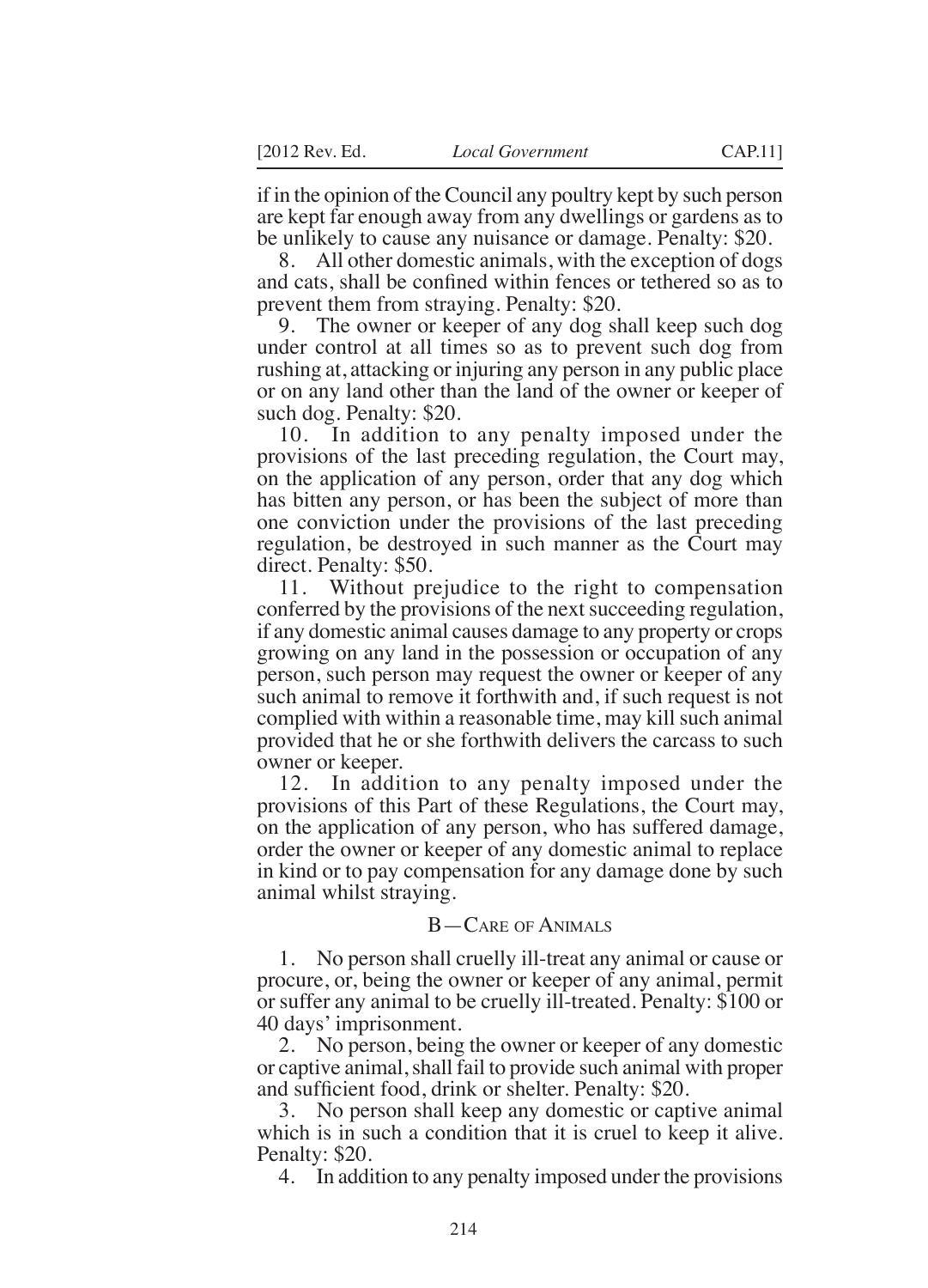if in the opinion of the Council any poultry kept by such person are kept far enough away from any dwellings or gardens as to be unlikely to cause any nuisance or damage. Penalty: $20.

8. All other domestic animals, with the exception of dogs and cats, shall be confined within fences or tethered so as to prevent them from straying. Penalty: $20.

9. The owner or keeper of any dog shall keep such dog under control at all times so as to prevent such dog from rushing at, attacking or injuring any person in any public place or on any land other than the land of the owner or keeper of such dog. Penalty: $20.

10. In addition to any penalty imposed under the provisions of the last preceding regulation, the Court may, on the application of any person, order that any dog which has bitten any person, or has been the subject of more than one conviction under the provisions of the last preceding regulation, be destroyed in such manner as the Court may direct. Penalty: $50.

11. Without prejudice to the right to compensation conferred by the provisions of the next succeeding regulation, if any domestic animal causes damage to any property or crops growing on any land in the possession or occupation of any person, such person may request the owner or keeper of any such animal to remove it forthwith and, if such request is not complied with within a reasonable time, may kill such animal provided that he or she forthwith delivers the carcass to such owner or keeper.

12. In addition to any penalty imposed under the provisions of this Part of these Regulations, the Court may, on the application of any person, who has suffered damage, order the owner or keeper of any domestic animal to replace in kind or to pay compensation for any damage done by such animal whilst straying.

## B—Care of Animals

1. No person shall cruelly ill-treat any animal or cause or procure, or, being the owner or keeper of any animal, permit or suffer any animal to be cruelly ill-treated. Penalty: $100 or 40 days' imprisonment.

2. No person, being the owner or keeper of any domestic or captive animal, shall fail to provide such animal with proper and sufficient food, drink or shelter. Penalty: $20.

3. No person shall keep any domestic or captive animal which is in such a condition that it is cruel to keep it alive. Penalty: $20.

4. In addition to any penalty imposed under the provisions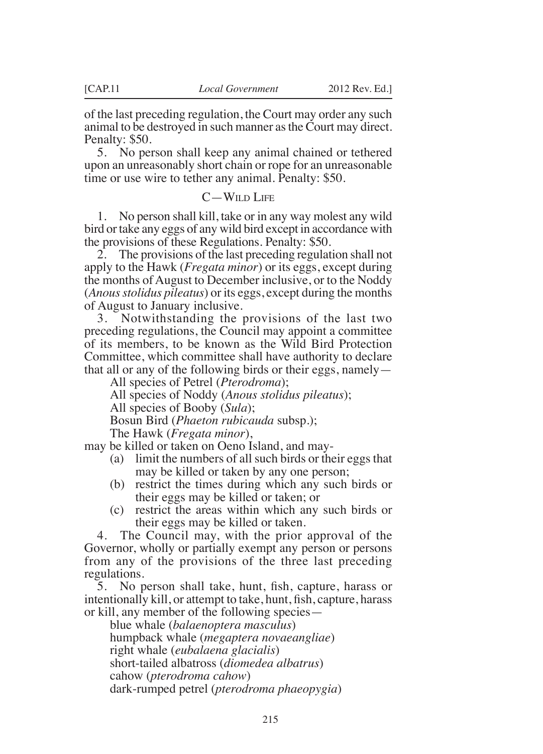of the last preceding regulation, the Court may order any such animal to be destroyed in such manner as the Court may direct. Penalty: $50.

5. No person shall keep any animal chained or tethered upon an unreasonably short chain or rope for an unreasonable time or use wire to tether any animal. Penalty: $50.

## C—Wild Life

1. No person shall kill, take or in any way molest any wild bird or take any eggs of any wild bird except in accordance with the provisions of these Regulations. Penalty: $50.

2. The provisions of the last preceding regulation shall not apply to the Hawk (*Fregata minor*) or its eggs, except during the months of August to December inclusive, or to the Noddy (*Anous stolidus pileatus*) or its eggs, except during the months of August to January inclusive.

3. Notwithstanding the provisions of the last two preceding regulations, the Council may appoint a committee of its members, to be known as the Wild Bird Protection Committee, which committee shall have authority to declare that all or any of the following birds or their eggs, namely—

All species of Petrel (*Pterodroma*);
All species of Noddy (*Anous stolidus pileatus*);
All species of Booby (*Sula*);
Bosun Bird (*Phaeton rubicauda* subsp.);
The Hawk (*Fregata minor*),

may be killed or taken on Oeno Island, and may-

(a) limit the numbers of all such birds or their eggs that may be killed or taken by any one person;
(b) restrict the times during which any such birds or their eggs may be killed or taken; or
(c) restrict the areas within which any such birds or their eggs may be killed or taken.

4. The Council may, with the prior approval of the Governor, wholly or partially exempt any person or persons from any of the provisions of the three last preceding regulations.

5. No person shall take, hunt, fish, capture, harass or intentionally kill, or attempt to take, hunt, fish, capture, harass or kill, any member of the following species—

blue whale (*balaenoptera masculus*)
humpback whale (*megaptera novaeangliae*)
right whale (*eubalaena glacialis*)
short-tailed albatross (*diomedea albatrus*)
cahow (*pterodroma cahow*)
dark-rumped petrel (*pterodroma phaeopygia*)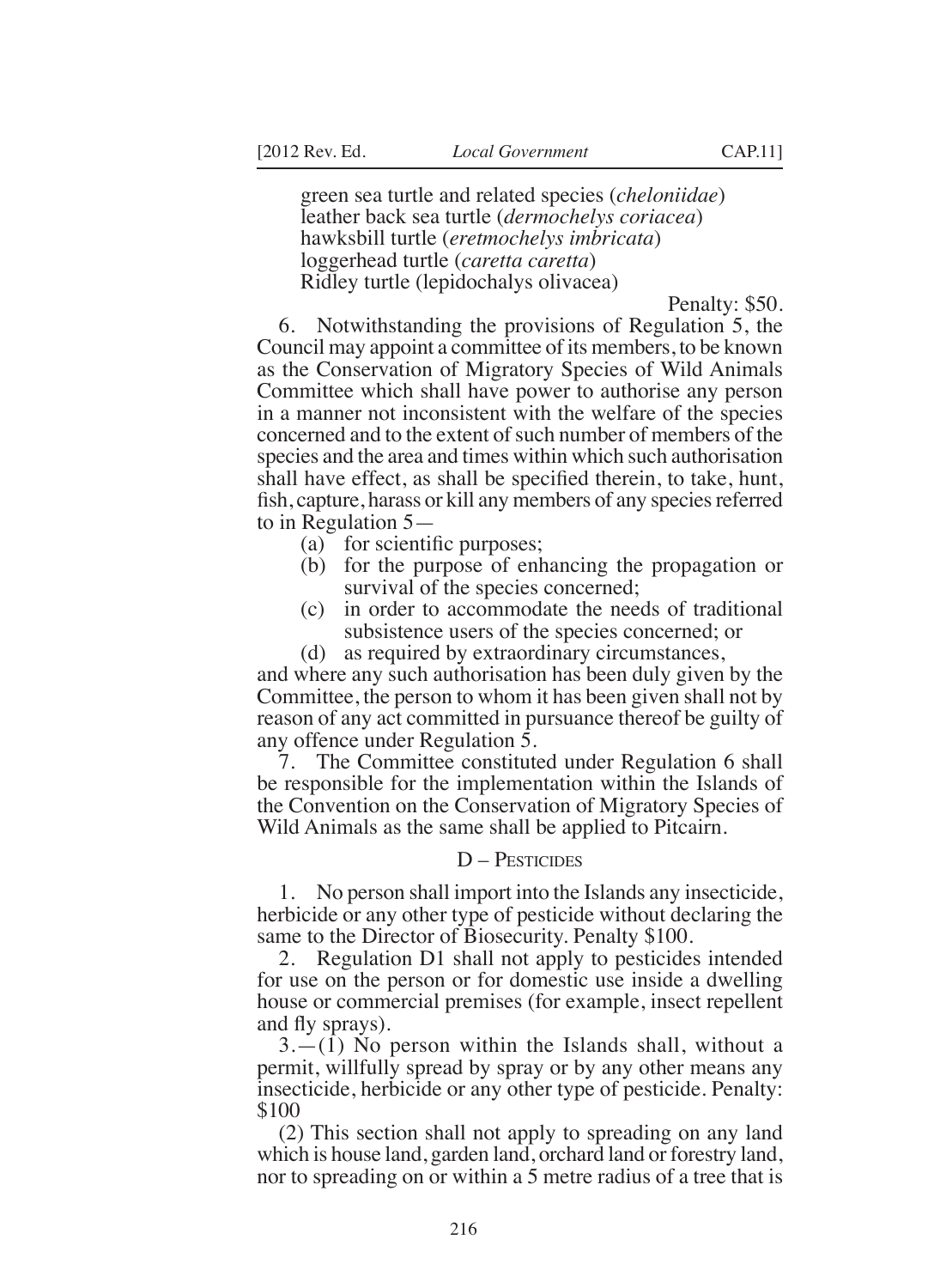green sea turtle and related species (*cheloniidae*)
leather back sea turtle (*dermochelys coriacea*)
hawksbill turtle (*eretmochelys imbricata*)
loggerhead turtle (*caretta caretta*)
Ridley turtle (lepidochalys olivacea)

Penalty: $50.

6. Notwithstanding the provisions of Regulation 5, the Council may appoint a committee of its members, to be known as the Conservation of Migratory Species of Wild Animals Committee which shall have power to authorise any person in a manner not inconsistent with the welfare of the species concerned and to the extent of such number of members of the species and the area and times within which such authorisation shall have effect, as shall be specified therein, to take, hunt, fish, capture, harass or kill any members of any species referred to in Regulation 5—

(a) for scientific purposes;

(b) for the purpose of enhancing the propagation or survival of the species concerned;

(c) in order to accommodate the needs of traditional subsistence users of the species concerned; or

(d) as required by extraordinary circumstances,

and where any such authorisation has been duly given by the Committee, the person to whom it has been given shall not by reason of any act committed in pursuance thereof be guilty of any offence under Regulation 5.

7. The Committee constituted under Regulation 6 shall be responsible for the implementation within the Islands of the Convention on the Conservation of Migratory Species of Wild Animals as the same shall be applied to Pitcairn.

## D – Pesticides

1. No person shall import into the Islands any insecticide, herbicide or any other type of pesticide without declaring the same to the Director of Biosecurity. Penalty $100.

2. Regulation D1 shall not apply to pesticides intended for use on the person or for domestic use inside a dwelling house or commercial premises (for example, insect repellent and fly sprays).

3.—(1) No person within the Islands shall, without a permit, willfully spread by spray or by any other means any insecticide, herbicide or any other type of pesticide. Penalty: $100

(2) This section shall not apply to spreading on any land which is house land, garden land, orchard land or forestry land, nor to spreading on or within a 5 metre radius of a tree that is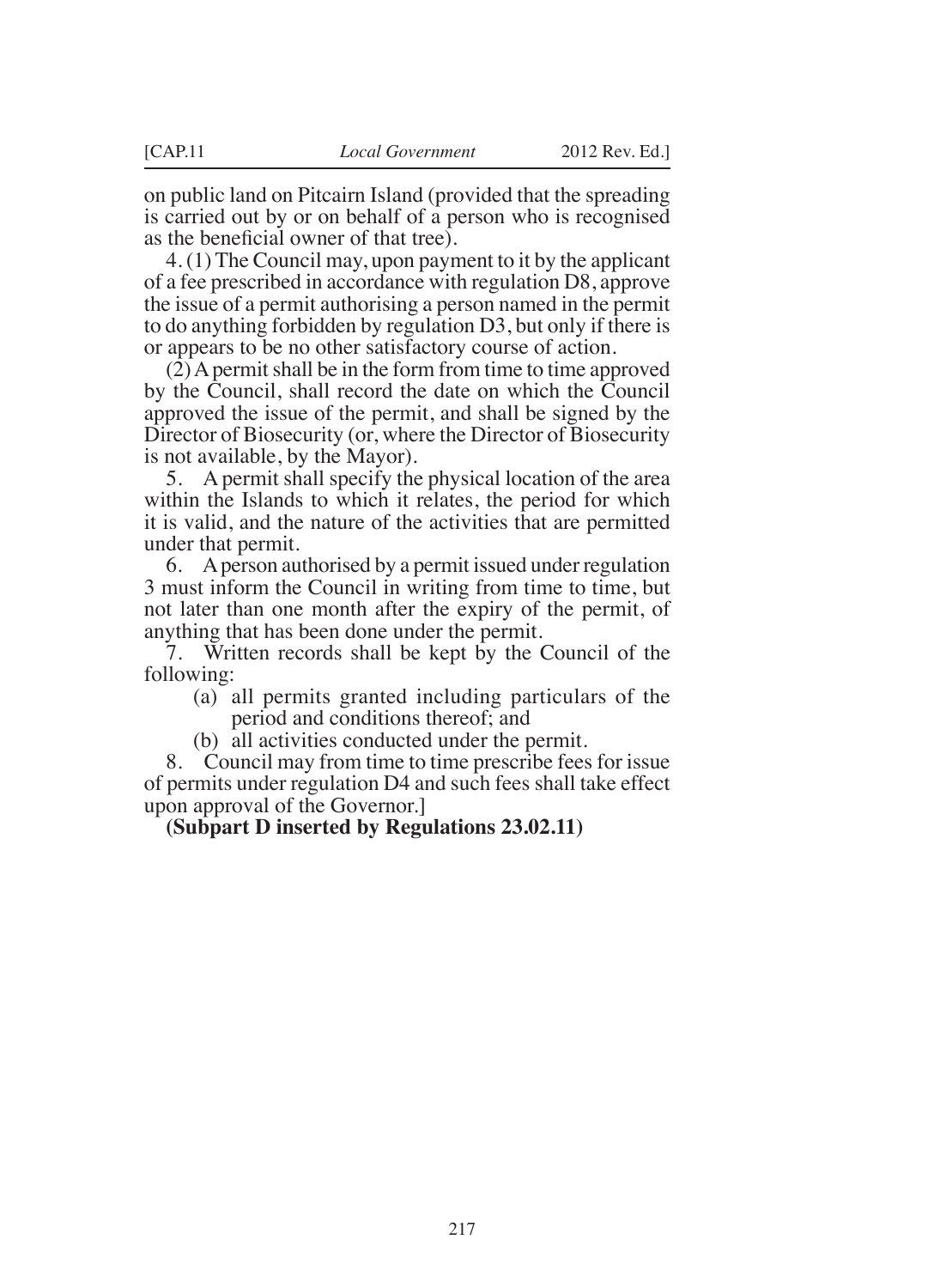on public land on Pitcairn Island (provided that the spreading is carried out by or on behalf of a person who is recognised as the beneficial owner of that tree).

4. (1) The Council may, upon payment to it by the applicant of a fee prescribed in accordance with regulation D8, approve the issue of a permit authorising a person named in the permit to do anything forbidden by regulation D3, but only if there is or appears to be no other satisfactory course of action.

(2) A permit shall be in the form from time to time approved by the Council, shall record the date on which the Council approved the issue of the permit, and shall be signed by the Director of Biosecurity (or, where the Director of Biosecurity is not available, by the Mayor).

5. A permit shall specify the physical location of the area within the Islands to which it relates, the period for which it is valid, and the nature of the activities that are permitted under that permit.

6. A person authorised by a permit issued under regulation 3 must inform the Council in writing from time to time, but not later than one month after the expiry of the permit, of anything that has been done under the permit.

7. Written records shall be kept by the Council of the following:

(a) all permits granted including particulars of the period and conditions thereof; and

(b) all activities conducted under the permit.

8. Council may from time to time prescribe fees for issue of permits under regulation D4 and such fees shall take effect upon approval of the Governor.]

**(Subpart D inserted by Regulations 23.02.11)**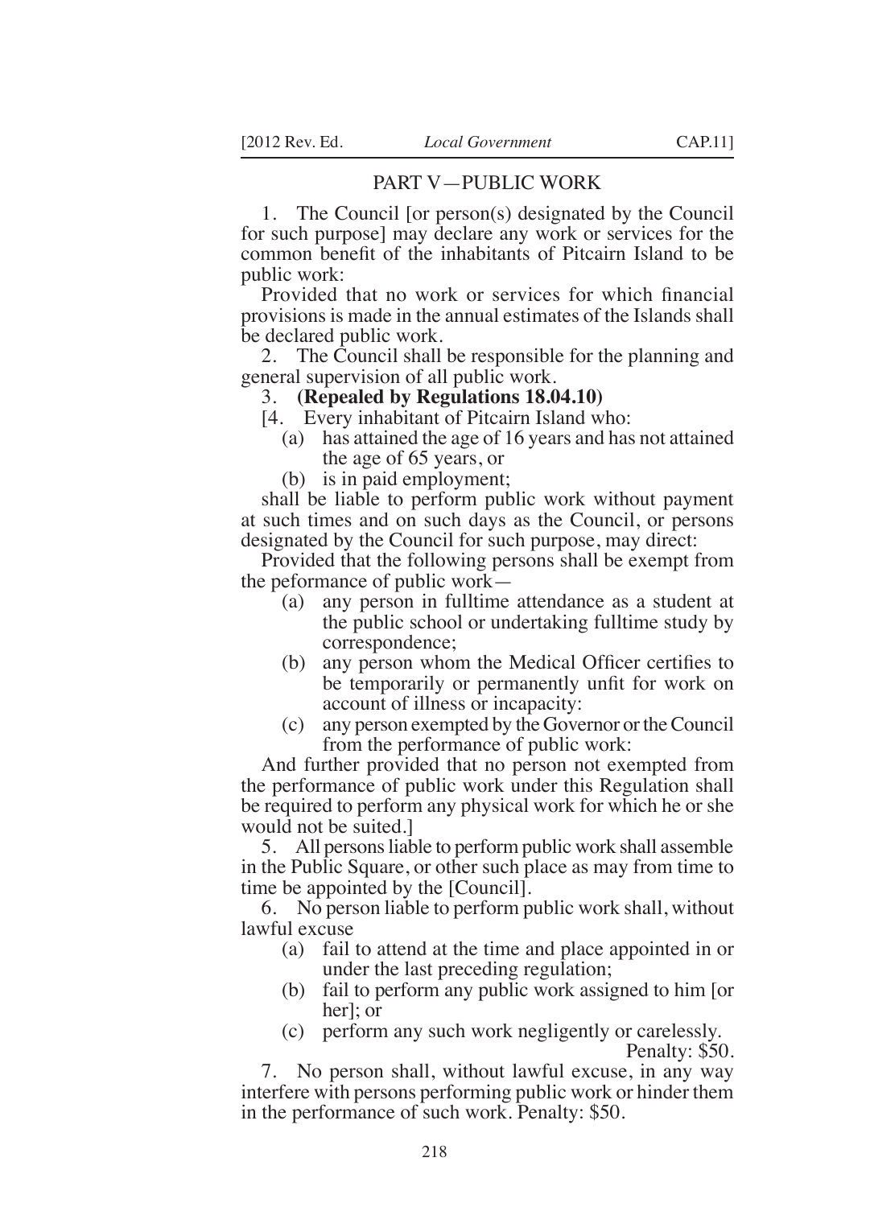## PART V—PUBLIC WORK

1. The Council [or person(s) designated by the Council for such purpose] may declare any work or services for the common benefit of the inhabitants of Pitcairn Island to be public work:

Provided that no work or services for which financial provisions is made in the annual estimates of the Islands shall be declared public work.

2. The Council shall be responsible for the planning and general supervision of all public work.

3. **(Repealed by Regulations 18.04.10)**

[4. Every inhabitant of Pitcairn Island who:

(a) has attained the age of 16 years and has not attained the age of 65 years, or

(b) is in paid employment;

shall be liable to perform public work without payment at such times and on such days as the Council, or persons designated by the Council for such purpose, may direct:

Provided that the following persons shall be exempt from the peformance of public work—

(a) any person in fulltime attendance as a student at the public school or undertaking fulltime study by correspondence;

(b) any person whom the Medical Officer certifies to be temporarily or permanently unfit for work on account of illness or incapacity:

(c) any person exempted by the Governor or the Council from the performance of public work:

And further provided that no person not exempted from the performance of public work under this Regulation shall be required to perform any physical work for which he or she would not be suited.]

5. All persons liable to perform public work shall assemble in the Public Square, or other such place as may from time to time be appointed by the [Council].

6. No person liable to perform public work shall, without lawful excuse

(a) fail to attend at the time and place appointed in or under the last preceding regulation;

(b) fail to perform any public work assigned to him [or her]; or

(c) perform any such work negligently or carelessly.

Penalty: $50.

7. No person shall, without lawful excuse, in any way interfere with persons performing public work or hinder them in the performance of such work. Penalty: $50.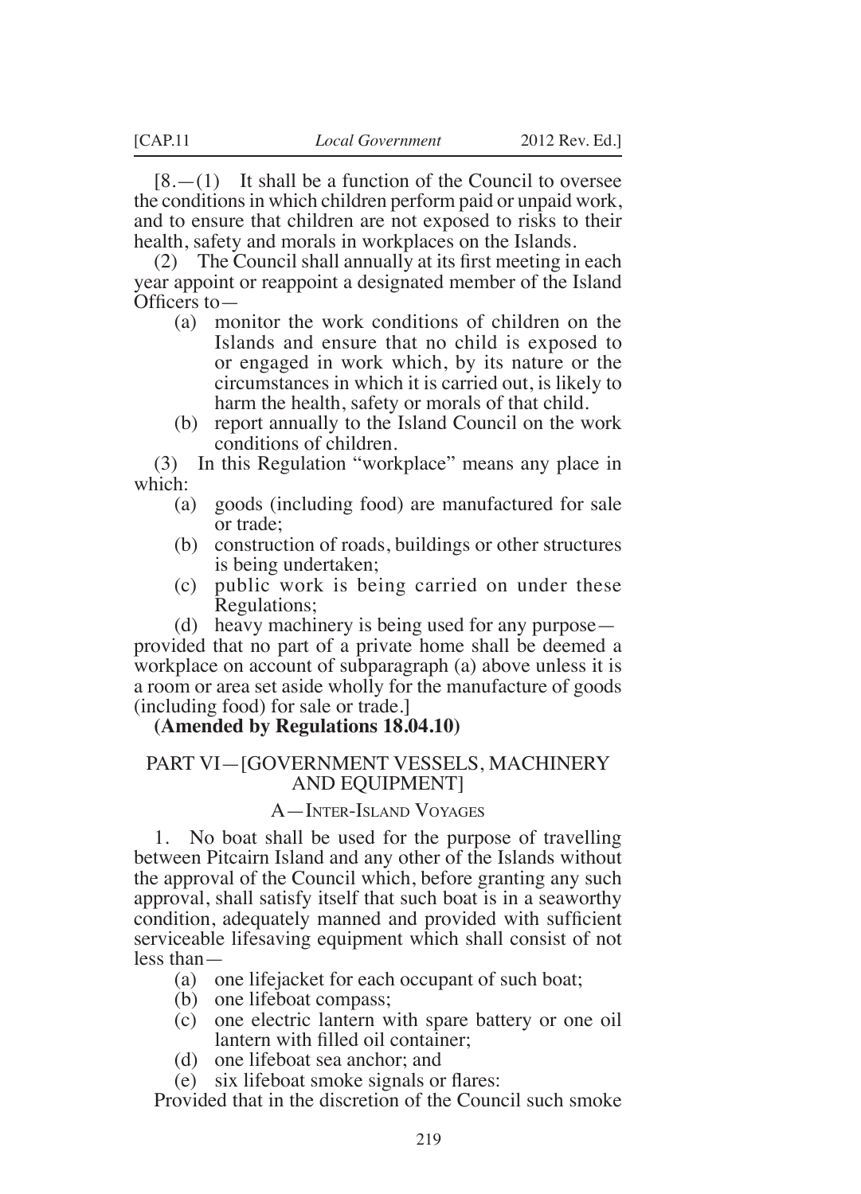[8.—(1) It shall be a function of the Council to oversee the conditions in which children perform paid or unpaid work, and to ensure that children are not exposed to risks to their health, safety and morals in workplaces on the Islands.

(2) The Council shall annually at its first meeting in each year appoint or reappoint a designated member of the Island Officers to—

- (a) monitor the work conditions of children on the Islands and ensure that no child is exposed to or engaged in work which, by its nature or the circumstances in which it is carried out, is likely to harm the health, safety or morals of that child.
- (b) report annually to the Island Council on the work conditions of children.

(3) In this Regulation "workplace" means any place in which:

- (a) goods (including food) are manufactured for sale or trade;
- (b) construction of roads, buildings or other structures is being undertaken;
- (c) public work is being carried on under these Regulations;
- (d) heavy machinery is being used for any purpose—

provided that no part of a private home shall be deemed a workplace on account of subparagraph (a) above unless it is a room or area set aside wholly for the manufacture of goods (including food) for sale or trade.]

**(Amended by Regulations 18.04.10)**

## PART VI—[GOVERNMENT VESSELS, MACHINERY AND EQUIPMENT]

### A—Inter-Island Voyages

1. No boat shall be used for the purpose of travelling between Pitcairn Island and any other of the Islands without the approval of the Council which, before granting any such approval, shall satisfy itself that such boat is in a seaworthy condition, adequately manned and provided with sufficient serviceable lifesaving equipment which shall consist of not less than—

- (a) one lifejacket for each occupant of such boat;
- (b) one lifeboat compass;
- (c) one electric lantern with spare battery or one oil lantern with filled oil container;
- (d) one lifeboat sea anchor; and
- (e) six lifeboat smoke signals or flares:

Provided that in the discretion of the Council such smoke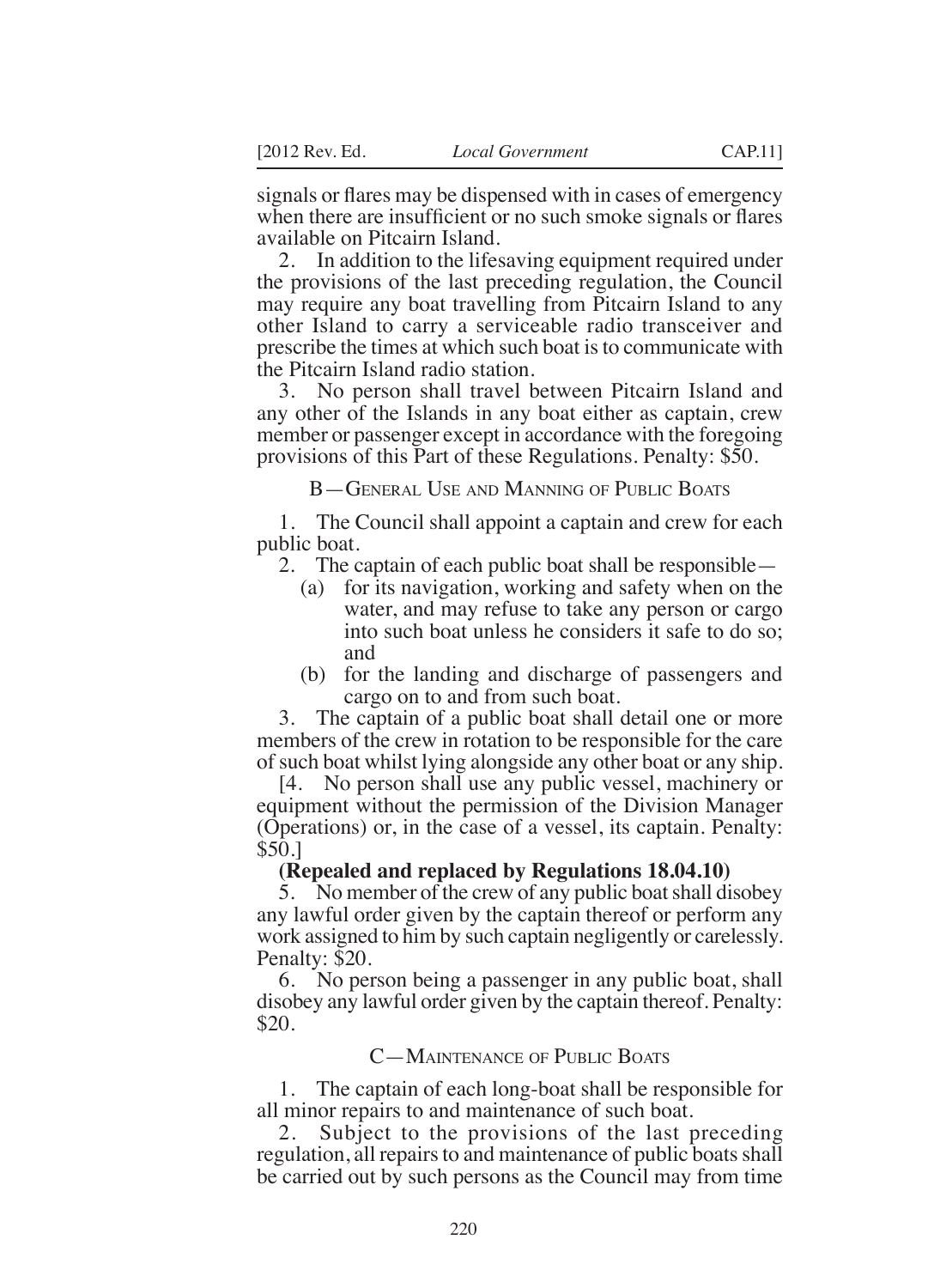signals or flares may be dispensed with in cases of emergency when there are insufficient or no such smoke signals or flares available on Pitcairn Island.

2. In addition to the lifesaving equipment required under the provisions of the last preceding regulation, the Council may require any boat travelling from Pitcairn Island to any other Island to carry a serviceable radio transceiver and prescribe the times at which such boat is to communicate with the Pitcairn Island radio station.

3. No person shall travel between Pitcairn Island and any other of the Islands in any boat either as captain, crew member or passenger except in accordance with the foregoing provisions of this Part of these Regulations. Penalty: $50.

B—General Use and Manning of Public Boats

1. The Council shall appoint a captain and crew for each public boat.

2. The captain of each public boat shall be responsible—

(a) for its navigation, working and safety when on the water, and may refuse to take any person or cargo into such boat unless he considers it safe to do so; and

(b) for the landing and discharge of passengers and cargo on to and from such boat.

3. The captain of a public boat shall detail one or more members of the crew in rotation to be responsible for the care of such boat whilst lying alongside any other boat or any ship.

[4. No person shall use any public vessel, machinery or equipment without the permission of the Division Manager (Operations) or, in the case of a vessel, its captain. Penalty: $50.]

**(Repealed and replaced by Regulations 18.04.10)**

5. No member of the crew of any public boat shall disobey any lawful order given by the captain thereof or perform any work assigned to him by such captain negligently or carelessly. Penalty: $20.

6. No person being a passenger in any public boat, shall disobey any lawful order given by the captain thereof. Penalty: $20.

C—Maintenance of Public Boats

1. The captain of each long-boat shall be responsible for all minor repairs to and maintenance of such boat.

2. Subject to the provisions of the last preceding regulation, all repairs to and maintenance of public boats shall be carried out by such persons as the Council may from time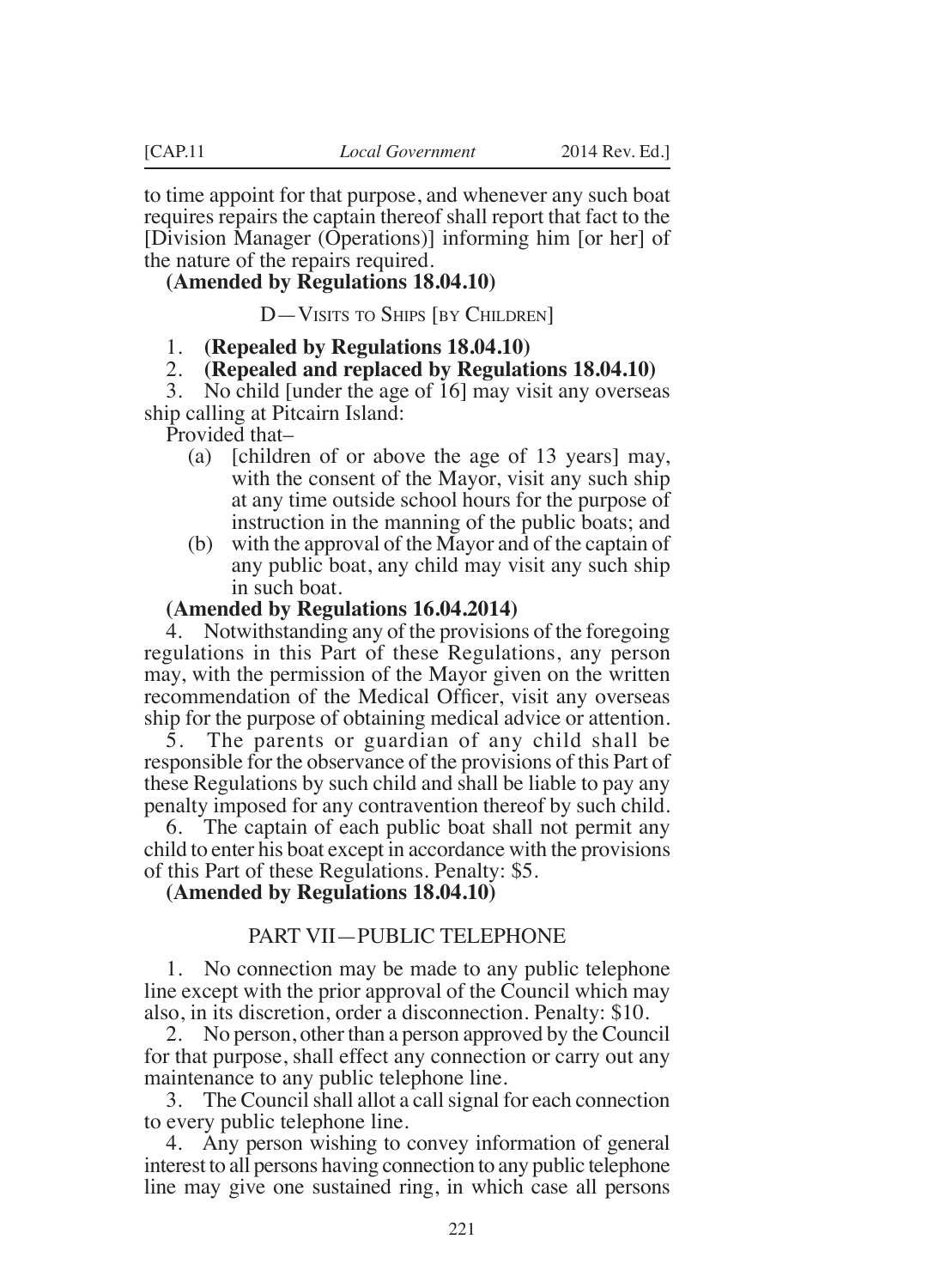to time appoint for that purpose, and whenever any such boat requires repairs the captain thereof shall report that fact to the [Division Manager (Operations)] informing him [or her] of the nature of the repairs required.

**(Amended by Regulations 18.04.10)**

D—VISITS TO SHIPS [BY CHILDREN]

1. **(Repealed by Regulations 18.04.10)**
2. **(Repealed and replaced by Regulations 18.04.10)**
3. No child [under the age of 16] may visit any overseas ship calling at Pitcairn Island:

Provided that–

(a) [children of or above the age of 13 years] may, with the consent of the Mayor, visit any such ship at any time outside school hours for the purpose of instruction in the manning of the public boats; and

(b) with the approval of the Mayor and of the captain of any public boat, any child may visit any such ship in such boat.

**(Amended by Regulations 16.04.2014)**

4. Notwithstanding any of the provisions of the foregoing regulations in this Part of these Regulations, any person may, with the permission of the Mayor given on the written recommendation of the Medical Officer, visit any overseas ship for the purpose of obtaining medical advice or attention.

5. The parents or guardian of any child shall be responsible for the observance of the provisions of this Part of these Regulations by such child and shall be liable to pay any penalty imposed for any contravention thereof by such child.

6. The captain of each public boat shall not permit any child to enter his boat except in accordance with the provisions of this Part of these Regulations. Penalty: $5.

**(Amended by Regulations 18.04.10)**

## PART VII—PUBLIC TELEPHONE

1. No connection may be made to any public telephone line except with the prior approval of the Council which may also, in its discretion, order a disconnection. Penalty: $10.

2. No person, other than a person approved by the Council for that purpose, shall effect any connection or carry out any maintenance to any public telephone line.

3. The Council shall allot a call signal for each connection to every public telephone line.

4. Any person wishing to convey information of general interest to all persons having connection to any public telephone line may give one sustained ring, in which case all persons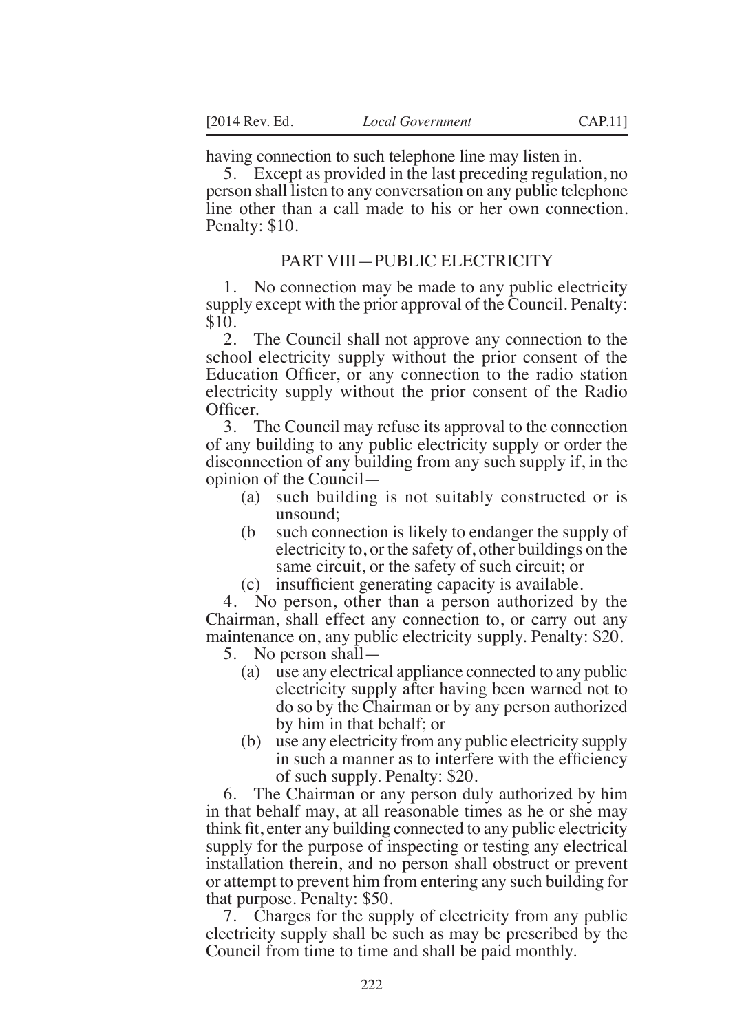having connection to such telephone line may listen in.

5. Except as provided in the last preceding regulation, no person shall listen to any conversation on any public telephone line other than a call made to his or her own connection. Penalty: $10.

## PART VIII—PUBLIC ELECTRICITY

1. No connection may be made to any public electricity supply except with the prior approval of the Council. Penalty: $10.

2. The Council shall not approve any connection to the school electricity supply without the prior consent of the Education Officer, or any connection to the radio station electricity supply without the prior consent of the Radio Officer.

3. The Council may refuse its approval to the connection of any building to any public electricity supply or order the disconnection of any building from any such supply if, in the opinion of the Council—

   (a) such building is not suitably constructed or is unsound;

   (b such connection is likely to endanger the supply of electricity to, or the safety of, other buildings on the same circuit, or the safety of such circuit; or

   (c) insufficient generating capacity is available.

4. No person, other than a person authorized by the Chairman, shall effect any connection to, or carry out any maintenance on, any public electricity supply. Penalty: $20.

5. No person shall—

   (a) use any electrical appliance connected to any public electricity supply after having been warned not to do so by the Chairman or by any person authorized by him in that behalf; or

   (b) use any electricity from any public electricity supply in such a manner as to interfere with the efficiency of such supply. Penalty: $20.

6. The Chairman or any person duly authorized by him in that behalf may, at all reasonable times as he or she may think fit, enter any building connected to any public electricity supply for the purpose of inspecting or testing any electrical installation therein, and no person shall obstruct or prevent or attempt to prevent him from entering any such building for that purpose. Penalty: $50.

7. Charges for the supply of electricity from any public electricity supply shall be such as may be prescribed by the Council from time to time and shall be paid monthly.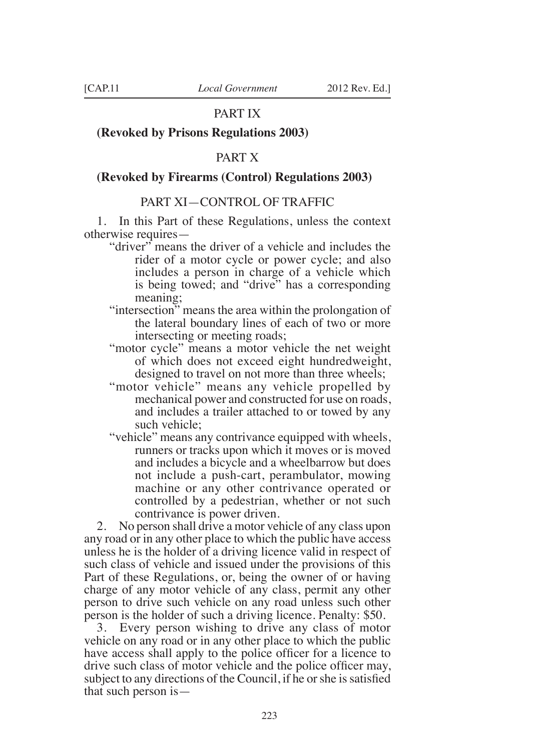## PART IX

**(Revoked by Prisons Regulations 2003)**

## PART X

**(Revoked by Firearms (Control) Regulations 2003)**

## PART XI—CONTROL OF TRAFFIC

1. In this Part of these Regulations, unless the context otherwise requires—

"driver" means the driver of a vehicle and includes the rider of a motor cycle or power cycle; and also includes a person in charge of a vehicle which is being towed; and "drive" has a corresponding meaning;

"intersection" means the area within the prolongation of the lateral boundary lines of each of two or more intersecting or meeting roads;

"motor cycle" means a motor vehicle the net weight of which does not exceed eight hundredweight, designed to travel on not more than three wheels;

"motor vehicle" means any vehicle propelled by mechanical power and constructed for use on roads, and includes a trailer attached to or towed by any such vehicle;

"vehicle" means any contrivance equipped with wheels, runners or tracks upon which it moves or is moved and includes a bicycle and a wheelbarrow but does not include a push-cart, perambulator, mowing machine or any other contrivance operated or controlled by a pedestrian, whether or not such contrivance is power driven.

2. No person shall drive a motor vehicle of any class upon any road or in any other place to which the public have access unless he is the holder of a driving licence valid in respect of such class of vehicle and issued under the provisions of this Part of these Regulations, or, being the owner of or having charge of any motor vehicle of any class, permit any other person to drive such vehicle on any road unless such other person is the holder of such a driving licence. Penalty: $50.

3. Every person wishing to drive any class of motor vehicle on any road or in any other place to which the public have access shall apply to the police officer for a licence to drive such class of motor vehicle and the police officer may, subject to any directions of the Council, if he or she is satisfied that such person is—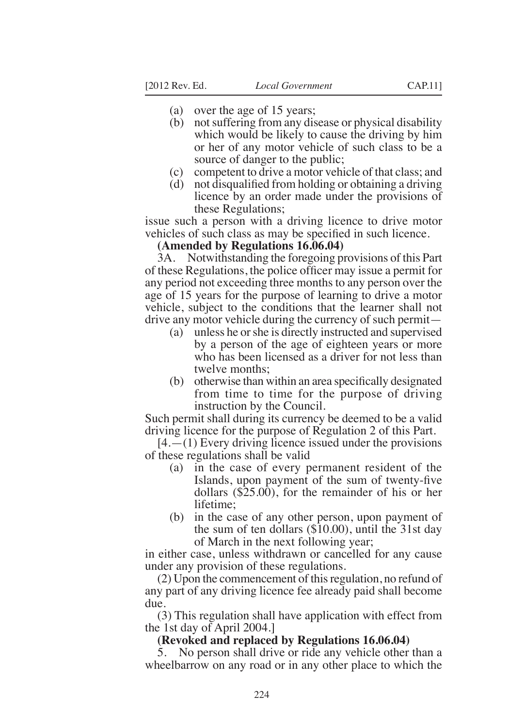(a) over the age of 15 years;
(b) not suffering from any disease or physical disability which would be likely to cause the driving by him or her of any motor vehicle of such class to be a source of danger to the public;
(c) competent to drive a motor vehicle of that class; and
(d) not disqualified from holding or obtaining a driving licence by an order made under the provisions of these Regulations;

issue such a person with a driving licence to drive motor vehicles of such class as may be specified in such licence.

**(Amended by Regulations 16.06.04)**

3A. Notwithstanding the foregoing provisions of this Part of these Regulations, the police officer may issue a permit for any period not exceeding three months to any person over the age of 15 years for the purpose of learning to drive a motor vehicle, subject to the conditions that the learner shall not drive any motor vehicle during the currency of such permit—

(a) unless he or she is directly instructed and supervised by a person of the age of eighteen years or more who has been licensed as a driver for not less than twelve months;
(b) otherwise than within an area specifically designated from time to time for the purpose of driving instruction by the Council.

Such permit shall during its currency be deemed to be a valid driving licence for the purpose of Regulation 2 of this Part.

[4.—(1) Every driving licence issued under the provisions of these regulations shall be valid

(a) in the case of every permanent resident of the Islands, upon payment of the sum of twenty-five dollars ($25.00), for the remainder of his or her lifetime;
(b) in the case of any other person, upon payment of the sum of ten dollars ($10.00), until the 31st day of March in the next following year;

in either case, unless withdrawn or cancelled for any cause under any provision of these regulations.

(2) Upon the commencement of this regulation, no refund of any part of any driving licence fee already paid shall become due.

(3) This regulation shall have application with effect from the 1st day of April 2004.]

**(Revoked and replaced by Regulations 16.06.04)**

5. No person shall drive or ride any vehicle other than a wheelbarrow on any road or in any other place to which the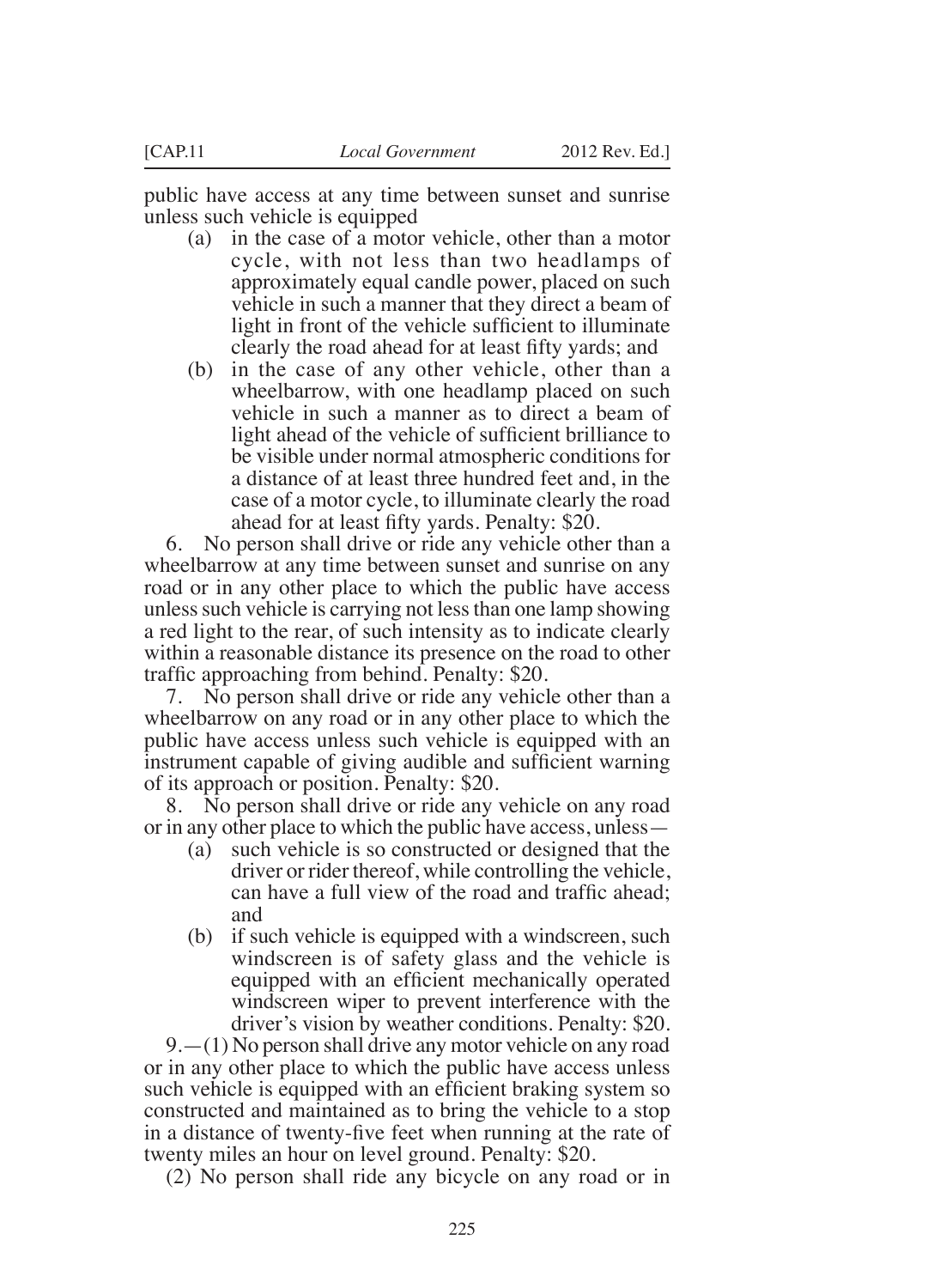public have access at any time between sunset and sunrise unless such vehicle is equipped

(a) in the case of a motor vehicle, other than a motor cycle, with not less than two headlamps of approximately equal candle power, placed on such vehicle in such a manner that they direct a beam of light in front of the vehicle sufficient to illuminate clearly the road ahead for at least fifty yards; and

(b) in the case of any other vehicle, other than a wheelbarrow, with one headlamp placed on such vehicle in such a manner as to direct a beam of light ahead of the vehicle of sufficient brilliance to be visible under normal atmospheric conditions for a distance of at least three hundred feet and, in the case of a motor cycle, to illuminate clearly the road ahead for at least fifty yards. Penalty: $20.

6. No person shall drive or ride any vehicle other than a wheelbarrow at any time between sunset and sunrise on any road or in any other place to which the public have access unless such vehicle is carrying not less than one lamp showing a red light to the rear, of such intensity as to indicate clearly within a reasonable distance its presence on the road to other traffic approaching from behind. Penalty: $20.

7. No person shall drive or ride any vehicle other than a wheelbarrow on any road or in any other place to which the public have access unless such vehicle is equipped with an instrument capable of giving audible and sufficient warning of its approach or position. Penalty: $20.

8. No person shall drive or ride any vehicle on any road or in any other place to which the public have access, unless—

(a) such vehicle is so constructed or designed that the driver or rider thereof, while controlling the vehicle, can have a full view of the road and traffic ahead; and

(b) if such vehicle is equipped with a windscreen, such windscreen is of safety glass and the vehicle is equipped with an efficient mechanically operated windscreen wiper to prevent interference with the driver's vision by weather conditions. Penalty: $20.

9.—(1) No person shall drive any motor vehicle on any road or in any other place to which the public have access unless such vehicle is equipped with an efficient braking system so constructed and maintained as to bring the vehicle to a stop in a distance of twenty-five feet when running at the rate of twenty miles an hour on level ground. Penalty: $20.

(2) No person shall ride any bicycle on any road or in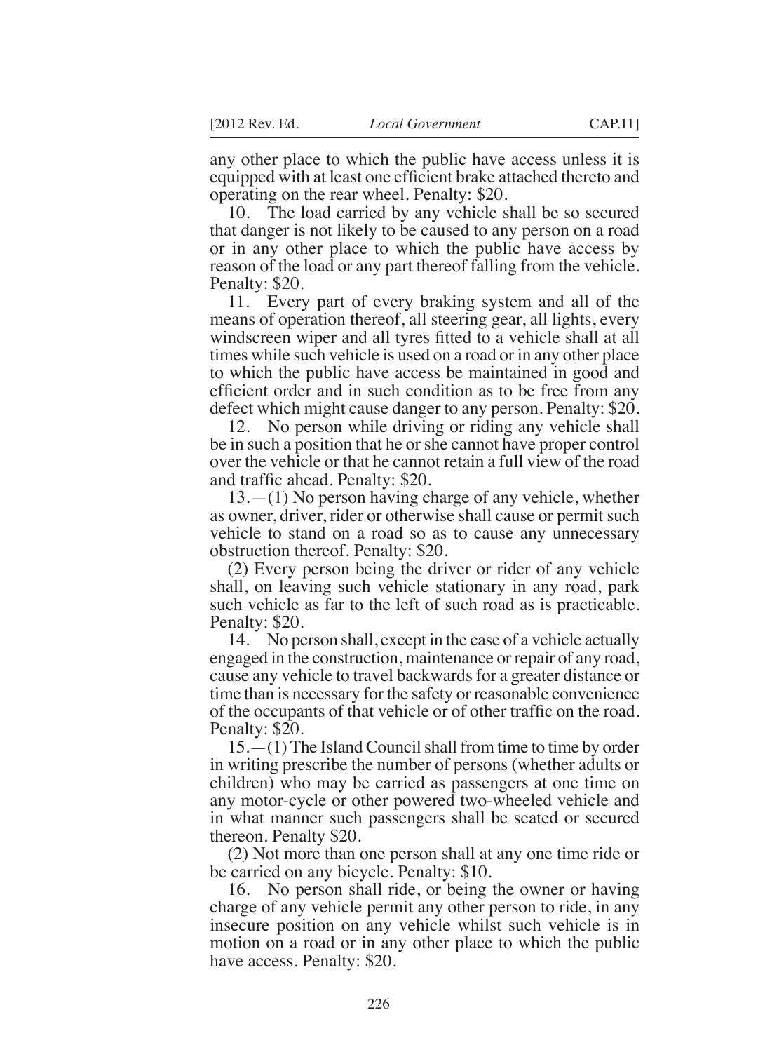any other place to which the public have access unless it is equipped with at least one efficient brake attached thereto and operating on the rear wheel. Penalty: $20.

10. The load carried by any vehicle shall be so secured that danger is not likely to be caused to any person on a road or in any other place to which the public have access by reason of the load or any part thereof falling from the vehicle. Penalty: $20.

11. Every part of every braking system and all of the means of operation thereof, all steering gear, all lights, every windscreen wiper and all tyres fitted to a vehicle shall at all times while such vehicle is used on a road or in any other place to which the public have access be maintained in good and efficient order and in such condition as to be free from any defect which might cause danger to any person. Penalty: $20.

12. No person while driving or riding any vehicle shall be in such a position that he or she cannot have proper control over the vehicle or that he cannot retain a full view of the road and traffic ahead. Penalty: $20.

13.—(1) No person having charge of any vehicle, whether as owner, driver, rider or otherwise shall cause or permit such vehicle to stand on a road so as to cause any unnecessary obstruction thereof. Penalty: $20.

(2) Every person being the driver or rider of any vehicle shall, on leaving such vehicle stationary in any road, park such vehicle as far to the left of such road as is practicable. Penalty: $20.

14. No person shall, except in the case of a vehicle actually engaged in the construction, maintenance or repair of any road, cause any vehicle to travel backwards for a greater distance or time than is necessary for the safety or reasonable convenience of the occupants of that vehicle or of other traffic on the road. Penalty: $20.

15.—(1) The Island Council shall from time to time by order in writing prescribe the number of persons (whether adults or children) who may be carried as passengers at one time on any motor-cycle or other powered two-wheeled vehicle and in what manner such passengers shall be seated or secured thereon. Penalty $20.

(2) Not more than one person shall at any one time ride or be carried on any bicycle. Penalty: $10.

16. No person shall ride, or being the owner or having charge of any vehicle permit any other person to ride, in any insecure position on any vehicle whilst such vehicle is in motion on a road or in any other place to which the public have access. Penalty: $20.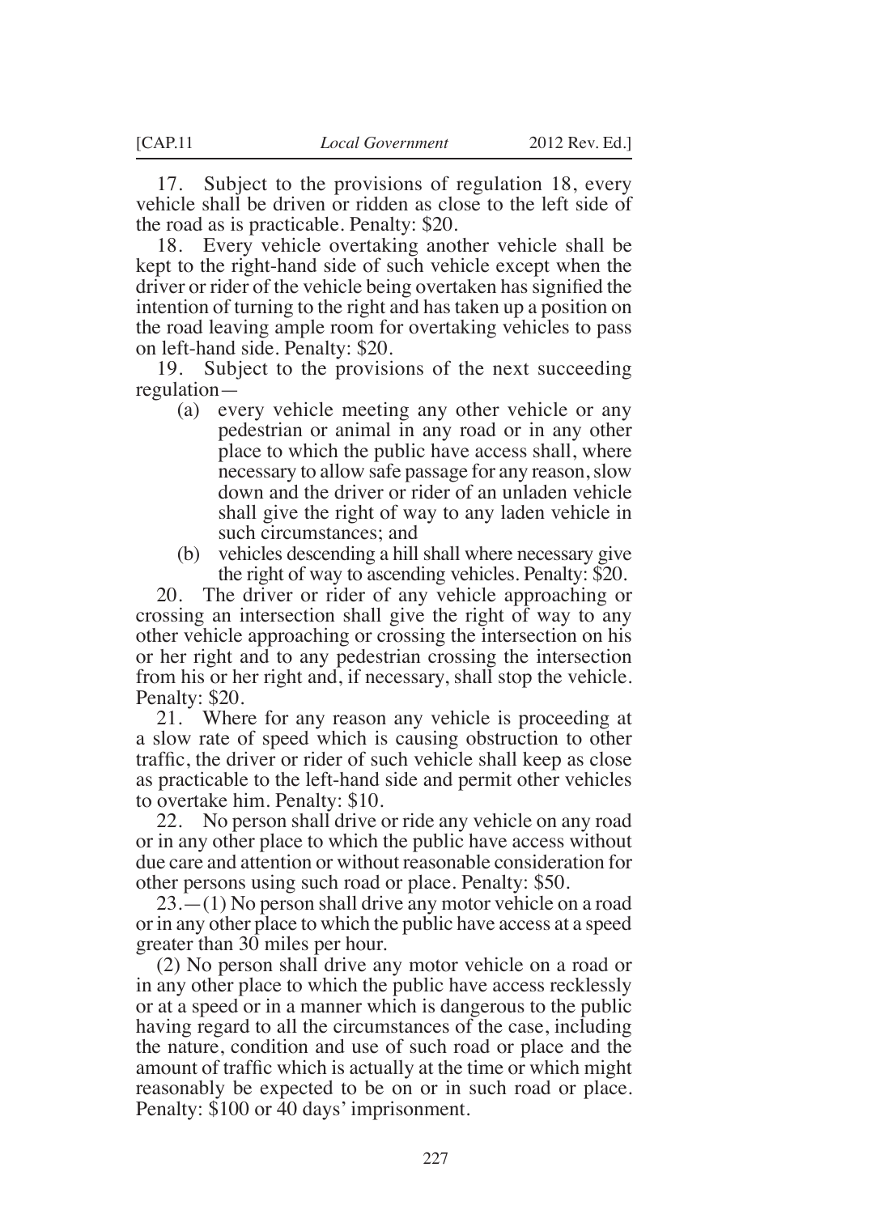17. Subject to the provisions of regulation 18, every vehicle shall be driven or ridden as close to the left side of the road as is practicable. Penalty: $20.

18. Every vehicle overtaking another vehicle shall be kept to the right-hand side of such vehicle except when the driver or rider of the vehicle being overtaken has signified the intention of turning to the right and has taken up a position on the road leaving ample room for overtaking vehicles to pass on left-hand side. Penalty: $20.

19. Subject to the provisions of the next succeeding regulation—

(a) every vehicle meeting any other vehicle or any pedestrian or animal in any road or in any other place to which the public have access shall, where necessary to allow safe passage for any reason, slow down and the driver or rider of an unladen vehicle shall give the right of way to any laden vehicle in such circumstances; and

(b) vehicles descending a hill shall where necessary give the right of way to ascending vehicles. Penalty: $20.

20. The driver or rider of any vehicle approaching or crossing an intersection shall give the right of way to any other vehicle approaching or crossing the intersection on his or her right and to any pedestrian crossing the intersection from his or her right and, if necessary, shall stop the vehicle. Penalty: $20.

21. Where for any reason any vehicle is proceeding at a slow rate of speed which is causing obstruction to other traffic, the driver or rider of such vehicle shall keep as close as practicable to the left-hand side and permit other vehicles to overtake him. Penalty: $10.

22. No person shall drive or ride any vehicle on any road or in any other place to which the public have access without due care and attention or without reasonable consideration for other persons using such road or place. Penalty: $50.

23.—(1) No person shall drive any motor vehicle on a road or in any other place to which the public have access at a speed greater than 30 miles per hour.

(2) No person shall drive any motor vehicle on a road or in any other place to which the public have access recklessly or at a speed or in a manner which is dangerous to the public having regard to all the circumstances of the case, including the nature, condition and use of such road or place and the amount of traffic which is actually at the time or which might reasonably be expected to be on or in such road or place. Penalty: $100 or 40 days' imprisonment.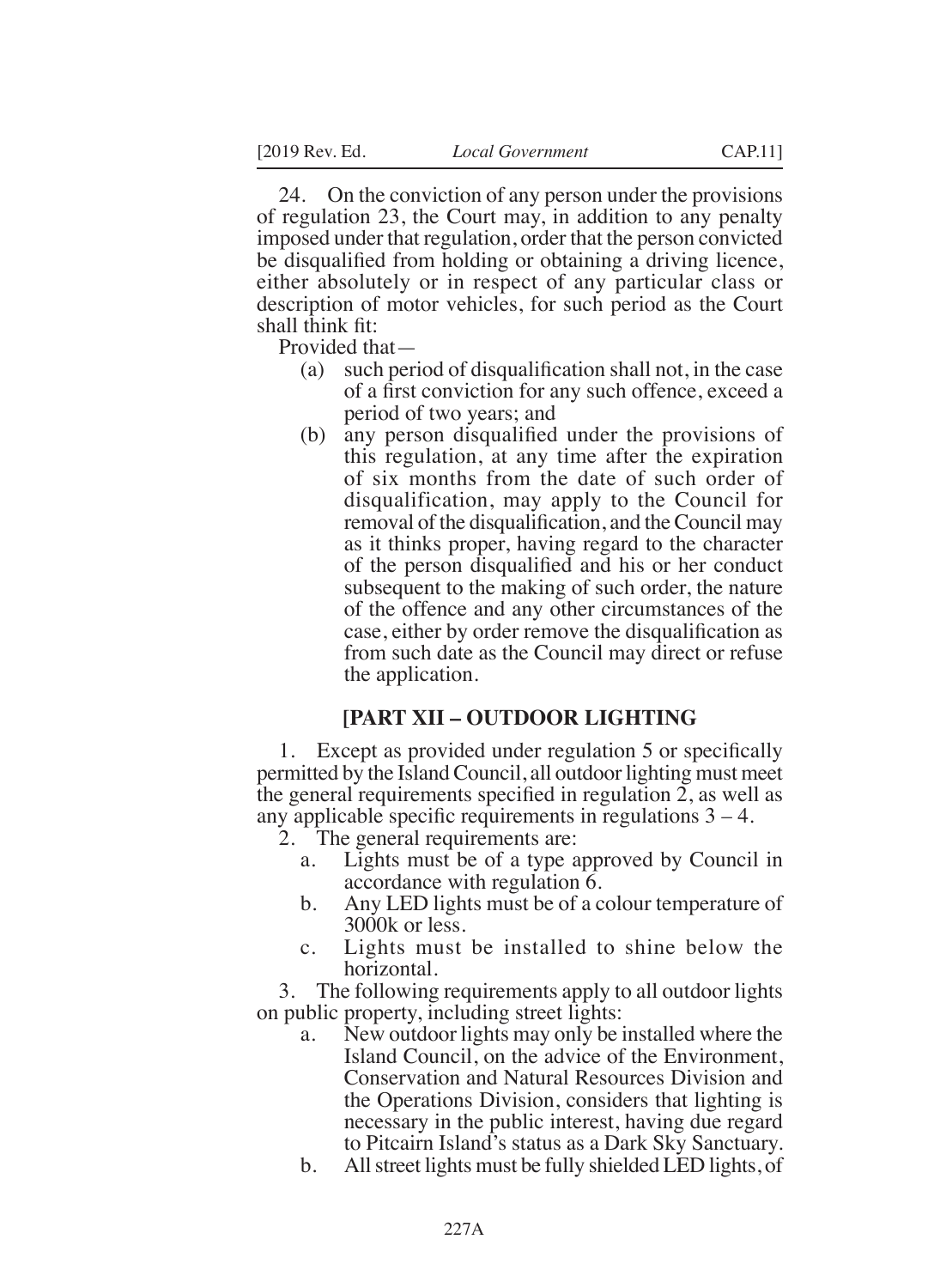24. On the conviction of any person under the provisions of regulation 23, the Court may, in addition to any penalty imposed under that regulation, order that the person convicted be disqualified from holding or obtaining a driving licence, either absolutely or in respect of any particular class or description of motor vehicles, for such period as the Court shall think fit:

Provided that—

(a) such period of disqualification shall not, in the case of a first conviction for any such offence, exceed a period of two years; and

(b) any person disqualified under the provisions of this regulation, at any time after the expiration of six months from the date of such order of disqualification, may apply to the Council for removal of the disqualification, and the Council may as it thinks proper, having regard to the character of the person disqualified and his or her conduct subsequent to the making of such order, the nature of the offence and any other circumstances of the case, either by order remove the disqualification as from such date as the Council may direct or refuse the application.

## [PART XII – OUTDOOR LIGHTING

1. Except as provided under regulation 5 or specifically permitted by the Island Council, all outdoor lighting must meet the general requirements specified in regulation 2, as well as any applicable specific requirements in regulations 3 – 4.

2. The general requirements are:

   a. Lights must be of a type approved by Council in accordance with regulation 6.

   b. Any LED lights must be of a colour temperature of 3000k or less.

   c. Lights must be installed to shine below the horizontal.

3. The following requirements apply to all outdoor lights on public property, including street lights:

   a. New outdoor lights may only be installed where the Island Council, on the advice of the Environment, Conservation and Natural Resources Division and the Operations Division, considers that lighting is necessary in the public interest, having due regard to Pitcairn Island's status as a Dark Sky Sanctuary.

   b. All street lights must be fully shielded LED lights, of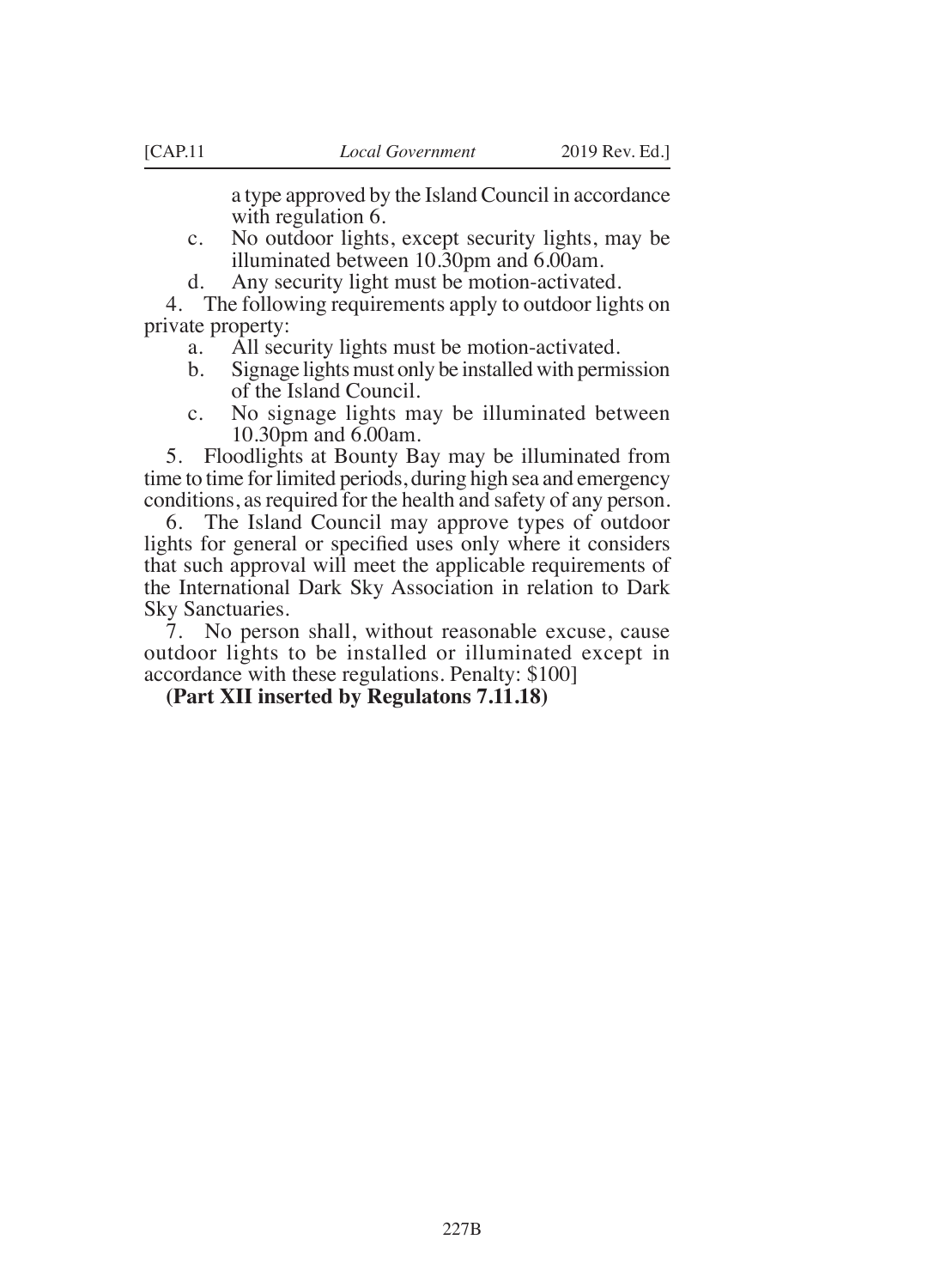a type approved by the Island Council in accordance with regulation 6.

c. No outdoor lights, except security lights, may be illuminated between 10.30pm and 6.00am.

d. Any security light must be motion-activated.

4. The following requirements apply to outdoor lights on private property:

a. All security lights must be motion-activated.

b. Signage lights must only be installed with permission of the Island Council.

c. No signage lights may be illuminated between 10.30pm and 6.00am.

5. Floodlights at Bounty Bay may be illuminated from time to time for limited periods, during high sea and emergency conditions, as required for the health and safety of any person.

6. The Island Council may approve types of outdoor lights for general or specified uses only where it considers that such approval will meet the applicable requirements of the International Dark Sky Association in relation to Dark Sky Sanctuaries.

7. No person shall, without reasonable excuse, cause outdoor lights to be installed or illuminated except in accordance with these regulations. Penalty: $100]

**(Part XII inserted by Regulatons 7.11.18)**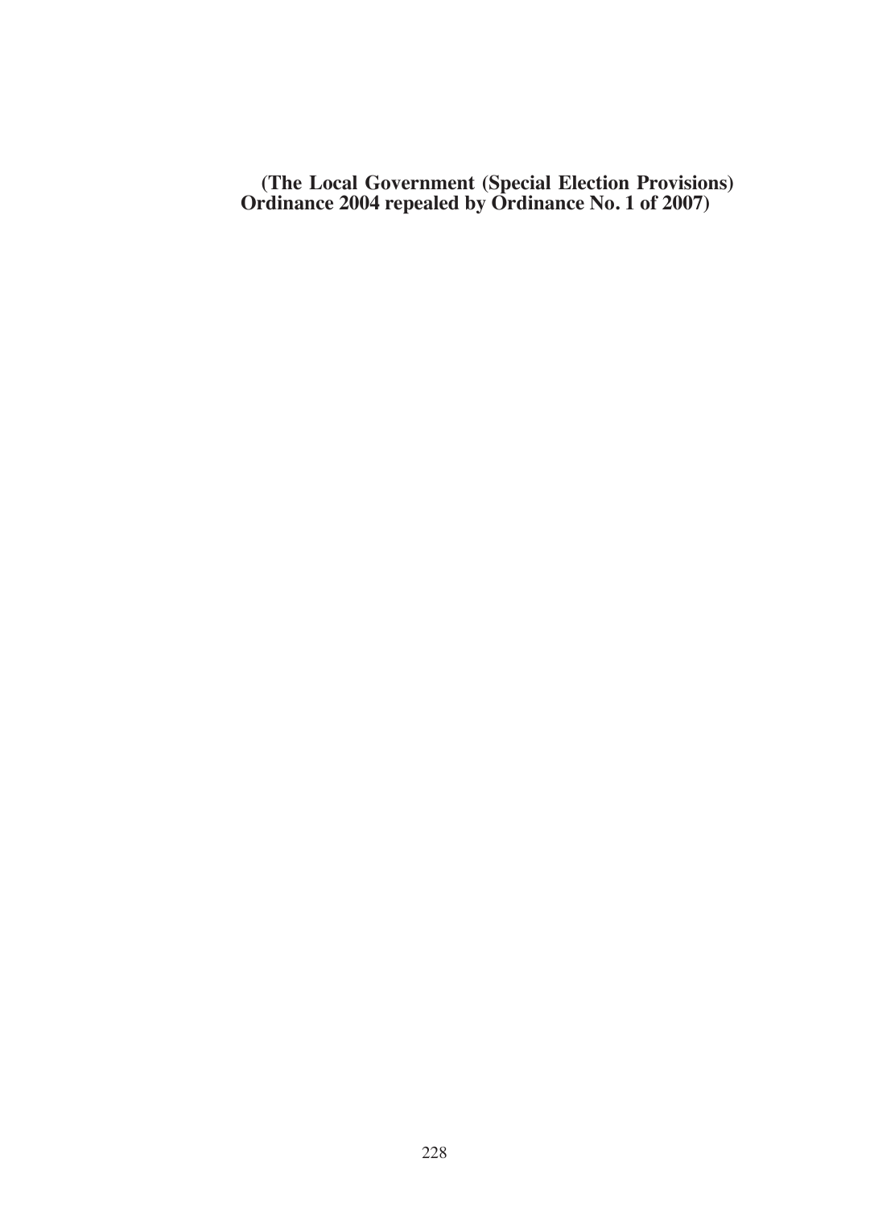**(The Local Government (Special Election Provisions) Ordinance 2004 repealed by Ordinance No. 1 of 2007)**